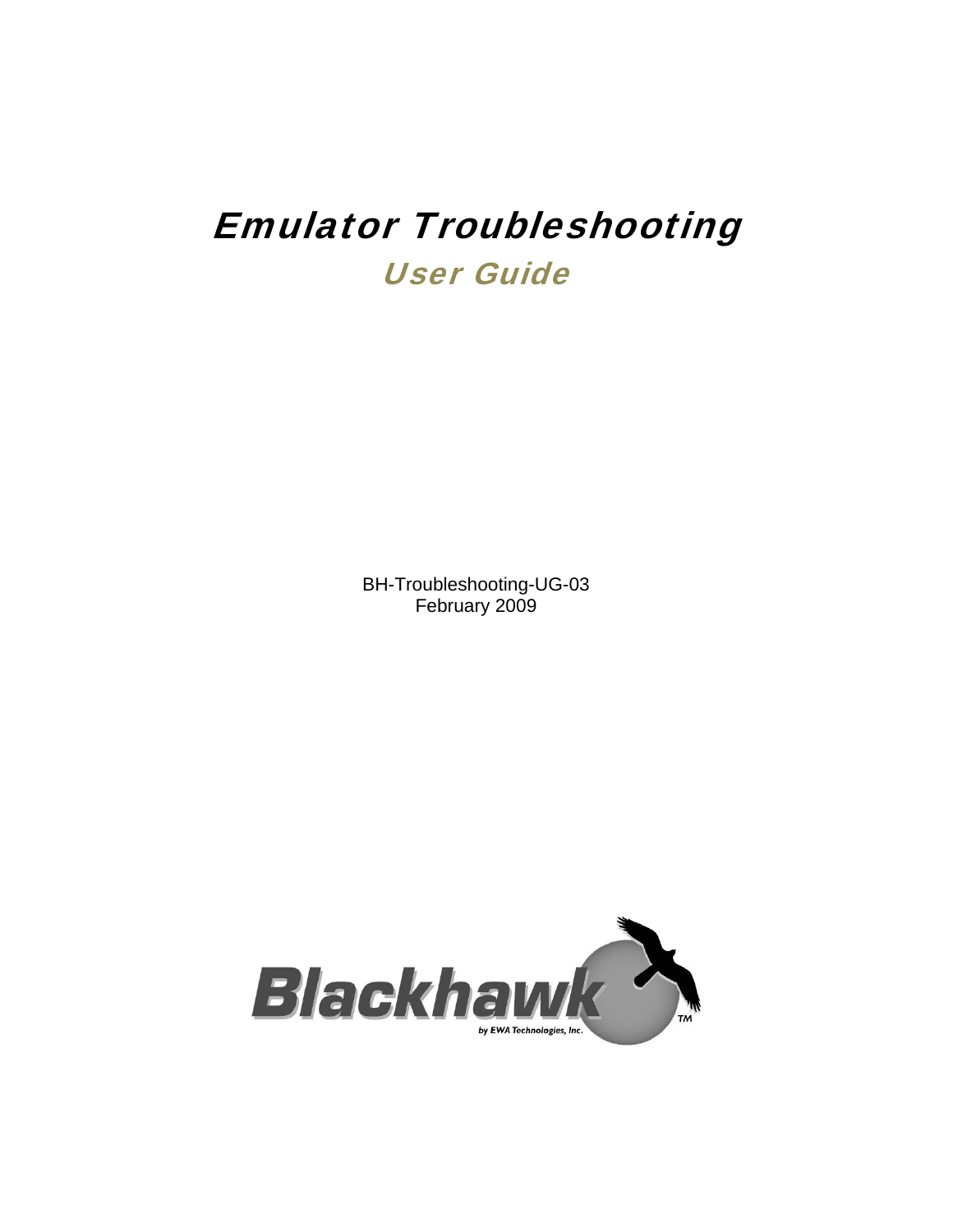# Emulator Troubleshooting

## User Guide

BH-Troubleshooting-UG-03
February 2009

Blackhawk

by EWA Technologies, Inc.

TM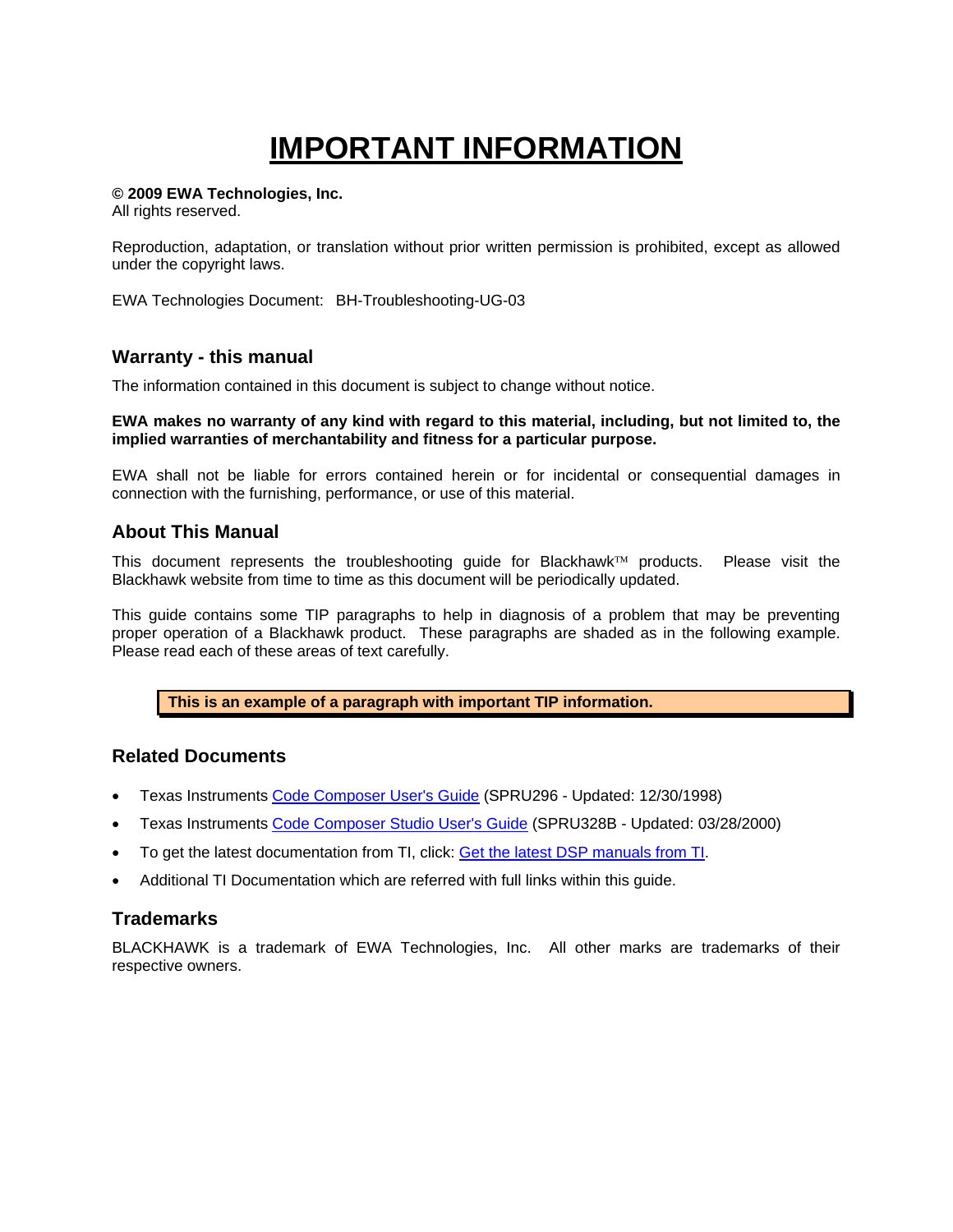# IMPORTANT INFORMATION

**© 2009 EWA Technologies, Inc.**
All rights reserved.

Reproduction, adaptation, or translation without prior written permission is prohibited, except as allowed under the copyright laws.

EWA Technologies Document: BH-Troubleshooting-UG-03

## Warranty - this manual

The information contained in this document is subject to change without notice.

**EWA makes no warranty of any kind with regard to this material, including, but not limited to, the implied warranties of merchantability and fitness for a particular purpose.**

EWA shall not be liable for errors contained herein or for incidental or consequential damages in connection with the furnishing, performance, or use of this material.

## About This Manual

This document represents the troubleshooting guide for Blackhawk™ products. Please visit the Blackhawk website from time to time as this document will be periodically updated.

This guide contains some TIP paragraphs to help in diagnosis of a problem that may be preventing proper operation of a Blackhawk product. These paragraphs are shaded as in the following example. Please read each of these areas of text carefully.

> **This is an example of a paragraph with important TIP information.**

## Related Documents

- Texas Instruments Code Composer User's Guide (SPRU296 - Updated: 12/30/1998)
- Texas Instruments Code Composer Studio User's Guide (SPRU328B - Updated: 03/28/2000)
- To get the latest documentation from TI, click: Get the latest DSP manuals from TI.
- Additional TI Documentation which are referred with full links within this guide.

## Trademarks

BLACKHAWK is a trademark of EWA Technologies, Inc. All other marks are trademarks of their respective owners.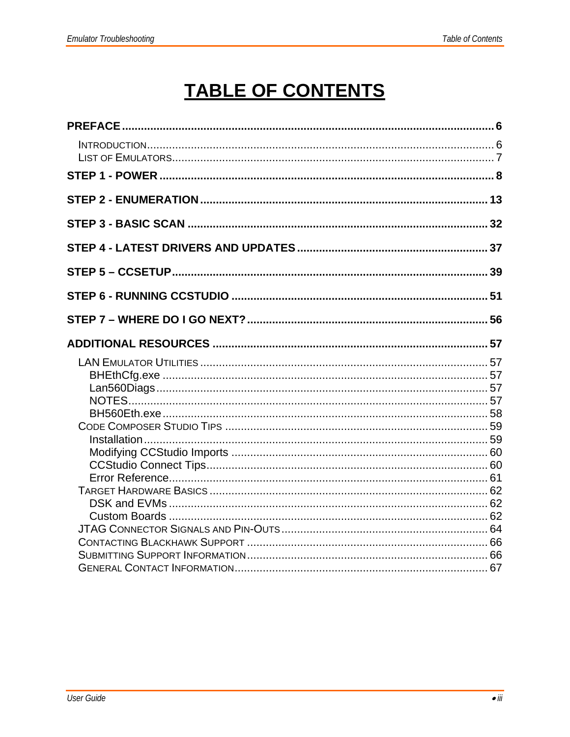# TABLE OF CONTENTS

**PREFACE** ........ 6

- INTRODUCTION ........ 6
- LIST OF EMULATORS ........ 7

**STEP 1 - POWER** ........ 8

**STEP 2 - ENUMERATION** ........ 13

**STEP 3 - BASIC SCAN** ........ 32

**STEP 4 - LATEST DRIVERS AND UPDATES** ........ 37

**STEP 5 – CCSETUP** ........ 39

**STEP 6 - RUNNING CCSTUDIO** ........ 51

**STEP 7 – WHERE DO I GO NEXT?** ........ 56

**ADDITIONAL RESOURCES** ........ 57

- LAN EMULATOR UTILITIES ........ 57
  - BHEthCfg.exe ........ 57
  - Lan560Diags ........ 57
  - NOTES ........ 57
  - BH560Eth.exe ........ 58
- CODE COMPOSER STUDIO TIPS ........ 59
  - Installation ........ 59
  - Modifying CCStudio Imports ........ 60
  - CCStudio Connect Tips ........ 60
  - Error Reference ........ 61
- TARGET HARDWARE BASICS ........ 62
  - DSK and EVMs ........ 62
  - Custom Boards ........ 62
- JTAG CONNECTOR SIGNALS AND PIN-OUTS ........ 64
- CONTACTING BLACKHAWK SUPPORT ........ 66
- SUBMITTING SUPPORT INFORMATION ........ 66
- GENERAL CONTACT INFORMATION ........ 67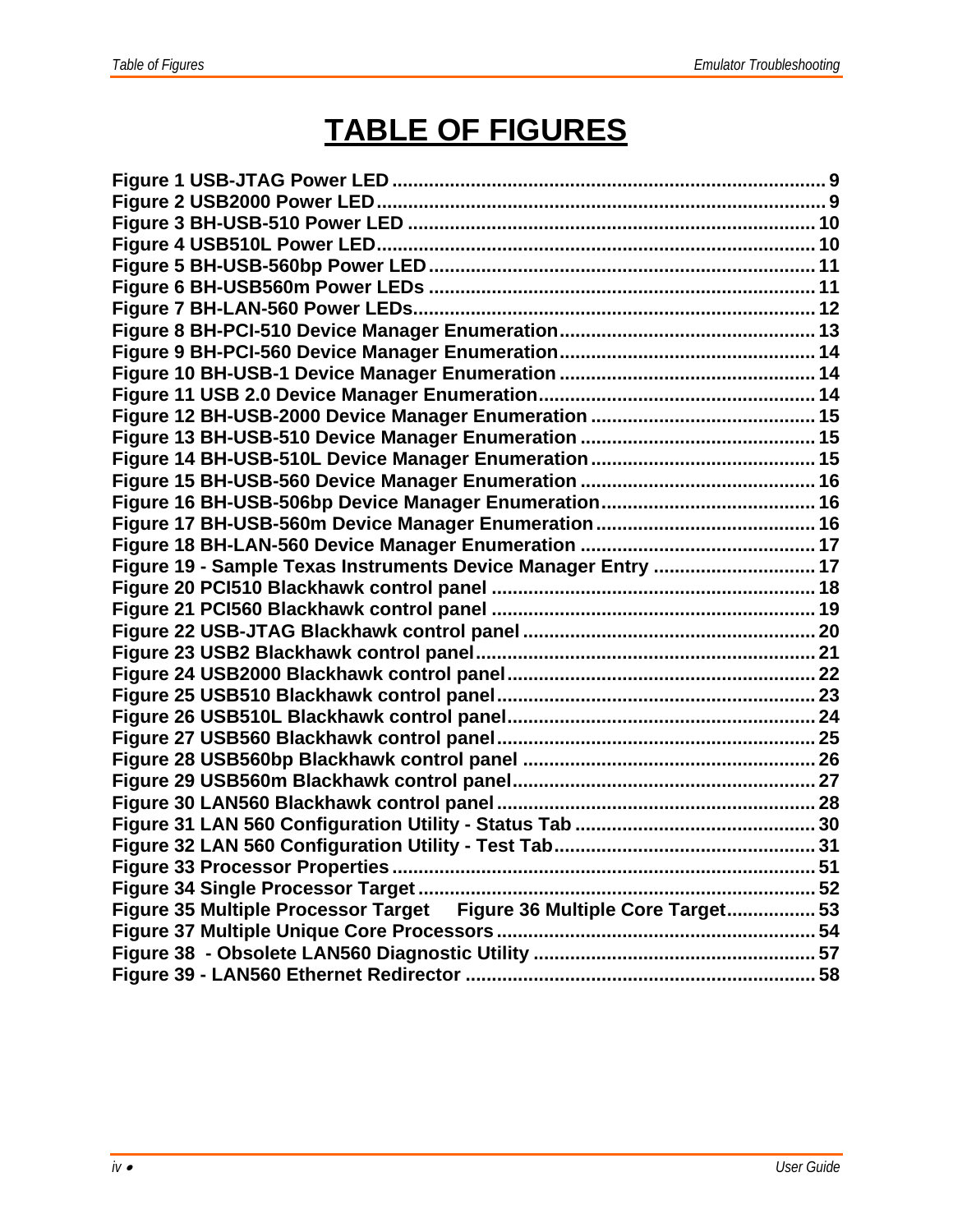# TABLE OF FIGURES

**Figure 1 USB-JTAG Power LED .................................................................................. 9**
**Figure 2 USB2000 Power LED..................................................................................... 9**
**Figure 3 BH-USB-510 Power LED ............................................................................. 10**
**Figure 4 USB510L Power LED.................................................................................. 10**
**Figure 5 BH-USB-560bp Power LED......................................................................... 11**
**Figure 6 BH-USB560m Power LEDs ......................................................................... 11**
**Figure 7 BH-LAN-560 Power LEDs........................................................................... 12**
**Figure 8 BH-PCI-510 Device Manager Enumeration................................................ 13**
**Figure 9 BH-PCI-560 Device Manager Enumeration................................................ 14**
**Figure 10 BH-USB-1 Device Manager Enumeration ................................................ 14**
**Figure 11 USB 2.0 Device Manager Enumeration.................................................... 14**
**Figure 12 BH-USB-2000 Device Manager Enumeration .......................................... 15**
**Figure 13 BH-USB-510 Device Manager Enumeration ............................................ 15**
**Figure 14 BH-USB-510L Device Manager Enumeration.......................................... 15**
**Figure 15 BH-USB-560 Device Manager Enumeration ............................................ 16**
**Figure 16 BH-USB-506bp Device Manager Enumeration........................................ 16**
**Figure 17 BH-USB-560m Device Manager Enumeration......................................... 16**
**Figure 18 BH-LAN-560 Device Manager Enumeration ............................................ 17**
**Figure 19 - Sample Texas Instruments Device Manager Entry .............................. 17**
**Figure 20 PCI510 Blackhawk control panel ............................................................ 18**
**Figure 21 PCI560 Blackhawk control panel ............................................................ 19**
**Figure 22 USB-JTAG Blackhawk control panel ....................................................... 20**
**Figure 23 USB2 Blackhawk control panel................................................................ 21**
**Figure 24 USB2000 Blackhawk control panel.......................................................... 22**
**Figure 25 USB510 Blackhawk control panel............................................................ 23**
**Figure 26 USB510L Blackhawk control panel.......................................................... 24**
**Figure 27 USB560 Blackhawk control panel............................................................ 25**
**Figure 28 USB560bp Blackhawk control panel ....................................................... 26**
**Figure 29 USB560m Blackhawk control panel......................................................... 27**
**Figure 30 LAN560 Blackhawk control panel............................................................ 28**
**Figure 31 LAN 560 Configuration Utility - Status Tab ............................................. 30**
**Figure 32 LAN 560 Configuration Utility - Test Tab................................................. 31**
**Figure 33 Processor Properties ................................................................................ 51**
**Figure 34 Single Processor Target........................................................................... 52**
**Figure 35 Multiple Processor Target Figure 36 Multiple Core Target................. 53**
**Figure 37 Multiple Unique Core Processors............................................................ 54**
**Figure 38 - Obsolete LAN560 Diagnostic Utility ..................................................... 57**
**Figure 39 - LAN560 Ethernet Redirector .................................................................. 58**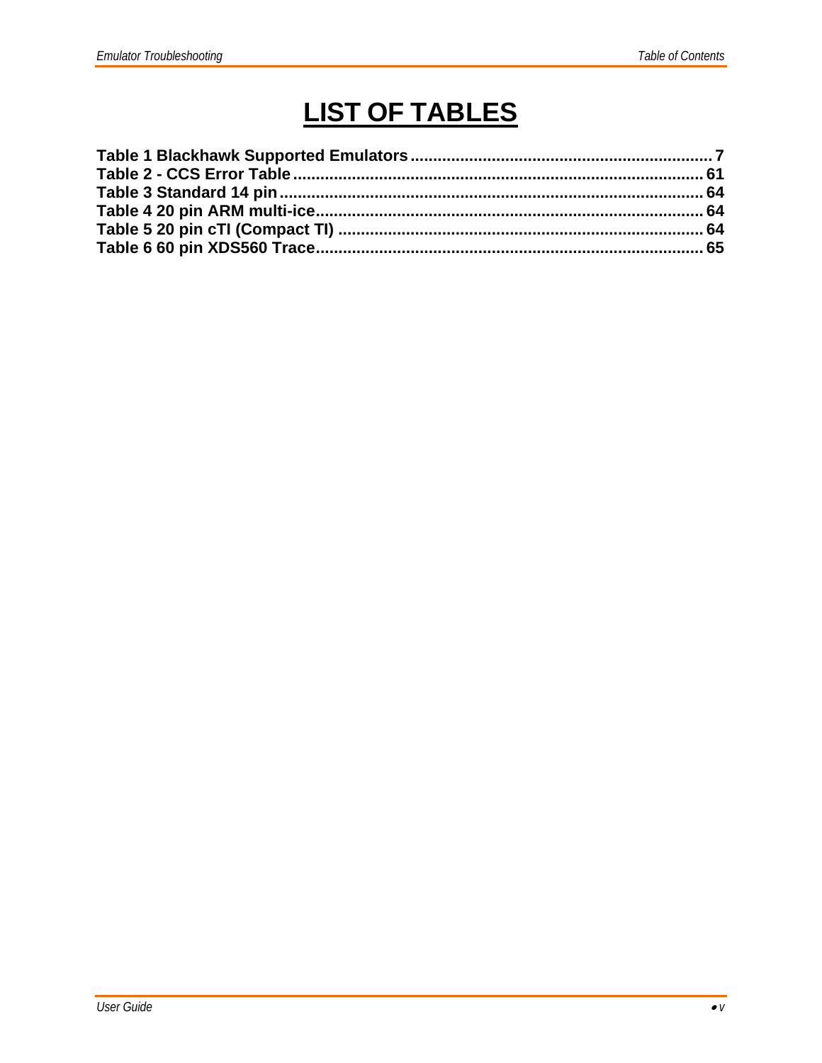# LIST OF TABLES

**Table 1 Blackhawk Supported Emulators .................................................................. 7**
**Table 2 - CCS Error Table ........................................................................................ 61**
**Table 3 Standard 14 pin ............................................................................................ 64**
**Table 4 20 pin ARM multi-ice .................................................................................... 64**
**Table 5 20 pin cTI (Compact TI) ............................................................................... 64**
**Table 6 60 pin XDS560 Trace .................................................................................... 65**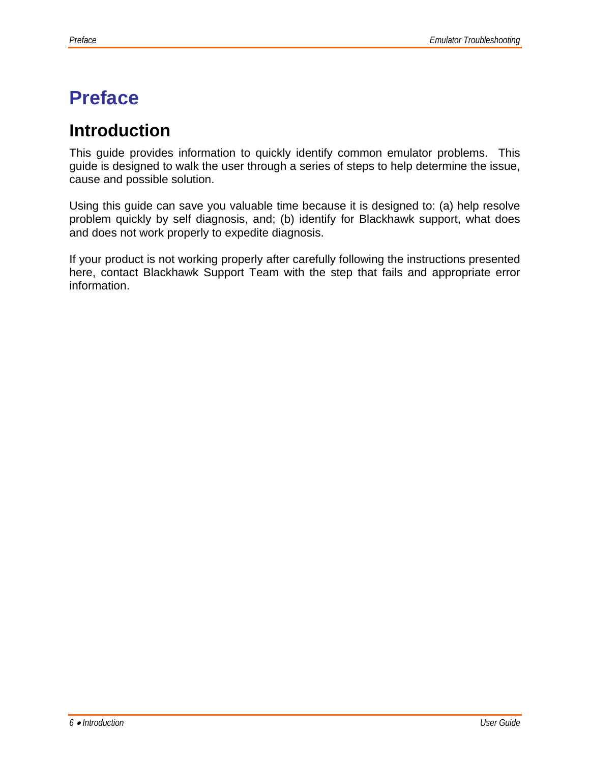# Preface

## Introduction

This guide provides information to quickly identify common emulator problems. This guide is designed to walk the user through a series of steps to help determine the issue, cause and possible solution.

Using this guide can save you valuable time because it is designed to: (a) help resolve problem quickly by self diagnosis, and; (b) identify for Blackhawk support, what does and does not work properly to expedite diagnosis.

If your product is not working properly after carefully following the instructions presented here, contact Blackhawk Support Team with the step that fails and appropriate error information.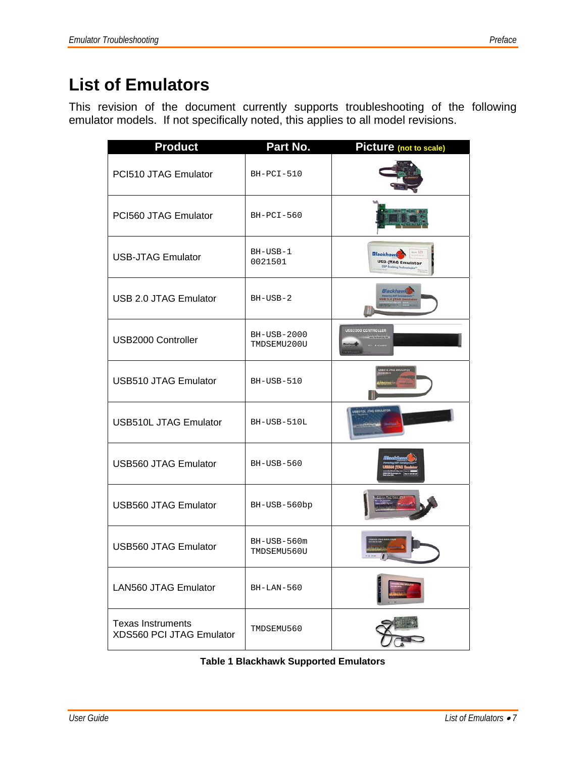# List of Emulators

This revision of the document currently supports troubleshooting of the following emulator models. If not specifically noted, this applies to all model revisions.

| Product | Part No. | Picture (not to scale) |
|---|---|---|
| PCI510 JTAG Emulator | BH-PCI-510 | |
| PCI560 JTAG Emulator | BH-PCI-560 | |
| USB-JTAG Emulator | BH-USB-1 0021501 | |
| USB 2.0 JTAG Emulator | BH-USB-2 | |
| USB2000 Controller | BH-USB-2000 TMDSEMU200U | |
| USB510 JTAG Emulator | BH-USB-510 | |
| USB510L JTAG Emulator | BH-USB-510L | |
| USB560 JTAG Emulator | BH-USB-560 | |
| USB560 JTAG Emulator | BH-USB-560bp | |
| USB560 JTAG Emulator | BH-USB-560m TMDSEMU560U | |
| LAN560 JTAG Emulator | BH-LAN-560 | |
| Texas Instruments XDS560 PCI JTAG Emulator | TMDSEMU560 | |

**Table 1 Blackhawk Supported Emulators**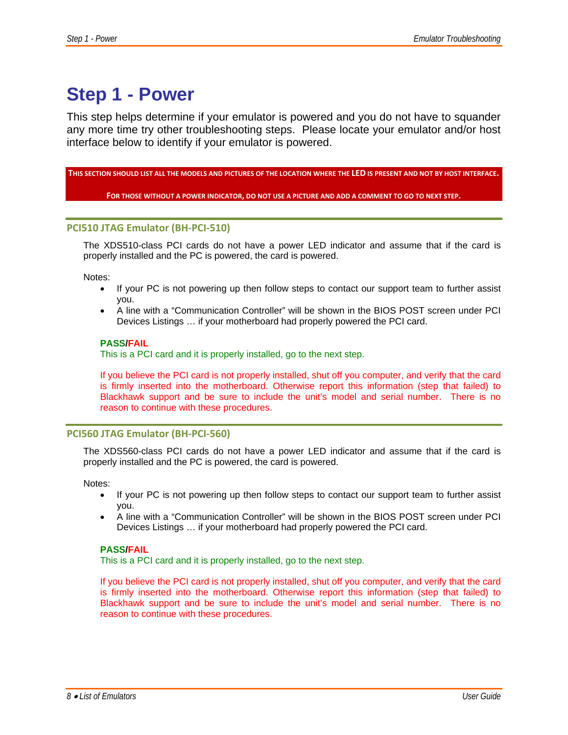# Step 1 - Power

This step helps determine if your emulator is powered and you do not have to squander any more time try other troubleshooting steps. Please locate your emulator and/or host interface below to identify if your emulator is powered.

**THIS SECTION SHOULD LIST ALL THE MODELS AND PICTURES OF THE LOCATION WHERE THE LED IS PRESENT AND NOT BY HOST INTERFACE.**

**FOR THOSE WITHOUT A POWER INDICATOR, DO NOT USE A PICTURE AND ADD A COMMENT TO GO TO NEXT STEP.**

## PCI510 JTAG Emulator (BH-PCI-510)

The XDS510-class PCI cards do not have a power LED indicator and assume that if the card is properly installed and the PC is powered, the card is powered.

Notes:

- If your PC is not powering up then follow steps to contact our support team to further assist you.
- A line with a "Communication Controller" will be shown in the BIOS POST screen under PCI Devices Listings … if your motherboard had properly powered the PCI card.

**PASS/FAIL**

This is a PCI card and it is properly installed, go to the next step.

If you believe the PCI card is not properly installed, shut off you computer, and verify that the card is firmly inserted into the motherboard. Otherwise report this information (step that failed) to Blackhawk support and be sure to include the unit's model and serial number. There is no reason to continue with these procedures.

## PCI560 JTAG Emulator (BH-PCI-560)

The XDS560-class PCI cards do not have a power LED indicator and assume that if the card is properly installed and the PC is powered, the card is powered.

Notes:

- If your PC is not powering up then follow steps to contact our support team to further assist you.
- A line with a "Communication Controller" will be shown in the BIOS POST screen under PCI Devices Listings … if your motherboard had properly powered the PCI card.

**PASS/FAIL**

This is a PCI card and it is properly installed, go to the next step.

If you believe the PCI card is not properly installed, shut off you computer, and verify that the card is firmly inserted into the motherboard. Otherwise report this information (step that failed) to Blackhawk support and be sure to include the unit's model and serial number. There is no reason to continue with these procedures.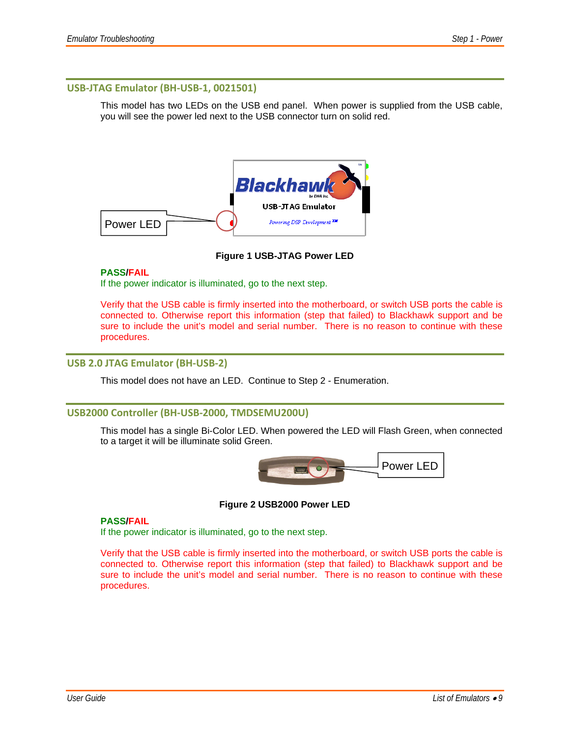## USB-JTAG Emulator (BH-USB-1, 0021501)

This model has two LEDs on the USB end panel. When power is supplied from the USB cable, you will see the power led next to the USB connector turn on solid red.

**Figure 1 USB-JTAG Power LED**

**PASS/FAIL**

If the power indicator is illuminated, go to the next step.

Verify that the USB cable is firmly inserted into the motherboard, or switch USB ports the cable is connected to. Otherwise report this information (step that failed) to Blackhawk support and be sure to include the unit's model and serial number. There is no reason to continue with these procedures.

## USB 2.0 JTAG Emulator (BH-USB-2)

This model does not have an LED. Continue to Step 2 - Enumeration.

## USB2000 Controller (BH-USB-2000, TMDSEMU200U)

This model has a single Bi-Color LED. When powered the LED will Flash Green, when connected to a target it will be illuminate solid Green.

**Figure 2 USB2000 Power LED**

**PASS/FAIL**

If the power indicator is illuminated, go to the next step.

Verify that the USB cable is firmly inserted into the motherboard, or switch USB ports the cable is connected to. Otherwise report this information (step that failed) to Blackhawk support and be sure to include the unit's model and serial number. There is no reason to continue with these procedures.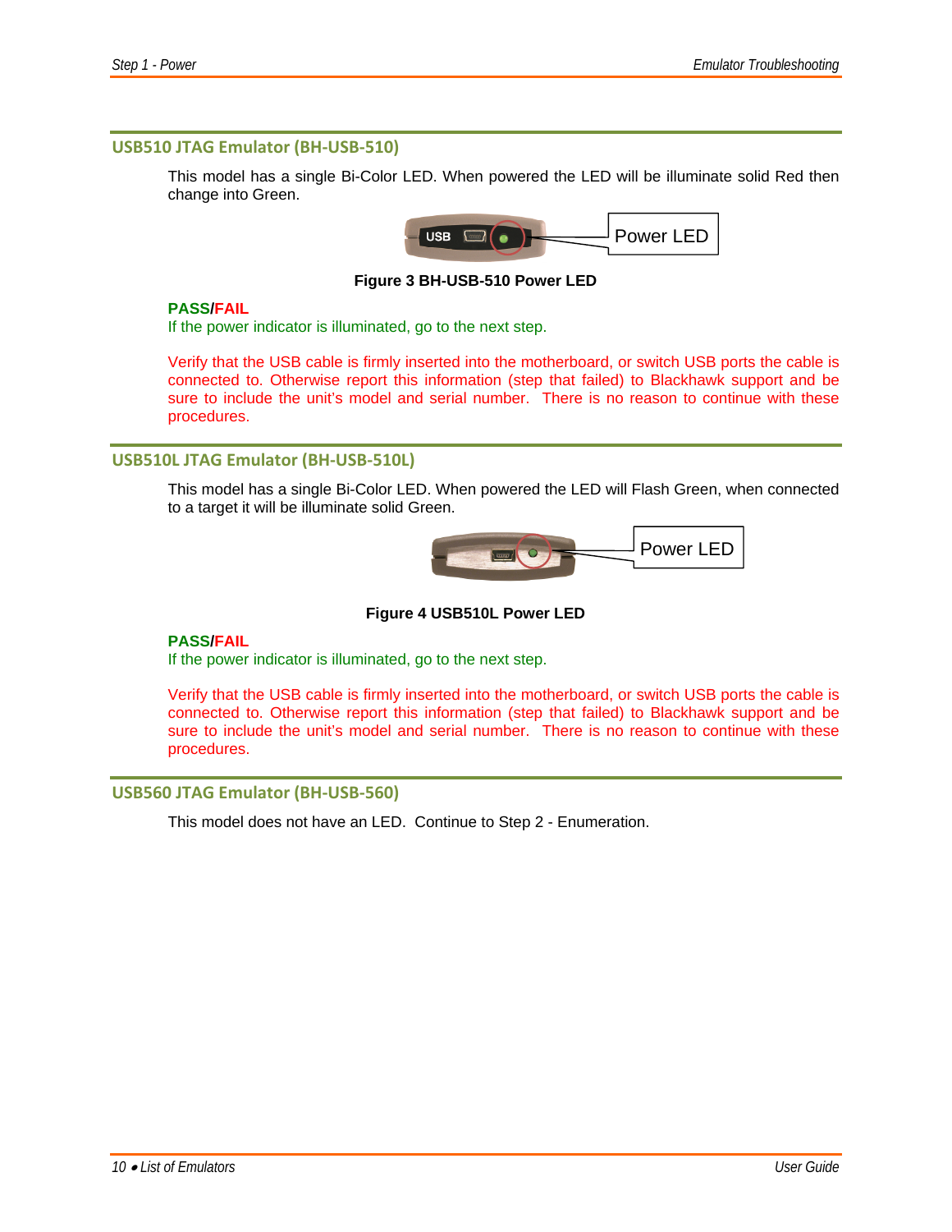## USB510 JTAG Emulator (BH-USB-510)

This model has a single Bi-Color LED. When powered the LED will be illuminate solid Red then change into Green.

**Figure 3 BH-USB-510 Power LED**

**PASS/FAIL**

If the power indicator is illuminated, go to the next step.

Verify that the USB cable is firmly inserted into the motherboard, or switch USB ports the cable is connected to. Otherwise report this information (step that failed) to Blackhawk support and be sure to include the unit's model and serial number. There is no reason to continue with these procedures.

## USB510L JTAG Emulator (BH-USB-510L)

This model has a single Bi-Color LED. When powered the LED will Flash Green, when connected to a target it will be illuminate solid Green.

**Figure 4 USB510L Power LED**

**PASS/FAIL**

If the power indicator is illuminated, go to the next step.

Verify that the USB cable is firmly inserted into the motherboard, or switch USB ports the cable is connected to. Otherwise report this information (step that failed) to Blackhawk support and be sure to include the unit's model and serial number. There is no reason to continue with these procedures.

## USB560 JTAG Emulator (BH-USB-560)

This model does not have an LED. Continue to Step 2 - Enumeration.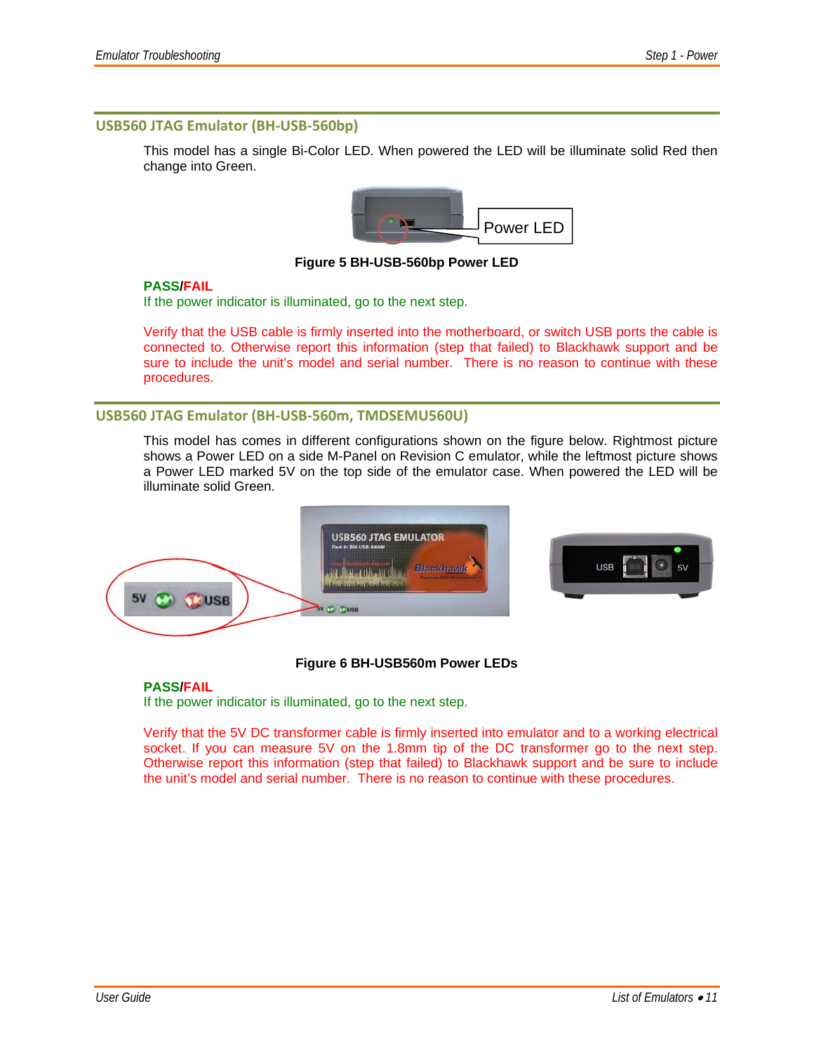## USB560 JTAG Emulator (BH-USB-560bp)

This model has a single Bi-Color LED. When powered the LED will be illuminate solid Red then change into Green.

**Figure 5 BH-USB-560bp Power LED**

**PASS/FAIL**

If the power indicator is illuminated, go to the next step.

Verify that the USB cable is firmly inserted into the motherboard, or switch USB ports the cable is connected to. Otherwise report this information (step that failed) to Blackhawk support and be sure to include the unit's model and serial number. There is no reason to continue with these procedures.

## USB560 JTAG Emulator (BH-USB-560m, TMDSEMU560U)

This model has comes in different configurations shown on the figure below. Rightmost picture shows a Power LED on a side M-Panel on Revision C emulator, while the leftmost picture shows a Power LED marked 5V on the top side of the emulator case. When powered the LED will be illuminate solid Green.

**Figure 6 BH-USB560m Power LEDs**

**PASS/FAIL**

If the power indicator is illuminated, go to the next step.

Verify that the 5V DC transformer cable is firmly inserted into emulator and to a working electrical socket. If you can measure 5V on the 1.8mm tip of the DC transformer go to the next step. Otherwise report this information (step that failed) to Blackhawk support and be sure to include the unit's model and serial number. There is no reason to continue with these procedures.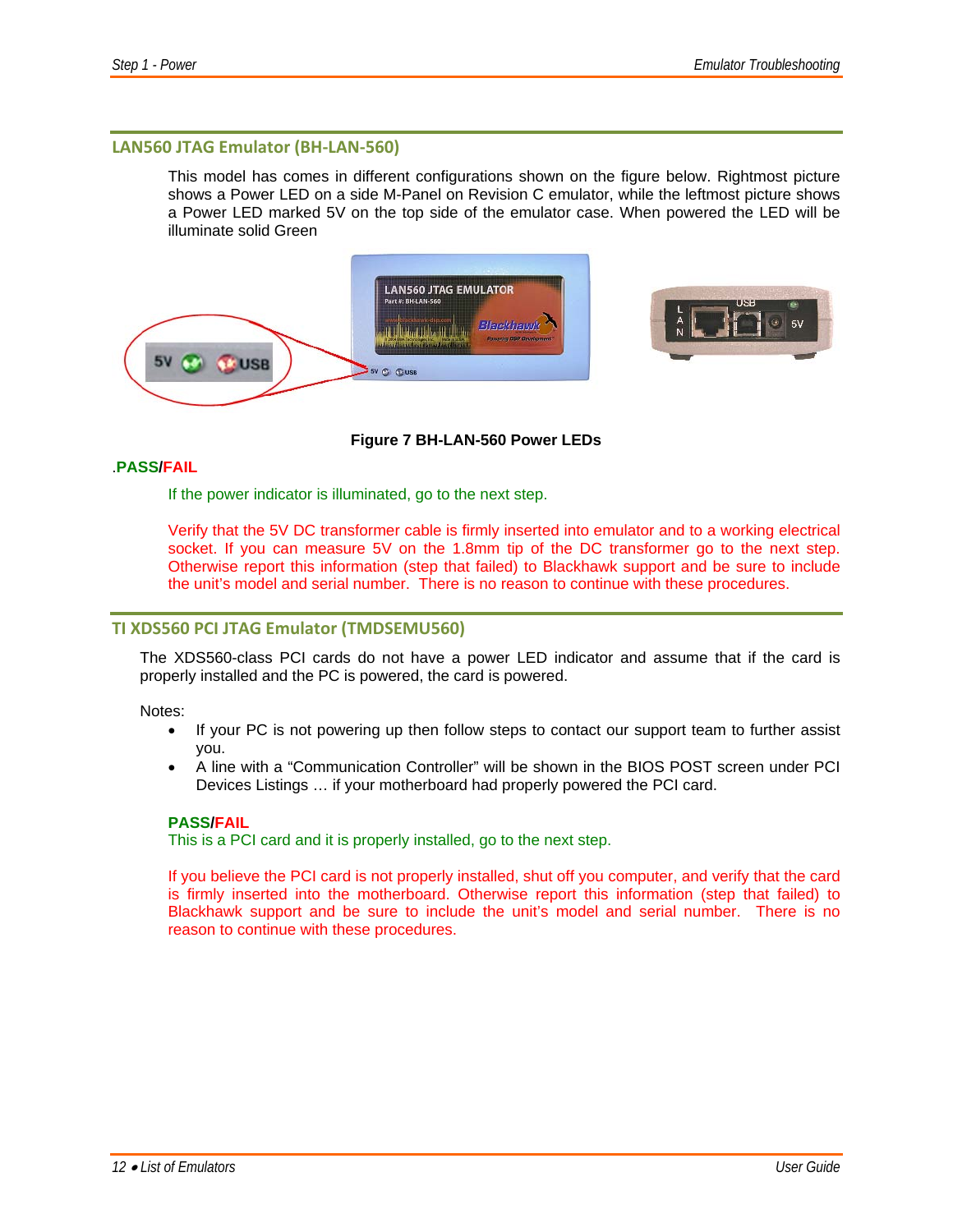## LAN560 JTAG Emulator (BH-LAN-560)

This model has comes in different configurations shown on the figure below. Rightmost picture shows a Power LED on a side M-Panel on Revision C emulator, while the leftmost picture shows a Power LED marked 5V on the top side of the emulator case. When powered the LED will be illuminate solid Green

**Figure 7 BH-LAN-560 Power LEDs**

.**PASS/FAIL**

If the power indicator is illuminated, go to the next step.

Verify that the 5V DC transformer cable is firmly inserted into emulator and to a working electrical socket. If you can measure 5V on the 1.8mm tip of the DC transformer go to the next step. Otherwise report this information (step that failed) to Blackhawk support and be sure to include the unit's model and serial number. There is no reason to continue with these procedures.

## TI XDS560 PCI JTAG Emulator (TMDSEMU560)

The XDS560-class PCI cards do not have a power LED indicator and assume that if the card is properly installed and the PC is powered, the card is powered.

Notes:

- If your PC is not powering up then follow steps to contact our support team to further assist you.
- A line with a "Communication Controller" will be shown in the BIOS POST screen under PCI Devices Listings … if your motherboard had properly powered the PCI card.

**PASS/FAIL**

This is a PCI card and it is properly installed, go to the next step.

If you believe the PCI card is not properly installed, shut off you computer, and verify that the card is firmly inserted into the motherboard. Otherwise report this information (step that failed) to Blackhawk support and be sure to include the unit's model and serial number. There is no reason to continue with these procedures.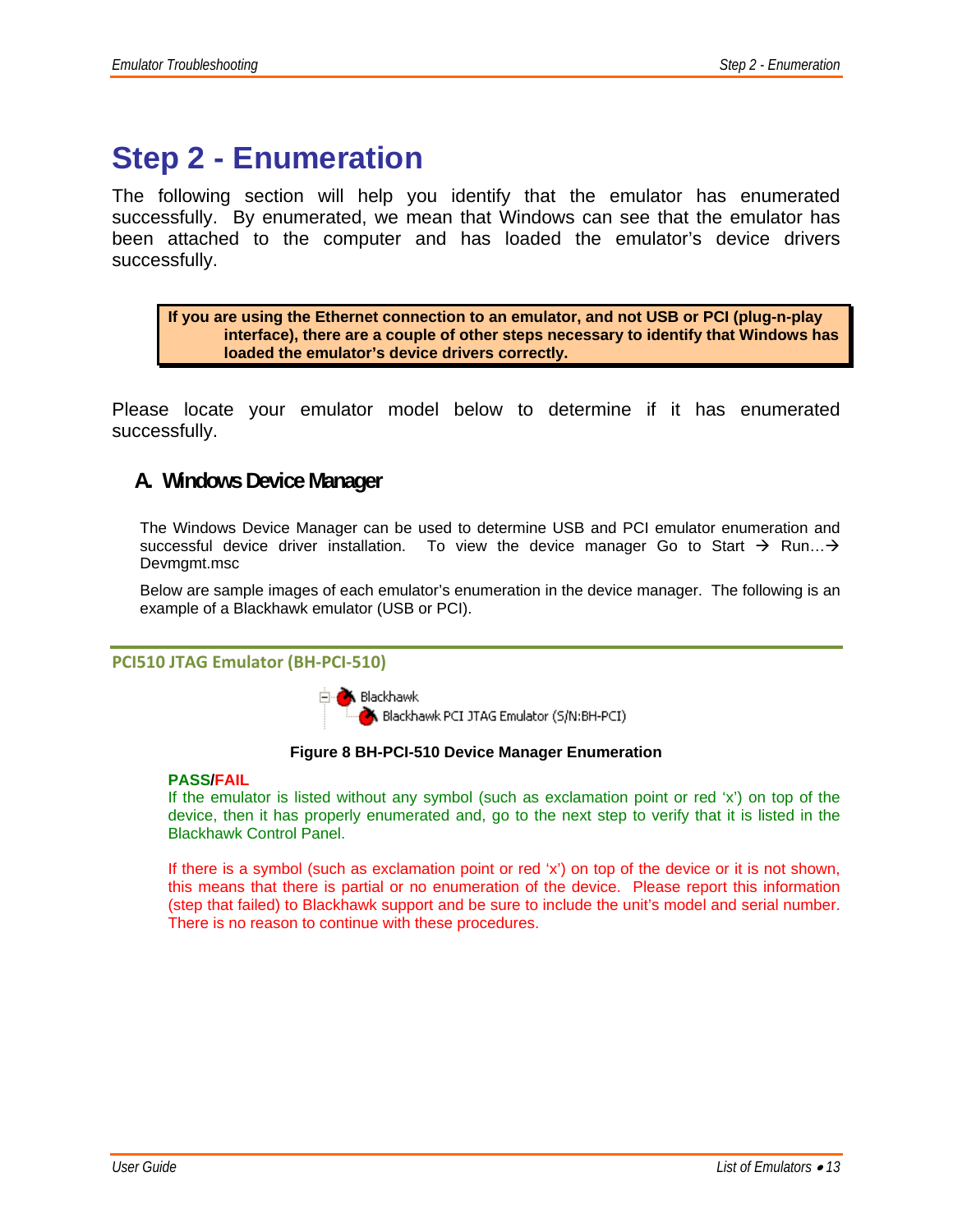# Step 2 - Enumeration

The following section will help you identify that the emulator has enumerated successfully. By enumerated, we mean that Windows can see that the emulator has been attached to the computer and has loaded the emulator's device drivers successfully.

> **If you are using the Ethernet connection to an emulator, and not USB or PCI (plug-n-play interface), there are a couple of other steps necessary to identify that Windows has loaded the emulator's device drivers correctly.**

Please locate your emulator model below to determine if it has enumerated successfully.

## A. Windows Device Manager

The Windows Device Manager can be used to determine USB and PCI emulator enumeration and successful device driver installation. To view the device manager Go to Start → Run…→ Devmgmt.msc

Below are sample images of each emulator's enumeration in the device manager. The following is an example of a Blackhawk emulator (USB or PCI).

### PCI510 JTAG Emulator (BH-PCI-510)

Blackhawk
Blackhawk PCI JTAG Emulator (S/N:BH-PCI)

**Figure 8 BH-PCI-510 Device Manager Enumeration**

**PASS/FAIL**

If the emulator is listed without any symbol (such as exclamation point or red 'x') on top of the device, then it has properly enumerated and, go to the next step to verify that it is listed in the Blackhawk Control Panel.

If there is a symbol (such as exclamation point or red 'x') on top of the device or it is not shown, this means that there is partial or no enumeration of the device. Please report this information (step that failed) to Blackhawk support and be sure to include the unit's model and serial number. There is no reason to continue with these procedures.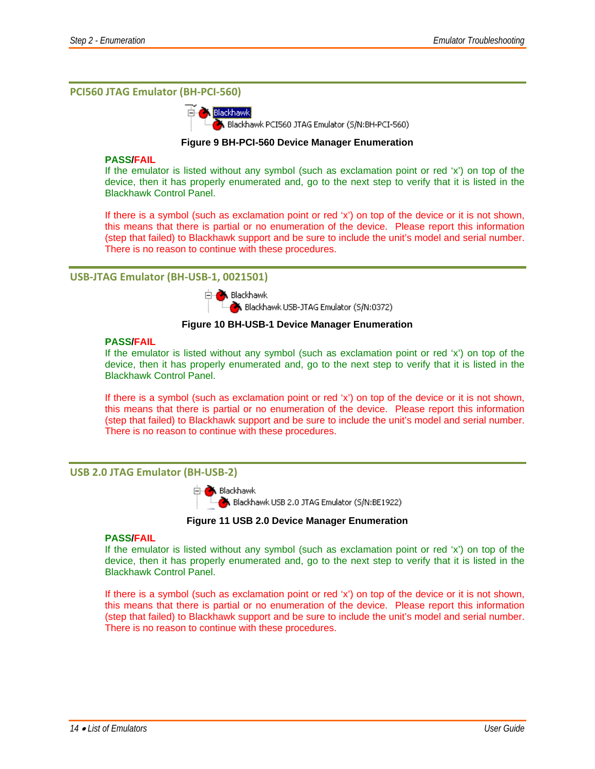## PCI560 JTAG Emulator (BH-PCI-560)

Blackhawk
Blackhawk PCI560 JTAG Emulator (S/N:BH-PCI-560)

**Figure 9 BH-PCI-560 Device Manager Enumeration**

**PASS/FAIL**

If the emulator is listed without any symbol (such as exclamation point or red 'x') on top of the device, then it has properly enumerated and, go to the next step to verify that it is listed in the Blackhawk Control Panel.

If there is a symbol (such as exclamation point or red 'x') on top of the device or it is not shown, this means that there is partial or no enumeration of the device. Please report this information (step that failed) to Blackhawk support and be sure to include the unit's model and serial number. There is no reason to continue with these procedures.

## USB-JTAG Emulator (BH-USB-1, 0021501)

Blackhawk
Blackhawk USB-JTAG Emulator (S/N:0372)

**Figure 10 BH-USB-1 Device Manager Enumeration**

**PASS/FAIL**

If the emulator is listed without any symbol (such as exclamation point or red 'x') on top of the device, then it has properly enumerated and, go to the next step to verify that it is listed in the Blackhawk Control Panel.

If there is a symbol (such as exclamation point or red 'x') on top of the device or it is not shown, this means that there is partial or no enumeration of the device. Please report this information (step that failed) to Blackhawk support and be sure to include the unit's model and serial number. There is no reason to continue with these procedures.

## USB 2.0 JTAG Emulator (BH-USB-2)

Blackhawk
Blackhawk USB 2.0 JTAG Emulator (S/N:BE1922)

**Figure 11 USB 2.0 Device Manager Enumeration**

**PASS/FAIL**

If the emulator is listed without any symbol (such as exclamation point or red 'x') on top of the device, then it has properly enumerated and, go to the next step to verify that it is listed in the Blackhawk Control Panel.

If there is a symbol (such as exclamation point or red 'x') on top of the device or it is not shown, this means that there is partial or no enumeration of the device. Please report this information (step that failed) to Blackhawk support and be sure to include the unit's model and serial number. There is no reason to continue with these procedures.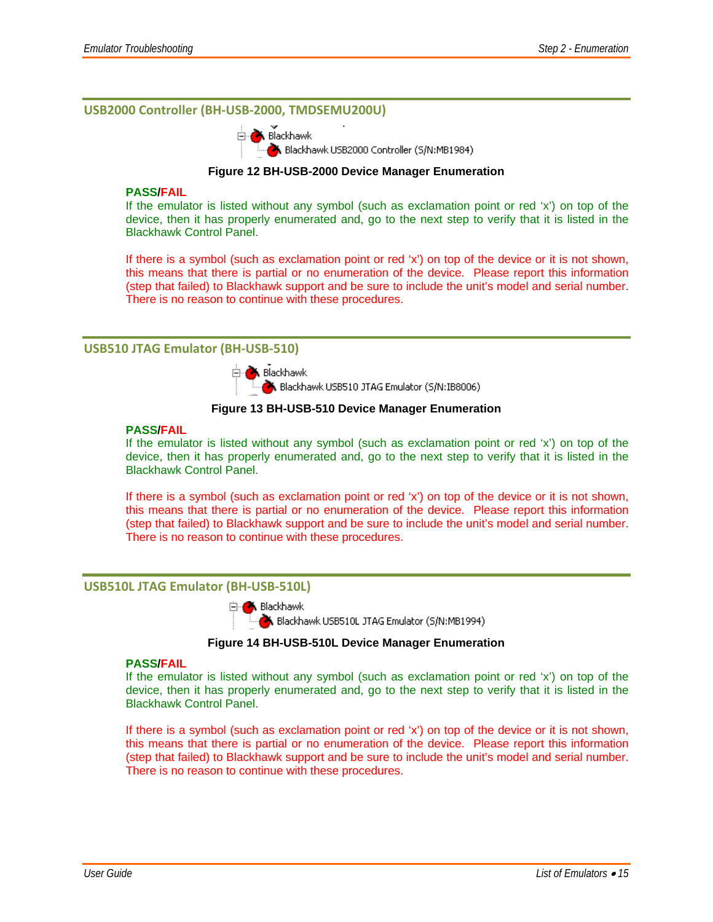## USB2000 Controller (BH-USB-2000, TMDSEMU200U)

Blackhawk
Blackhawk USB2000 Controller (S/N:MB1984)

**Figure 12 BH-USB-2000 Device Manager Enumeration**

**PASS/FAIL**

If the emulator is listed without any symbol (such as exclamation point or red ‘x’) on top of the device, then it has properly enumerated and, go to the next step to verify that it is listed in the Blackhawk Control Panel.

If there is a symbol (such as exclamation point or red ‘x’) on top of the device or it is not shown, this means that there is partial or no enumeration of the device. Please report this information (step that failed) to Blackhawk support and be sure to include the unit’s model and serial number. There is no reason to continue with these procedures.

## USB510 JTAG Emulator (BH-USB-510)

Blackhawk
Blackhawk USB510 JTAG Emulator (S/N:IB8006)

**Figure 13 BH-USB-510 Device Manager Enumeration**

**PASS/FAIL**

If the emulator is listed without any symbol (such as exclamation point or red ‘x’) on top of the device, then it has properly enumerated and, go to the next step to verify that it is listed in the Blackhawk Control Panel.

If there is a symbol (such as exclamation point or red ‘x’) on top of the device or it is not shown, this means that there is partial or no enumeration of the device. Please report this information (step that failed) to Blackhawk support and be sure to include the unit’s model and serial number. There is no reason to continue with these procedures.

## USB510L JTAG Emulator (BH-USB-510L)

Blackhawk
Blackhawk USB510L JTAG Emulator (S/N:MB1994)

**Figure 14 BH-USB-510L Device Manager Enumeration**

**PASS/FAIL**

If the emulator is listed without any symbol (such as exclamation point or red ‘x’) on top of the device, then it has properly enumerated and, go to the next step to verify that it is listed in the Blackhawk Control Panel.

If there is a symbol (such as exclamation point or red ‘x’) on top of the device or it is not shown, this means that there is partial or no enumeration of the device. Please report this information (step that failed) to Blackhawk support and be sure to include the unit’s model and serial number. There is no reason to continue with these procedures.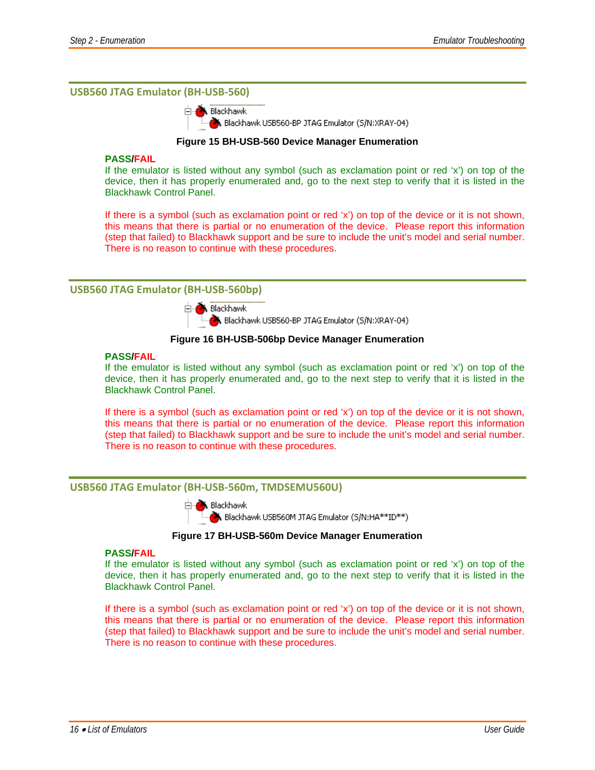## USB560 JTAG Emulator (BH-USB-560)

Blackhawk
Blackhawk USB560-BP JTAG Emulator (S/N:XRAY-04)

**Figure 15 BH-USB-560 Device Manager Enumeration**

**PASS/FAIL**

If the emulator is listed without any symbol (such as exclamation point or red 'x') on top of the device, then it has properly enumerated and, go to the next step to verify that it is listed in the Blackhawk Control Panel.

If there is a symbol (such as exclamation point or red 'x') on top of the device or it is not shown, this means that there is partial or no enumeration of the device. Please report this information (step that failed) to Blackhawk support and be sure to include the unit's model and serial number. There is no reason to continue with these procedures.

## USB560 JTAG Emulator (BH-USB-560bp)

Blackhawk
Blackhawk USB560-BP JTAG Emulator (S/N:XRAY-04)

**Figure 16 BH-USB-506bp Device Manager Enumeration**

**PASS/FAIL**

If the emulator is listed without any symbol (such as exclamation point or red 'x') on top of the device, then it has properly enumerated and, go to the next step to verify that it is listed in the Blackhawk Control Panel.

If there is a symbol (such as exclamation point or red 'x') on top of the device or it is not shown, this means that there is partial or no enumeration of the device. Please report this information (step that failed) to Blackhawk support and be sure to include the unit's model and serial number. There is no reason to continue with these procedures.

## USB560 JTAG Emulator (BH-USB-560m, TMDSEMU560U)

Blackhawk
Blackhawk USB560M JTAG Emulator (S/N:HA**ID**)

**Figure 17 BH-USB-560m Device Manager Enumeration**

**PASS/FAIL**

If the emulator is listed without any symbol (such as exclamation point or red 'x') on top of the device, then it has properly enumerated and, go to the next step to verify that it is listed in the Blackhawk Control Panel.

If there is a symbol (such as exclamation point or red 'x') on top of the device or it is not shown, this means that there is partial or no enumeration of the device. Please report this information (step that failed) to Blackhawk support and be sure to include the unit's model and serial number. There is no reason to continue with these procedures.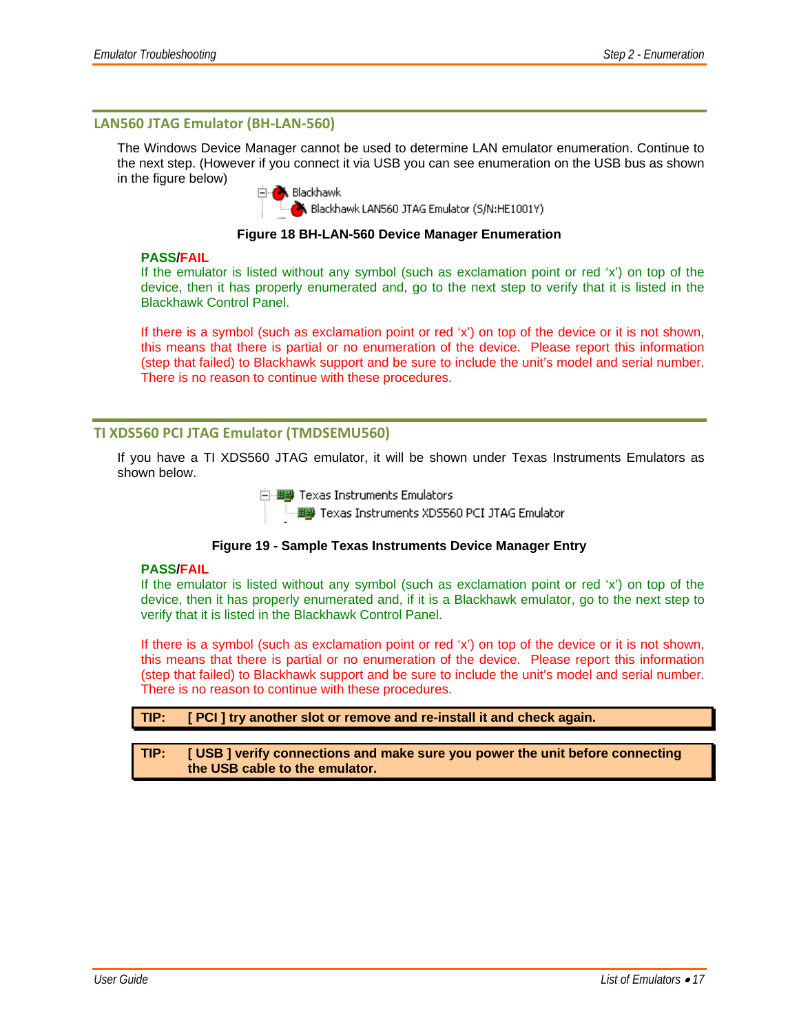## LAN560 JTAG Emulator (BH-LAN-560)

The Windows Device Manager cannot be used to determine LAN emulator enumeration. Continue to the next step. (However if you connect it via USB you can see enumeration on the USB bus as shown in the figure below)

Blackhawk
Blackhawk LAN560 JTAG Emulator (S/N:HE1001Y)

**Figure 18 BH-LAN-560 Device Manager Enumeration**

**PASS/FAIL**

If the emulator is listed without any symbol (such as exclamation point or red ‘x’) on top of the device, then it has properly enumerated and, go to the next step to verify that it is listed in the Blackhawk Control Panel.

If there is a symbol (such as exclamation point or red ‘x’) on top of the device or it is not shown, this means that there is partial or no enumeration of the device. Please report this information (step that failed) to Blackhawk support and be sure to include the unit’s model and serial number. There is no reason to continue with these procedures.

## TI XDS560 PCI JTAG Emulator (TMDSEMU560)

If you have a TI XDS560 JTAG emulator, it will be shown under Texas Instruments Emulators as shown below.

Texas Instruments Emulators
Texas Instruments XDS560 PCI JTAG Emulator

**Figure 19 - Sample Texas Instruments Device Manager Entry**

**PASS/FAIL**

If the emulator is listed without any symbol (such as exclamation point or red ‘x’) on top of the device, then it has properly enumerated and, if it is a Blackhawk emulator, go to the next step to verify that it is listed in the Blackhawk Control Panel.

If there is a symbol (such as exclamation point or red ‘x’) on top of the device or it is not shown, this means that there is partial or no enumeration of the device. Please report this information (step that failed) to Blackhawk support and be sure to include the unit’s model and serial number. There is no reason to continue with these procedures.

**TIP: [ PCI ] try another slot or remove and re-install it and check again.**

**TIP: [ USB ] verify connections and make sure you power the unit before connecting the USB cable to the emulator.**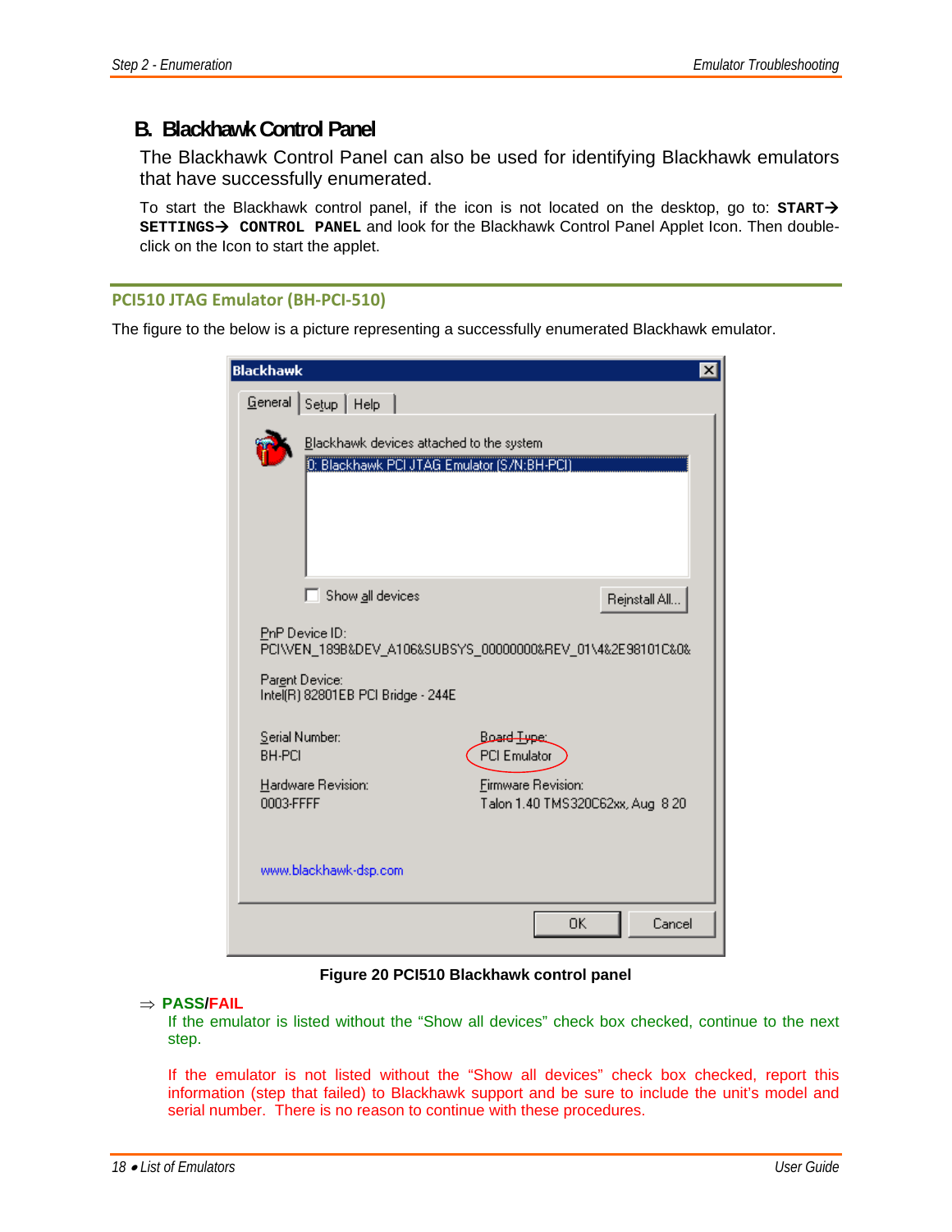## B. Blackhawk Control Panel

The Blackhawk Control Panel can also be used for identifying Blackhawk emulators that have successfully enumerated.

To start the Blackhawk control panel, if the icon is not located on the desktop, go to: **START→ SETTINGS→ CONTROL PANEL** and look for the Blackhawk Control Panel Applet Icon. Then double-click on the Icon to start the applet.

### PCI510 JTAG Emulator (BH-PCI-510)

The figure to the below is a picture representing a successfully enumerated Blackhawk emulator.

**Figure 20 PCI510 Blackhawk control panel**

⇒ **PASS/FAIL**

If the emulator is listed without the "Show all devices" check box checked, continue to the next step.

If the emulator is not listed without the "Show all devices" check box checked, report this information (step that failed) to Blackhawk support and be sure to include the unit's model and serial number. There is no reason to continue with these procedures.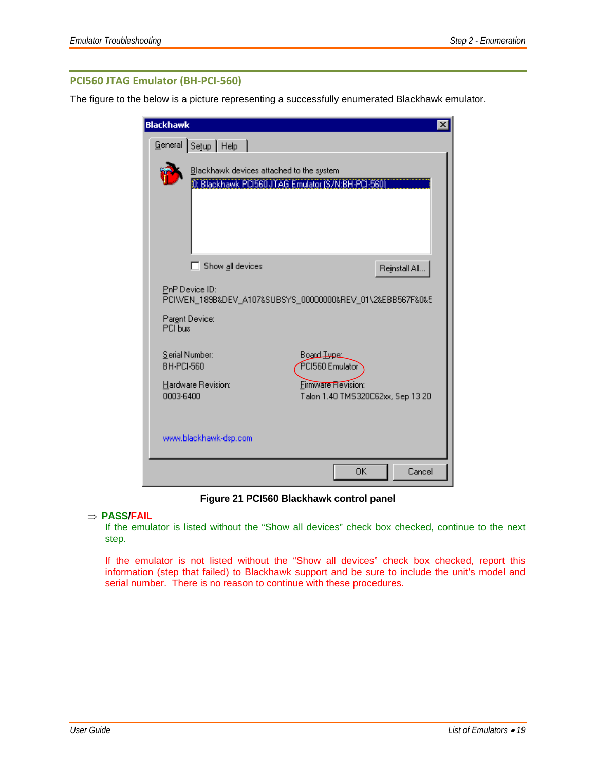## PCI560 JTAG Emulator (BH-PCI-560)

The figure to the below is a picture representing a successfully enumerated Blackhawk emulator.

**Figure 21 PCI560 Blackhawk control panel**

⇒ **PASS/FAIL**

If the emulator is listed without the “Show all devices” check box checked, continue to the next step.

If the emulator is not listed without the “Show all devices” check box checked, report this information (step that failed) to Blackhawk support and be sure to include the unit’s model and serial number. There is no reason to continue with these procedures.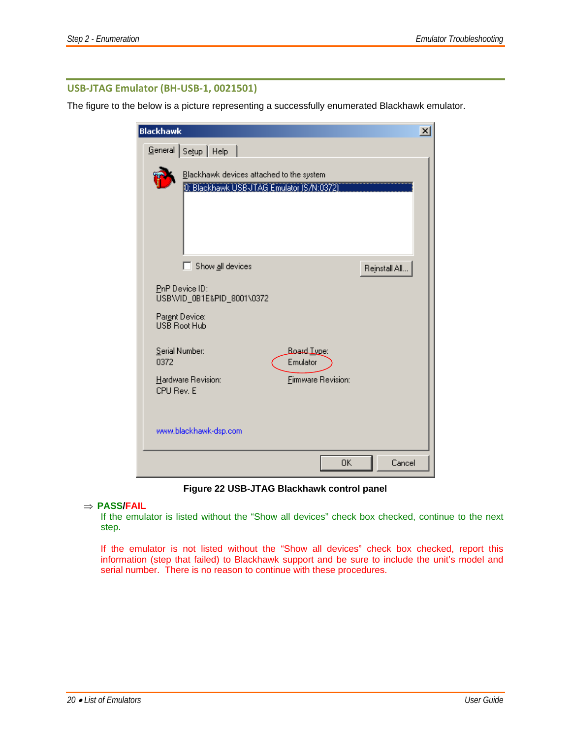## USB-JTAG Emulator (BH-USB-1, 0021501)

The figure to the below is a picture representing a successfully enumerated Blackhawk emulator.

**Figure 22 USB-JTAG Blackhawk control panel**

⇒ **PASS/FAIL**

If the emulator is listed without the “Show all devices” check box checked, continue to the next step.

If the emulator is not listed without the “Show all devices” check box checked, report this information (step that failed) to Blackhawk support and be sure to include the unit’s model and serial number. There is no reason to continue with these procedures.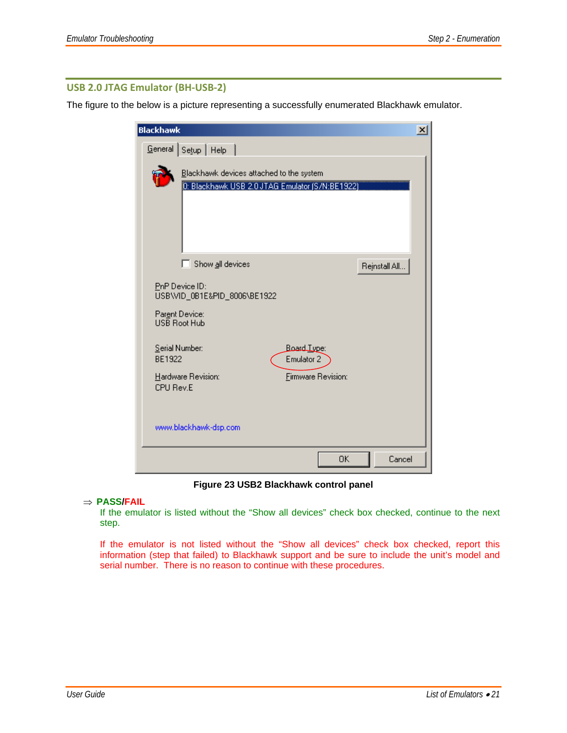## USB 2.0 JTAG Emulator (BH-USB-2)

The figure to the below is a picture representing a successfully enumerated Blackhawk emulator.

Figure 23 USB2 Blackhawk control panel

⇒ **PASS/FAIL**

If the emulator is listed without the “Show all devices” check box checked, continue to the next step.

If the emulator is not listed without the “Show all devices” check box checked, report this information (step that failed) to Blackhawk support and be sure to include the unit’s model and serial number. There is no reason to continue with these procedures.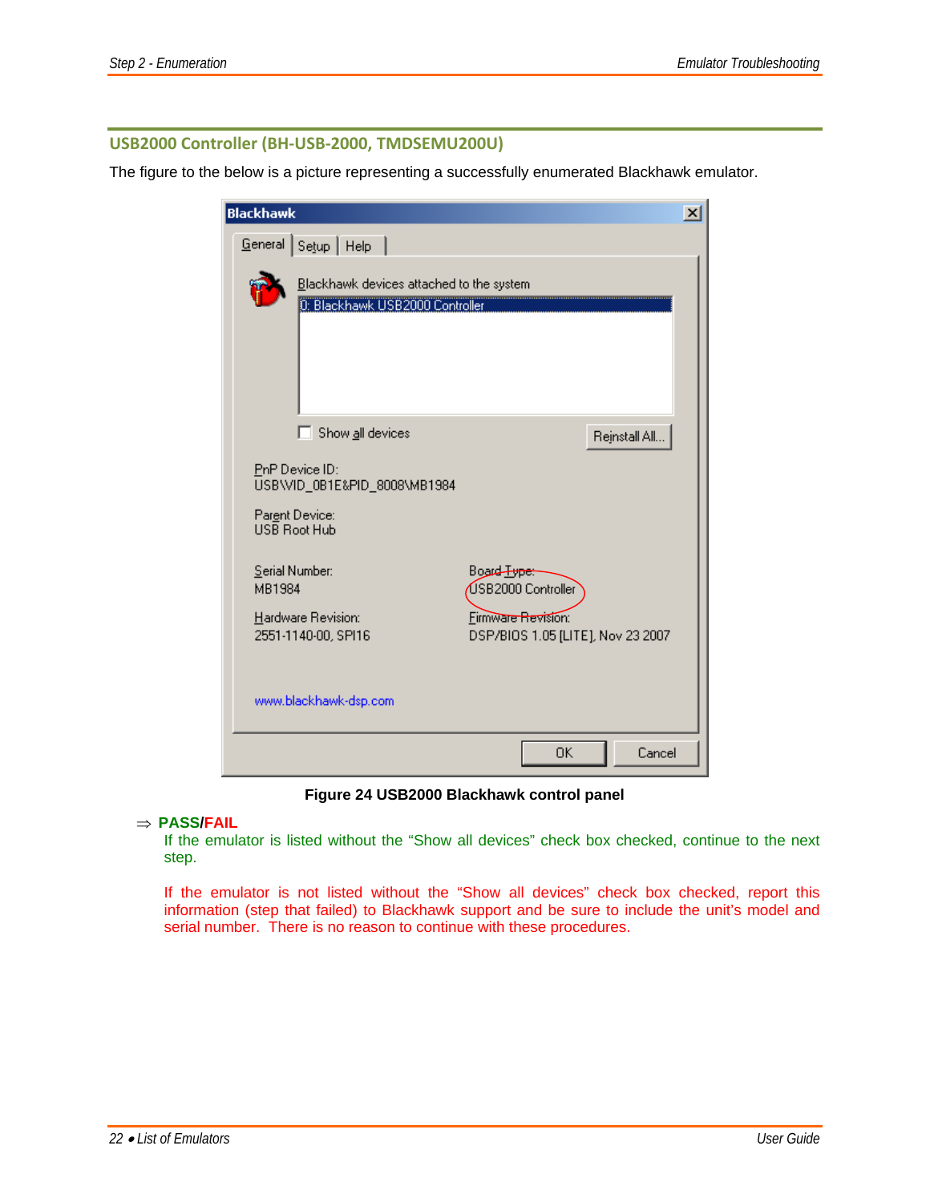## USB2000 Controller (BH-USB-2000, TMDSEMU200U)

The figure to the below is a picture representing a successfully enumerated Blackhawk emulator.

**Figure 24 USB2000 Blackhawk control panel**

⇒ **PASS/FAIL**

If the emulator is listed without the "Show all devices" check box checked, continue to the next step.

If the emulator is not listed without the "Show all devices" check box checked, report this information (step that failed) to Blackhawk support and be sure to include the unit's model and serial number. There is no reason to continue with these procedures.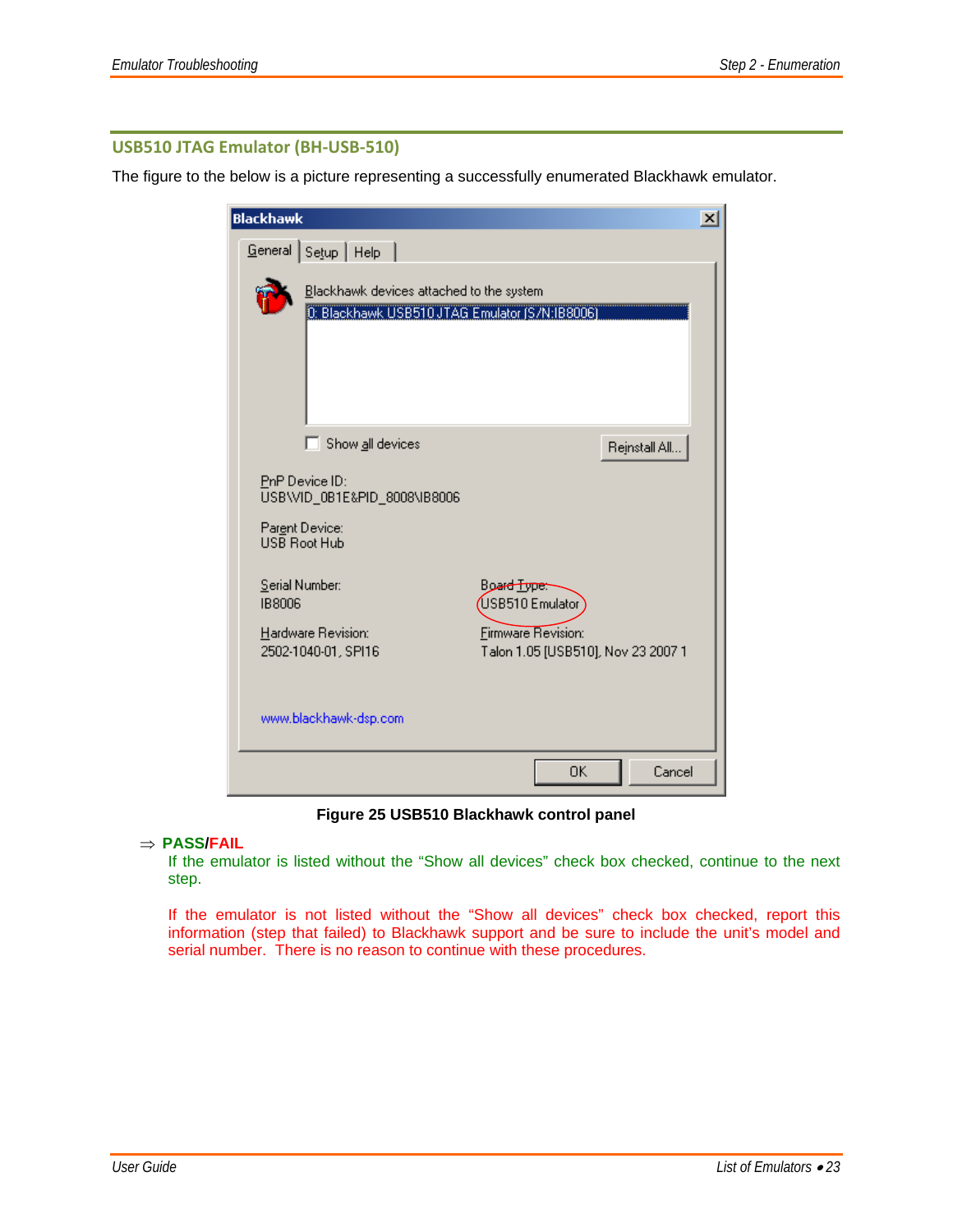## USB510 JTAG Emulator (BH-USB-510)

The figure to the below is a picture representing a successfully enumerated Blackhawk emulator.

**Figure 25 USB510 Blackhawk control panel**

⇒ **PASS/FAIL**

If the emulator is listed without the "Show all devices" check box checked, continue to the next step.

If the emulator is not listed without the "Show all devices" check box checked, report this information (step that failed) to Blackhawk support and be sure to include the unit's model and serial number. There is no reason to continue with these procedures.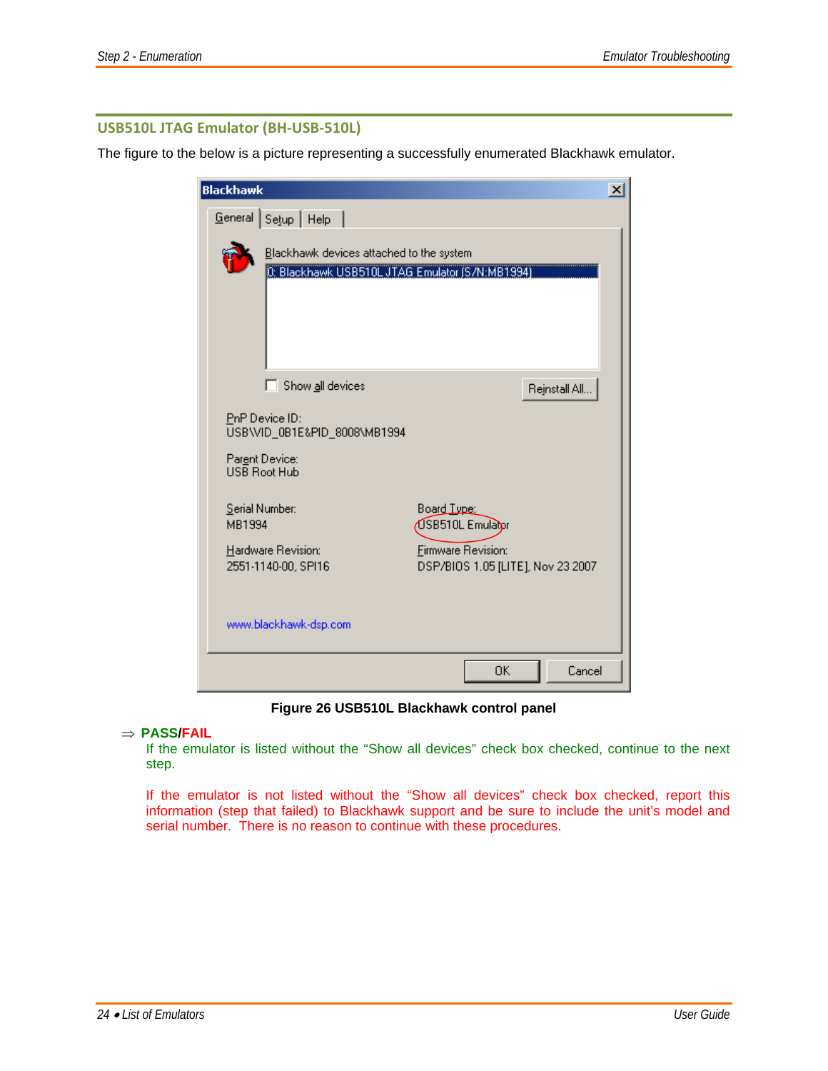## USB510L JTAG Emulator (BH-USB-510L)

The figure to the below is a picture representing a successfully enumerated Blackhawk emulator.

**Figure 26 USB510L Blackhawk control panel**

⇒ **PASS/FAIL**

If the emulator is listed without the "Show all devices" check box checked, continue to the next step.

If the emulator is not listed without the "Show all devices" check box checked, report this information (step that failed) to Blackhawk support and be sure to include the unit's model and serial number. There is no reason to continue with these procedures.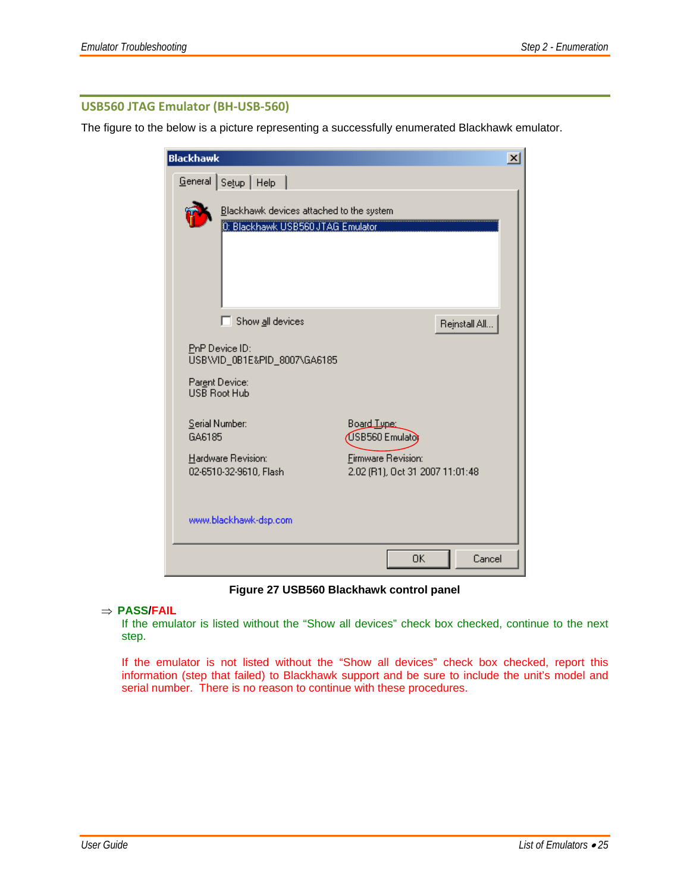## USB560 JTAG Emulator (BH-USB-560)

The figure to the below is a picture representing a successfully enumerated Blackhawk emulator.

Figure 27 USB560 Blackhawk control panel

⇒ **PASS/FAIL**

If the emulator is listed without the "Show all devices" check box checked, continue to the next step.

If the emulator is not listed without the "Show all devices" check box checked, report this information (step that failed) to Blackhawk support and be sure to include the unit's model and serial number. There is no reason to continue with these procedures.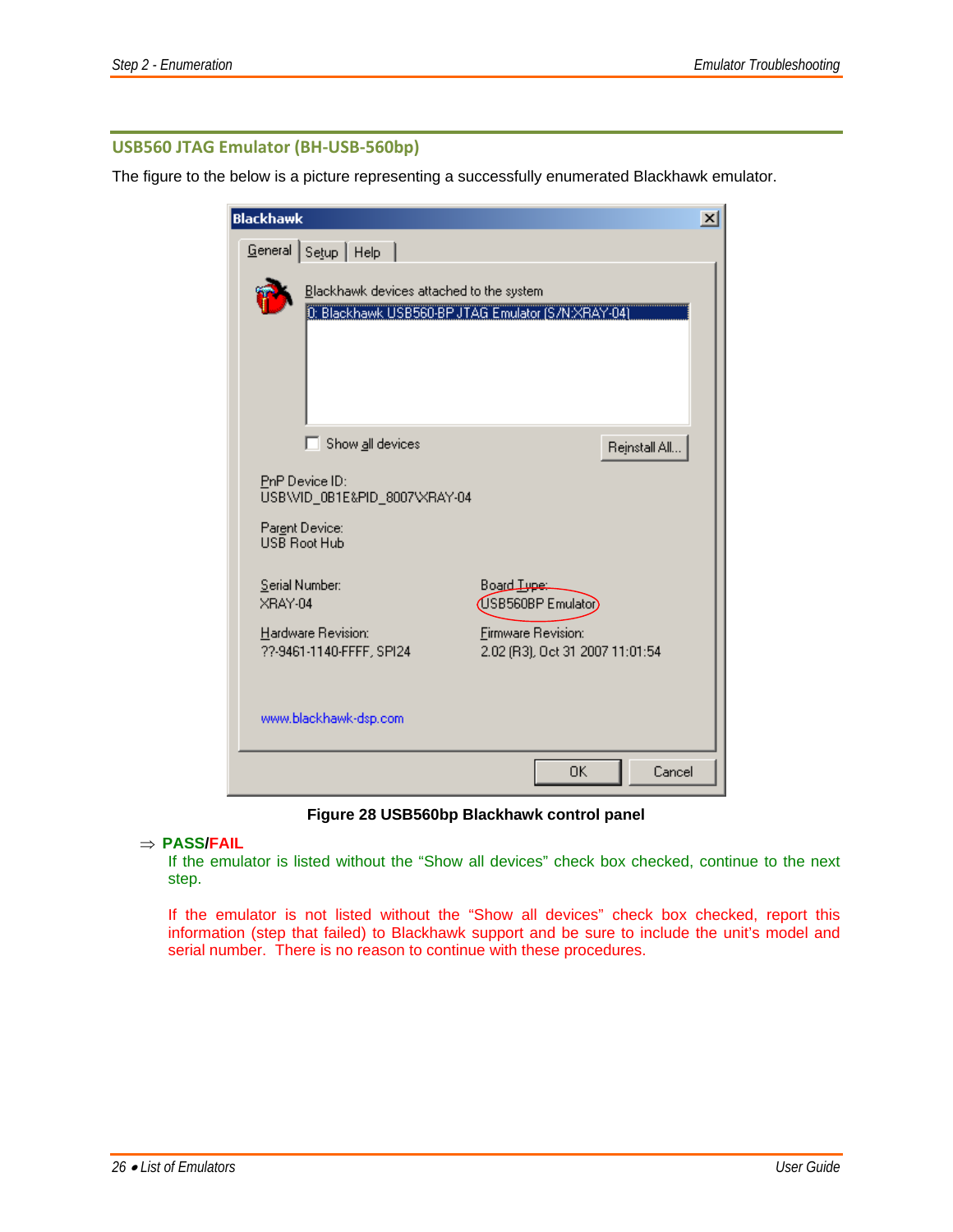## USB560 JTAG Emulator (BH-USB-560bp)

The figure to the below is a picture representing a successfully enumerated Blackhawk emulator.

**Figure 28 USB560bp Blackhawk control panel**

⇒ **PASS/FAIL**

If the emulator is listed without the "Show all devices" check box checked, continue to the next step.

If the emulator is not listed without the "Show all devices" check box checked, report this information (step that failed) to Blackhawk support and be sure to include the unit's model and serial number. There is no reason to continue with these procedures.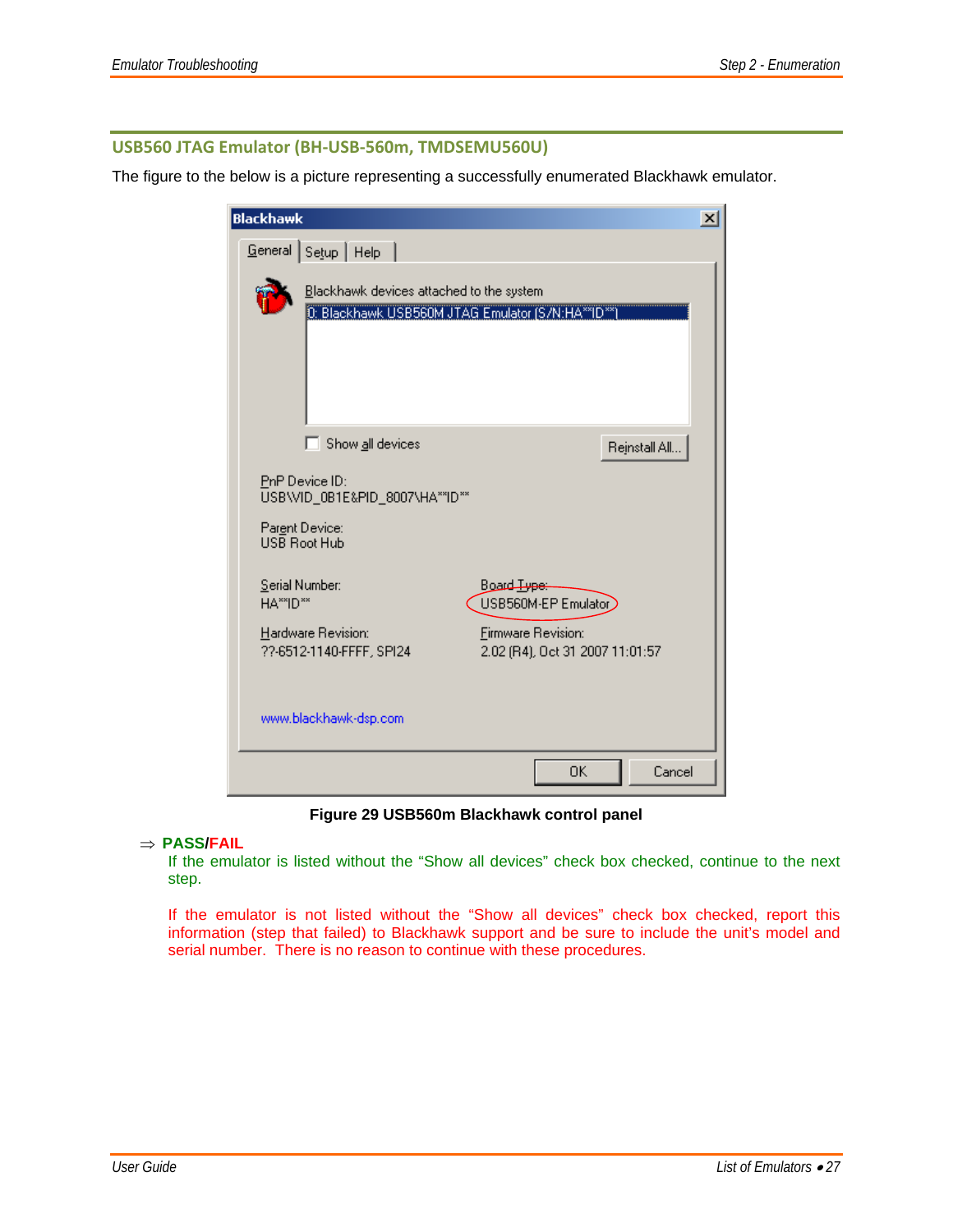## USB560 JTAG Emulator (BH-USB-560m, TMDSEMU560U)

The figure to the below is a picture representing a successfully enumerated Blackhawk emulator.

Blackhawk

General | Setup | Help

Blackhawk devices attached to the system

0: Blackhawk USB560M JTAG Emulator (S/N:HA**ID**)

Show all devices

Reinstall All...

PnP Device ID:
USB\VID_0B1E&PID_8007\HA**ID**

Parent Device:
USB Root Hub

Serial Number:
HA**ID**

Board Type:
USB560M-EP Emulator

Hardware Revision:
??-6512-1140-FFFF, SPI24

Firmware Revision:
2.02 (R4), Oct 31 2007 11:01:57

www.blackhawk-dsp.com

OK | Cancel

**Figure 29 USB560m Blackhawk control panel**

⇒ **PASS/FAIL**

If the emulator is listed without the "Show all devices" check box checked, continue to the next step.

If the emulator is not listed without the "Show all devices" check box checked, report this information (step that failed) to Blackhawk support and be sure to include the unit's model and serial number. There is no reason to continue with these procedures.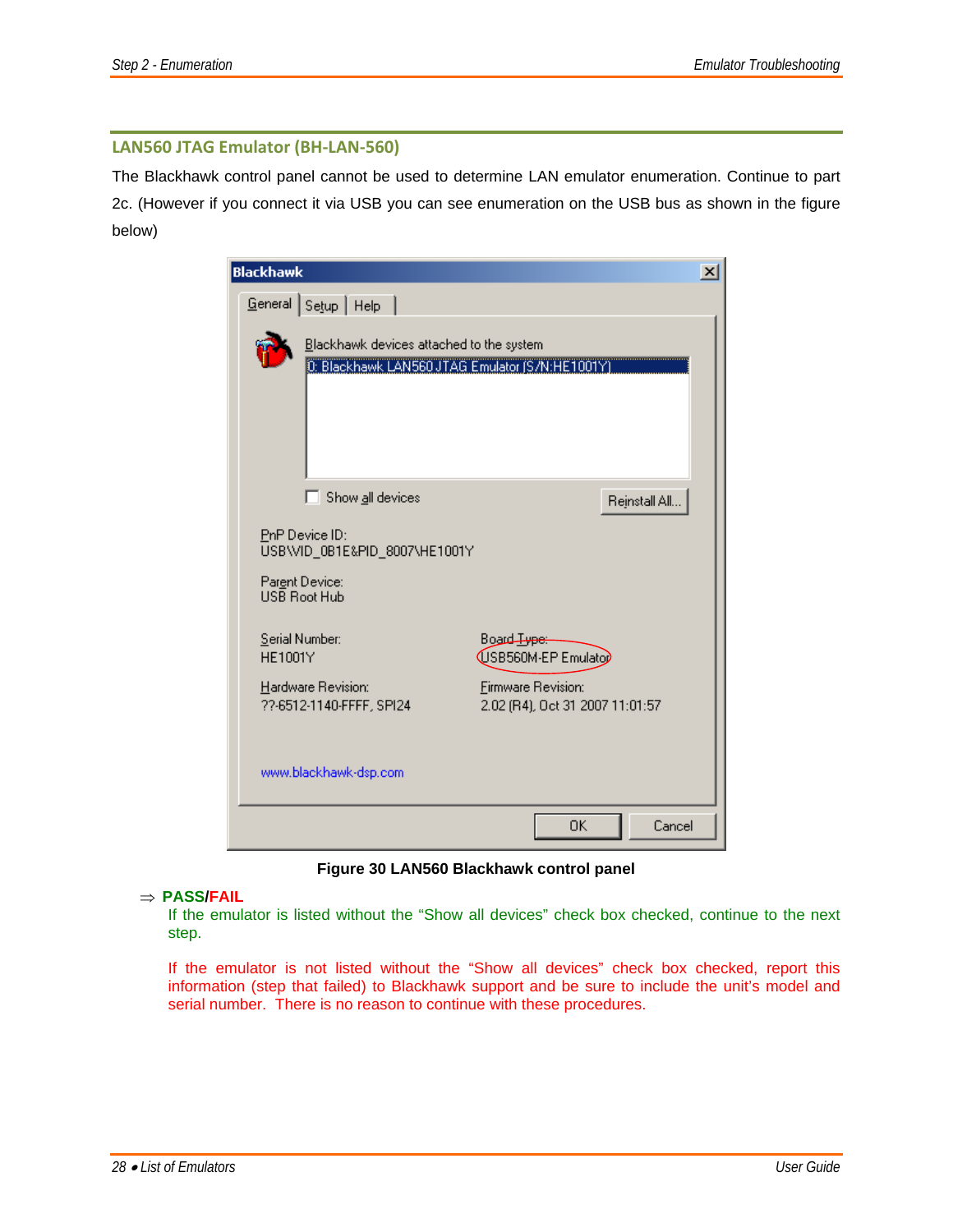## LAN560 JTAG Emulator (BH-LAN-560)

The Blackhawk control panel cannot be used to determine LAN emulator enumeration. Continue to part 2c. (However if you connect it via USB you can see enumeration on the USB bus as shown in the figure below)

**Figure 30 LAN560 Blackhawk control panel**

⇒ **PASS/FAIL**

If the emulator is listed without the "Show all devices" check box checked, continue to the next step.

If the emulator is not listed without the "Show all devices" check box checked, report this information (step that failed) to Blackhawk support and be sure to include the unit's model and serial number. There is no reason to continue with these procedures.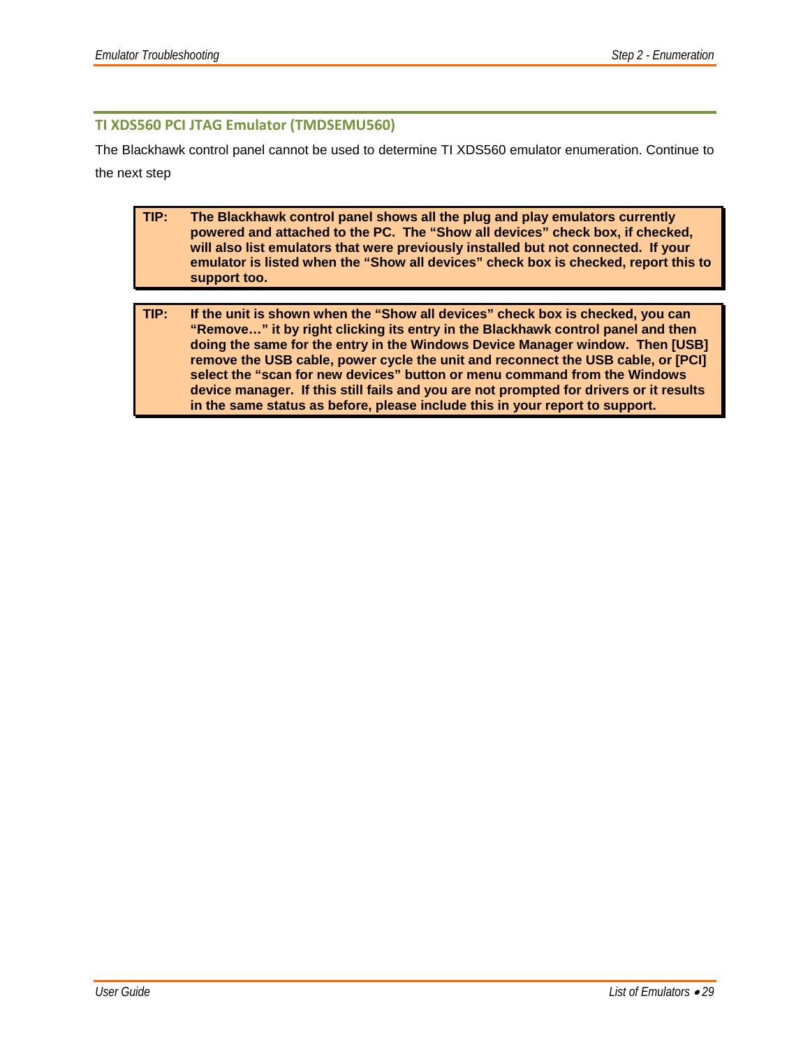## TI XDS560 PCI JTAG Emulator (TMDSEMU560)

The Blackhawk control panel cannot be used to determine TI XDS560 emulator enumeration. Continue to the next step

> **TIP: The Blackhawk control panel shows all the plug and play emulators currently powered and attached to the PC. The "Show all devices" check box, if checked, will also list emulators that were previously installed but not connected. If your emulator is listed when the "Show all devices" check box is checked, report this to support too.**

> **TIP: If the unit is shown when the "Show all devices" check box is checked, you can "Remove…" it by right clicking its entry in the Blackhawk control panel and then doing the same for the entry in the Windows Device Manager window. Then [USB] remove the USB cable, power cycle the unit and reconnect the USB cable, or [PCI] select the "scan for new devices" button or menu command from the Windows device manager. If this still fails and you are not prompted for drivers or it results in the same status as before, please include this in your report to support.**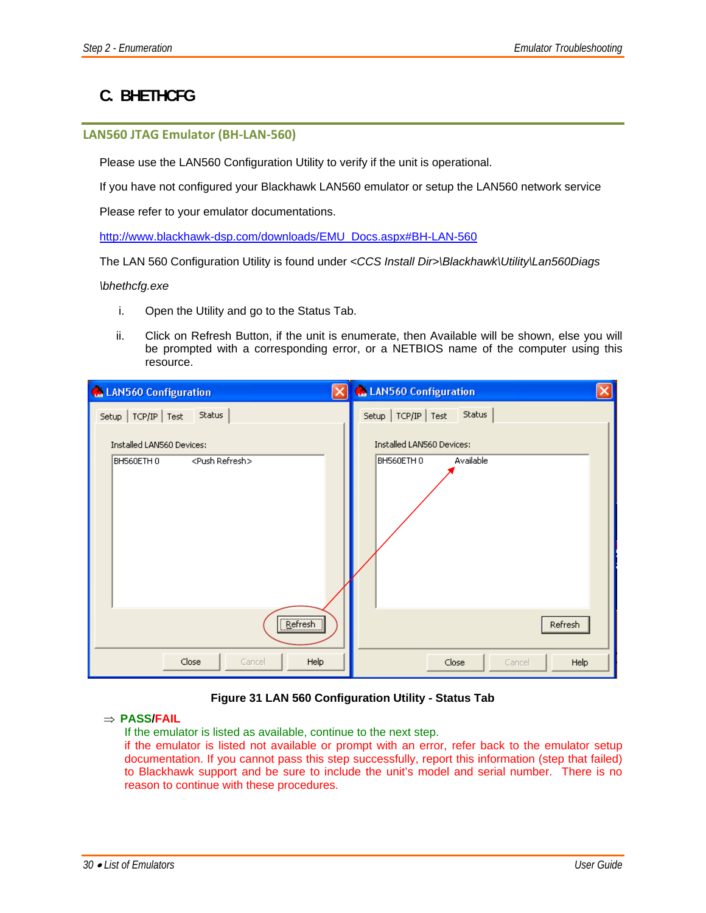## C. BHETHCFG

### LAN560 JTAG Emulator (BH-LAN-560)

Please use the LAN560 Configuration Utility to verify if the unit is operational.

If you have not configured your Blackhawk LAN560 emulator or setup the LAN560 network service

Please refer to your emulator documentations.

http://www.blackhawk-dsp.com/downloads/EMU_Docs.aspx#BH-LAN-560

The LAN 560 Configuration Utility is found under *<CCS Install Dir>\Blackhawk\Utility\Lan560Diags \bhethcfg.exe*

i. Open the Utility and go to the Status Tab.

ii. Click on Refresh Button, if the unit is enumerate, then Available will be shown, else you will be prompted with a corresponding error, or a NETBIOS name of the computer using this resource.

**Figure 31 LAN 560 Configuration Utility - Status Tab**

⇒ **PASS/FAIL**

If the emulator is listed as available, continue to the next step.

if the emulator is listed not available or prompt with an error, refer back to the emulator setup documentation. If you cannot pass this step successfully, report this information (step that failed) to Blackhawk support and be sure to include the unit's model and serial number. There is no reason to continue with these procedures.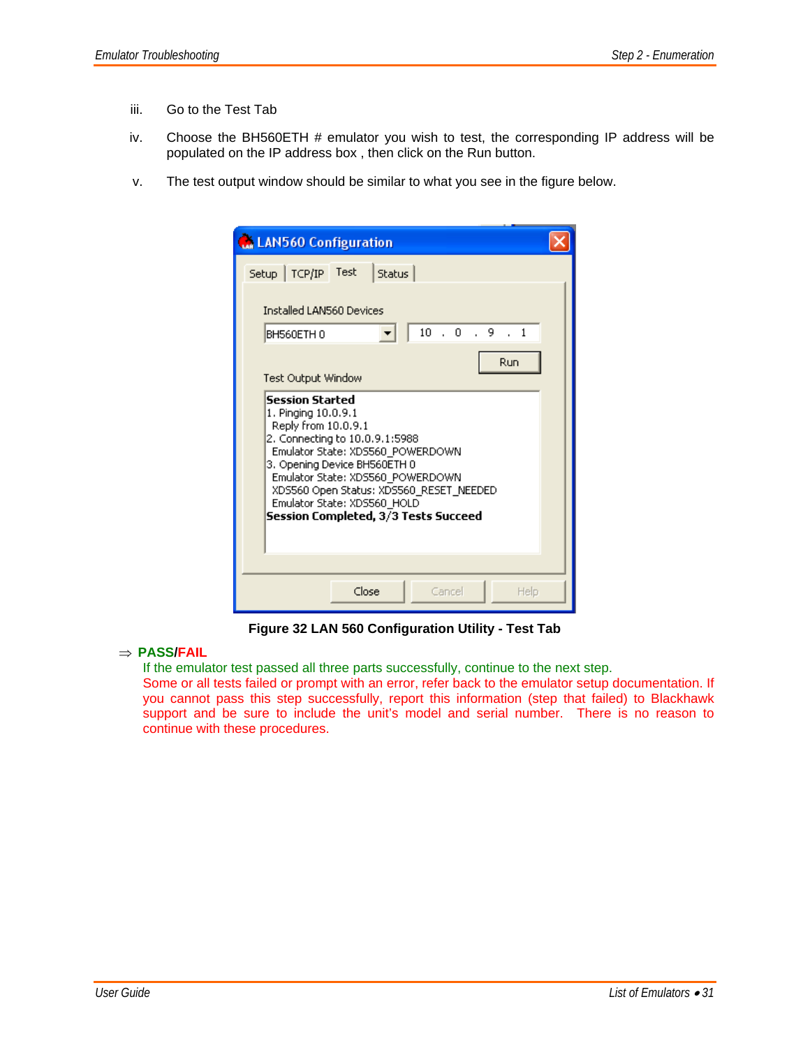iii. Go to the Test Tab

iv. Choose the BH560ETH # emulator you wish to test, the corresponding IP address will be populated on the IP address box , then click on the Run button.

v. The test output window should be similar to what you see in the figure below.

**Figure 32 LAN 560 Configuration Utility - Test Tab**

⇒ **PASS/FAIL**

If the emulator test passed all three parts successfully, continue to the next step.

Some or all tests failed or prompt with an error, refer back to the emulator setup documentation. If you cannot pass this step successfully, report this information (step that failed) to Blackhawk support and be sure to include the unit's model and serial number. There is no reason to continue with these procedures.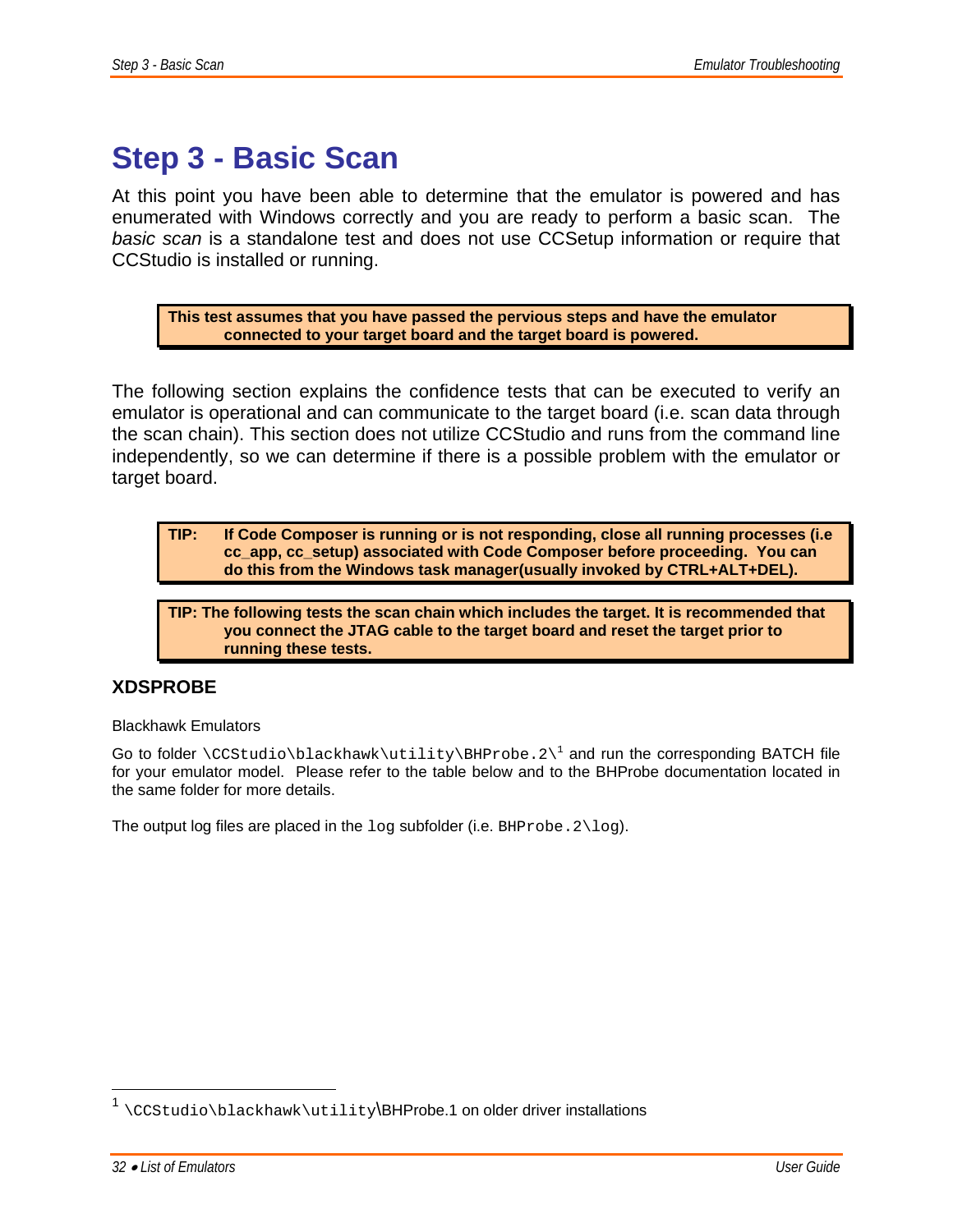# Step 3 - Basic Scan

At this point you have been able to determine that the emulator is powered and has enumerated with Windows correctly and you are ready to perform a basic scan. The *basic scan* is a standalone test and does not use CCSetup information or require that CCStudio is installed or running.

> **This test assumes that you have passed the pervious steps and have the emulator connected to your target board and the target board is powered.**

The following section explains the confidence tests that can be executed to verify an emulator is operational and can communicate to the target board (i.e. scan data through the scan chain). This section does not utilize CCStudio and runs from the command line independently, so we can determine if there is a possible problem with the emulator or target board.

> **TIP: If Code Composer is running or is not responding, close all running processes (i.e cc_app, cc_setup) associated with Code Composer before proceeding. You can do this from the Windows task manager(usually invoked by CTRL+ALT+DEL).**

> **TIP: The following tests the scan chain which includes the target. It is recommended that you connect the JTAG cable to the target board and reset the target prior to running these tests.**

### XDSPROBE

Blackhawk Emulators

Go to folder `\CCStudio\blackhawk\utility\BHProbe.2\`[1] and run the corresponding BATCH file for your emulator model. Please refer to the table below and to the BHProbe documentation located in the same folder for more details.

The output log files are placed in the `log` subfolder (i.e. `BHProbe.2\log`).

---

[1] `\CCStudio\blackhawk\utility\`BHProbe.1 on older driver installations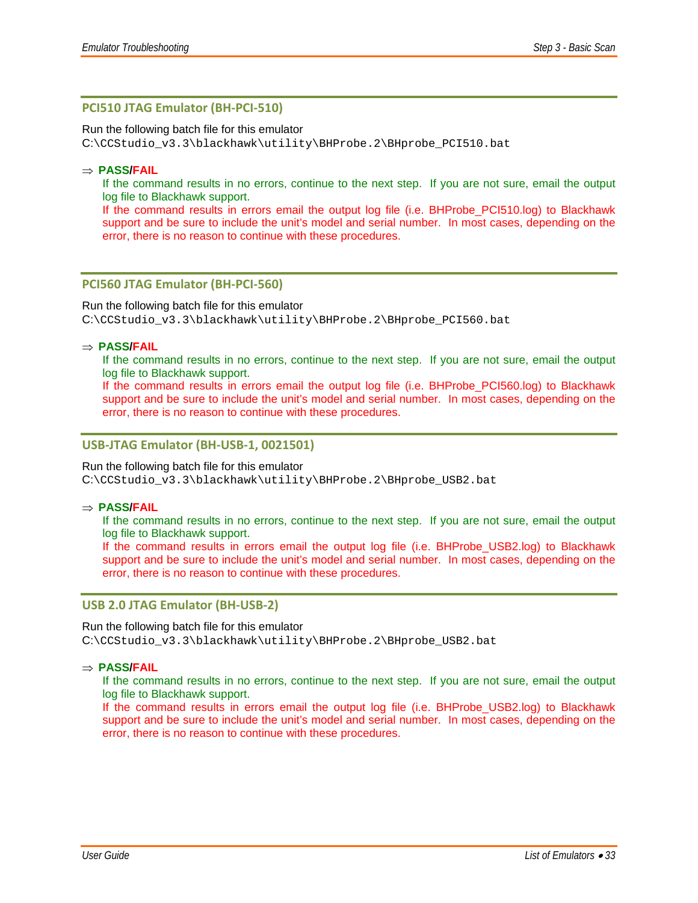## PCI510 JTAG Emulator (BH-PCI-510)

Run the following batch file for this emulator
```
C:\CCStudio_v3.3\blackhawk\utility\BHProbe.2\BHprobe_PCI510.bat
```

⇒ **PASS/FAIL**

If the command results in no errors, continue to the next step. If you are not sure, email the output log file to Blackhawk support.

If the command results in errors email the output log file (i.e. BHProbe_PCI510.log) to Blackhawk support and be sure to include the unit's model and serial number. In most cases, depending on the error, there is no reason to continue with these procedures.

## PCI560 JTAG Emulator (BH-PCI-560)

Run the following batch file for this emulator
```
C:\CCStudio_v3.3\blackhawk\utility\BHProbe.2\BHprobe_PCI560.bat
```

⇒ **PASS/FAIL**

If the command results in no errors, continue to the next step. If you are not sure, email the output log file to Blackhawk support.

If the command results in errors email the output log file (i.e. BHProbe_PCI560.log) to Blackhawk support and be sure to include the unit's model and serial number. In most cases, depending on the error, there is no reason to continue with these procedures.

## USB-JTAG Emulator (BH-USB-1, 0021501)

Run the following batch file for this emulator
```
C:\CCStudio_v3.3\blackhawk\utility\BHProbe.2\BHprobe_USB2.bat
```

⇒ **PASS/FAIL**

If the command results in no errors, continue to the next step. If you are not sure, email the output log file to Blackhawk support.

If the command results in errors email the output log file (i.e. BHProbe_USB2.log) to Blackhawk support and be sure to include the unit's model and serial number. In most cases, depending on the error, there is no reason to continue with these procedures.

## USB 2.0 JTAG Emulator (BH-USB-2)

Run the following batch file for this emulator
```
C:\CCStudio_v3.3\blackhawk\utility\BHProbe.2\BHprobe_USB2.bat
```

⇒ **PASS/FAIL**

If the command results in no errors, continue to the next step. If you are not sure, email the output log file to Blackhawk support.

If the command results in errors email the output log file (i.e. BHProbe_USB2.log) to Blackhawk support and be sure to include the unit's model and serial number. In most cases, depending on the error, there is no reason to continue with these procedures.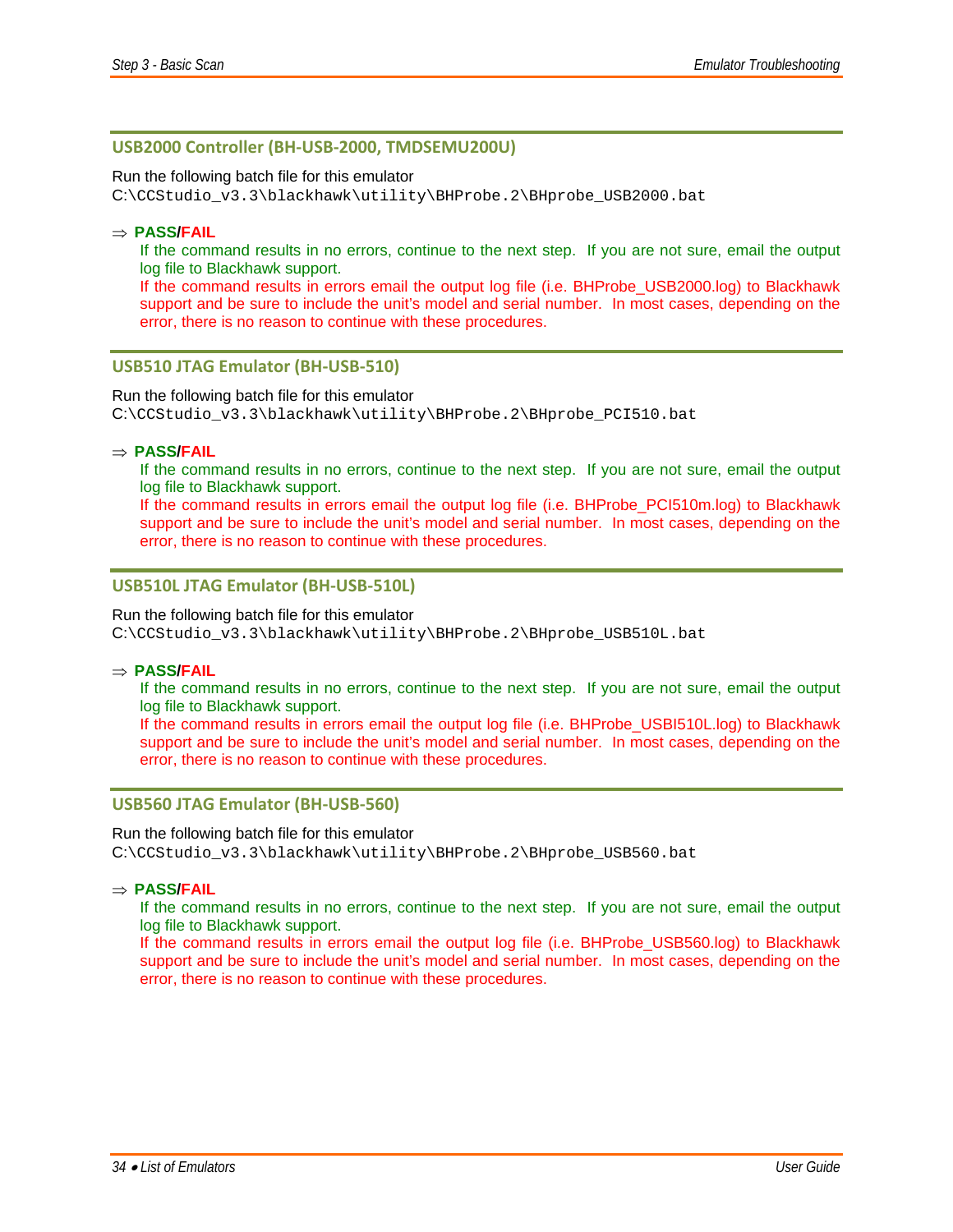### USB2000 Controller (BH-USB-2000, TMDSEMU200U)

Run the following batch file for this emulator
`C:\CCStudio_v3.3\blackhawk\utility\BHProbe.2\BHprobe_USB2000.bat`

⇒ **PASS/FAIL**

If the command results in no errors, continue to the next step. If you are not sure, email the output log file to Blackhawk support.

If the command results in errors email the output log file (i.e. BHProbe_USB2000.log) to Blackhawk support and be sure to include the unit's model and serial number. In most cases, depending on the error, there is no reason to continue with these procedures.

### USB510 JTAG Emulator (BH-USB-510)

Run the following batch file for this emulator
`C:\CCStudio_v3.3\blackhawk\utility\BHProbe.2\BHprobe_PCI510.bat`

⇒ **PASS/FAIL**

If the command results in no errors, continue to the next step. If you are not sure, email the output log file to Blackhawk support.

If the command results in errors email the output log file (i.e. BHProbe_PCI510m.log) to Blackhawk support and be sure to include the unit's model and serial number. In most cases, depending on the error, there is no reason to continue with these procedures.

### USB510L JTAG Emulator (BH-USB-510L)

Run the following batch file for this emulator
`C:\CCStudio_v3.3\blackhawk\utility\BHProbe.2\BHprobe_USB510L.bat`

⇒ **PASS/FAIL**

If the command results in no errors, continue to the next step. If you are not sure, email the output log file to Blackhawk support.

If the command results in errors email the output log file (i.e. BHProbe_USBI510L.log) to Blackhawk support and be sure to include the unit's model and serial number. In most cases, depending on the error, there is no reason to continue with these procedures.

### USB560 JTAG Emulator (BH-USB-560)

Run the following batch file for this emulator
`C:\CCStudio_v3.3\blackhawk\utility\BHProbe.2\BHprobe_USB560.bat`

⇒ **PASS/FAIL**

If the command results in no errors, continue to the next step. If you are not sure, email the output log file to Blackhawk support.

If the command results in errors email the output log file (i.e. BHProbe_USB560.log) to Blackhawk support and be sure to include the unit's model and serial number. In most cases, depending on the error, there is no reason to continue with these procedures.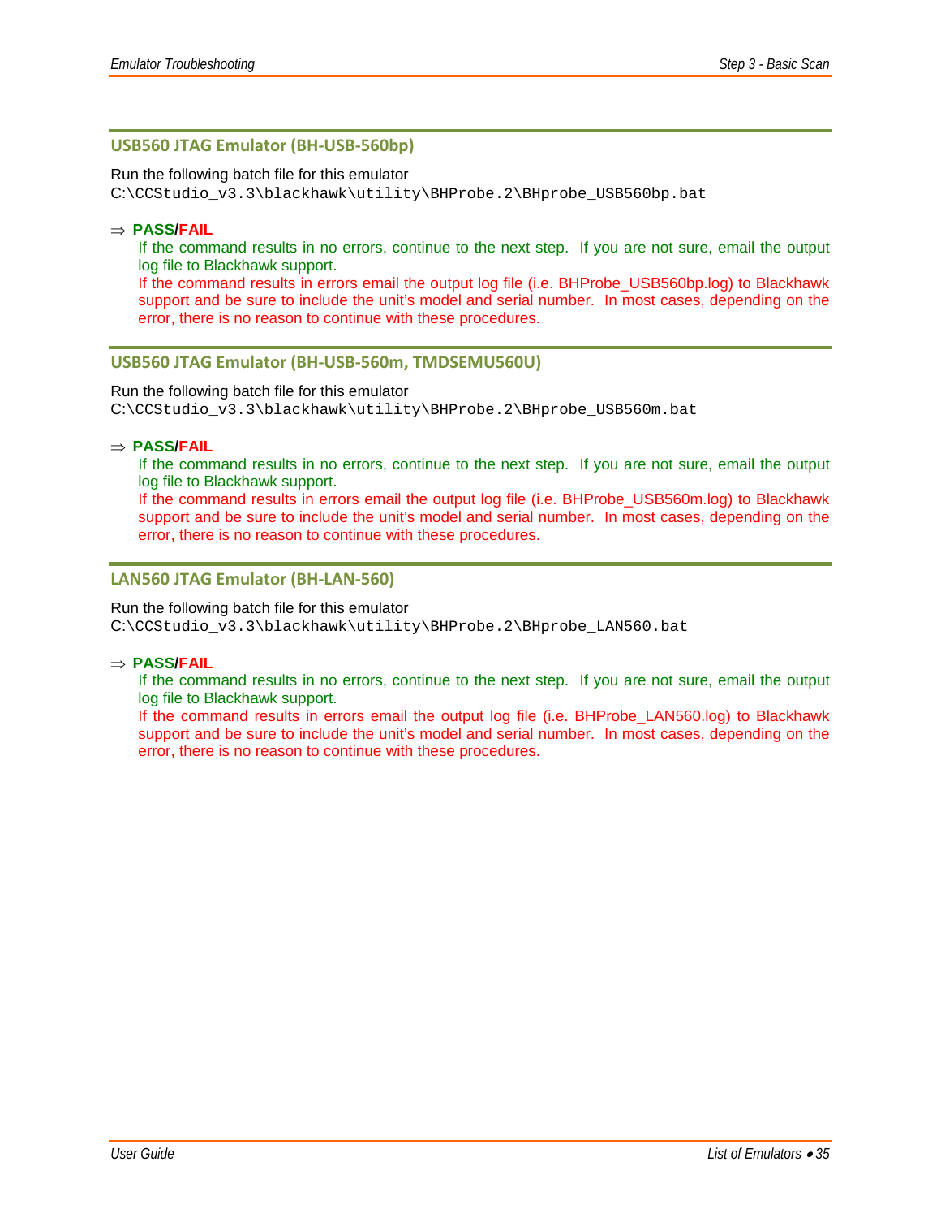### USB560 JTAG Emulator (BH-USB-560bp)

Run the following batch file for this emulator
`C:\CCStudio_v3.3\blackhawk\utility\BHProbe.2\BHprobe_USB560bp.bat`

⇒ **PASS/FAIL**

If the command results in no errors, continue to the next step. If you are not sure, email the output log file to Blackhawk support.

If the command results in errors email the output log file (i.e. BHProbe_USB560bp.log) to Blackhawk support and be sure to include the unit's model and serial number. In most cases, depending on the error, there is no reason to continue with these procedures.

### USB560 JTAG Emulator (BH-USB-560m, TMDSEMU560U)

Run the following batch file for this emulator
`C:\CCStudio_v3.3\blackhawk\utility\BHProbe.2\BHprobe_USB560m.bat`

⇒ **PASS/FAIL**

If the command results in no errors, continue to the next step. If you are not sure, email the output log file to Blackhawk support.

If the command results in errors email the output log file (i.e. BHProbe_USB560m.log) to Blackhawk support and be sure to include the unit's model and serial number. In most cases, depending on the error, there is no reason to continue with these procedures.

### LAN560 JTAG Emulator (BH-LAN-560)

Run the following batch file for this emulator
`C:\CCStudio_v3.3\blackhawk\utility\BHProbe.2\BHprobe_LAN560.bat`

⇒ **PASS/FAIL**

If the command results in no errors, continue to the next step. If you are not sure, email the output log file to Blackhawk support.

If the command results in errors email the output log file (i.e. BHProbe_LAN560.log) to Blackhawk support and be sure to include the unit's model and serial number. In most cases, depending on the error, there is no reason to continue with these procedures.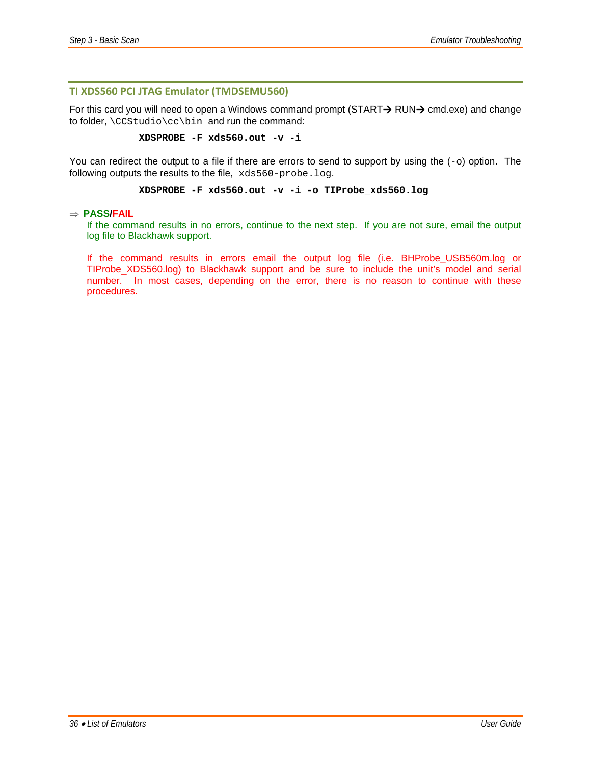## TI XDS560 PCI JTAG Emulator (TMDSEMU560)

For this card you will need to open a Windows command prompt (START→ RUN→ cmd.exe) and change to folder, `\CCStudio\cc\bin` and run the command:

```
XDSPROBE -F xds560.out -v -i
```

You can redirect the output to a file if there are errors to send to support by using the (`-o`) option. The following outputs the results to the file, `xds560-probe.log`.

```
XDSPROBE -F xds560.out -v -i -o TIProbe_xds560.log
```

⇒ **PASS/FAIL**

If the command results in no errors, continue to the next step. If you are not sure, email the output log file to Blackhawk support.

If the command results in errors email the output log file (i.e. BHProbe_USB560m.log or TIProbe_XDS560.log) to Blackhawk support and be sure to include the unit's model and serial number. In most cases, depending on the error, there is no reason to continue with these procedures.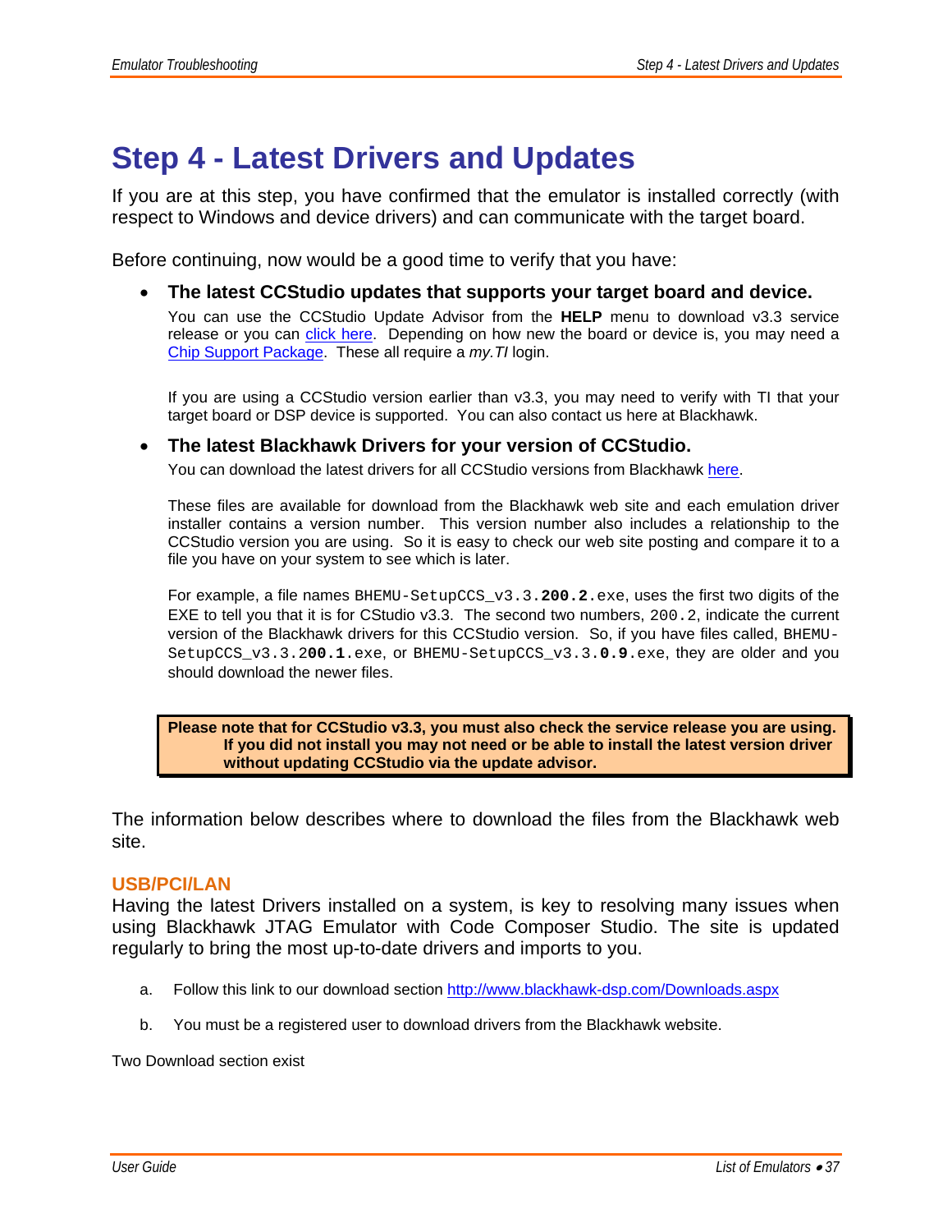# Step 4 - Latest Drivers and Updates

If you are at this step, you have confirmed that the emulator is installed correctly (with respect to Windows and device drivers) and can communicate with the target board.

Before continuing, now would be a good time to verify that you have:

- **The latest CCStudio updates that supports your target board and device.**

  You can use the CCStudio Update Advisor from the **HELP** menu to download v3.3 service release or you can click here. Depending on how new the board or device is, you may need a Chip Support Package. These all require a *my.TI* login.

  If you are using a CCStudio version earlier than v3.3, you may need to verify with TI that your target board or DSP device is supported. You can also contact us here at Blackhawk.

- **The latest Blackhawk Drivers for your version of CCStudio.**

  You can download the latest drivers for all CCStudio versions from Blackhawk here.

  These files are available for download from the Blackhawk web site and each emulation driver installer contains a version number. This version number also includes a relationship to the CCStudio version you are using. So it is easy to check our web site posting and compare it to a file you have on your system to see which is later.

  For example, a file names `BHEMU-SetupCCS_v3.3.`**`200.2`**`.exe`, uses the first two digits of the EXE to tell you that it is for CStudio v3.3. The second two numbers, `200.2`, indicate the current version of the Blackhawk drivers for this CCStudio version. So, if you have files called, `BHEMU-SetupCCS_v3.3.2`**`00.1`**`.exe`, or `BHEMU-SetupCCS_v3.3.`**`0.9`**`.exe`, they are older and you should download the newer files.

> **Please note that for CCStudio v3.3, you must also check the service release you are using. If you did not install you may not need or be able to install the latest version driver without updating CCStudio via the update advisor.**

The information below describes where to download the files from the Blackhawk web site.

### USB/PCI/LAN

Having the latest Drivers installed on a system, is key to resolving many issues when using Blackhawk JTAG Emulator with Code Composer Studio. The site is updated regularly to bring the most up-to-date drivers and imports to you.

a. Follow this link to our download section http://www.blackhawk-dsp.com/Downloads.aspx

b. You must be a registered user to download drivers from the Blackhawk website.

Two Download section exist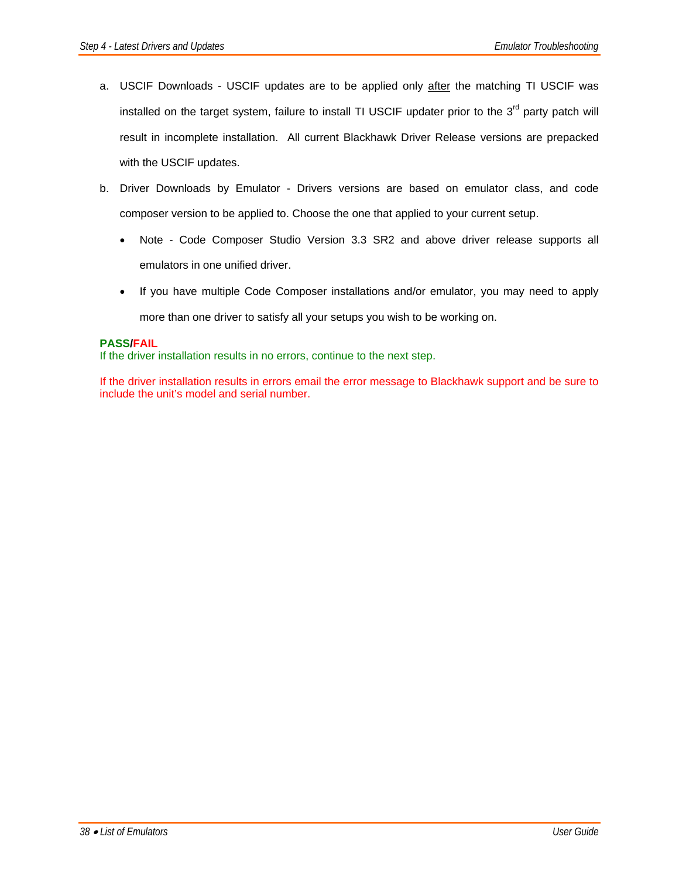a. USCIF Downloads - USCIF updates are to be applied only <u>after</u> the matching TI USCIF was installed on the target system, failure to install TI USCIF updater prior to the 3rd party patch will result in incomplete installation. All current Blackhawk Driver Release versions are prepacked with the USCIF updates.

b. Driver Downloads by Emulator - Drivers versions are based on emulator class, and code composer version to be applied to. Choose the one that applied to your current setup.

   - Note - Code Composer Studio Version 3.3 SR2 and above driver release supports all emulators in one unified driver.
   - If you have multiple Code Composer installations and/or emulator, you may need to apply more than one driver to satisfy all your setups you wish to be working on.

**PASS/FAIL**
If the driver installation results in no errors, continue to the next step.

If the driver installation results in errors email the error message to Blackhawk support and be sure to include the unit's model and serial number.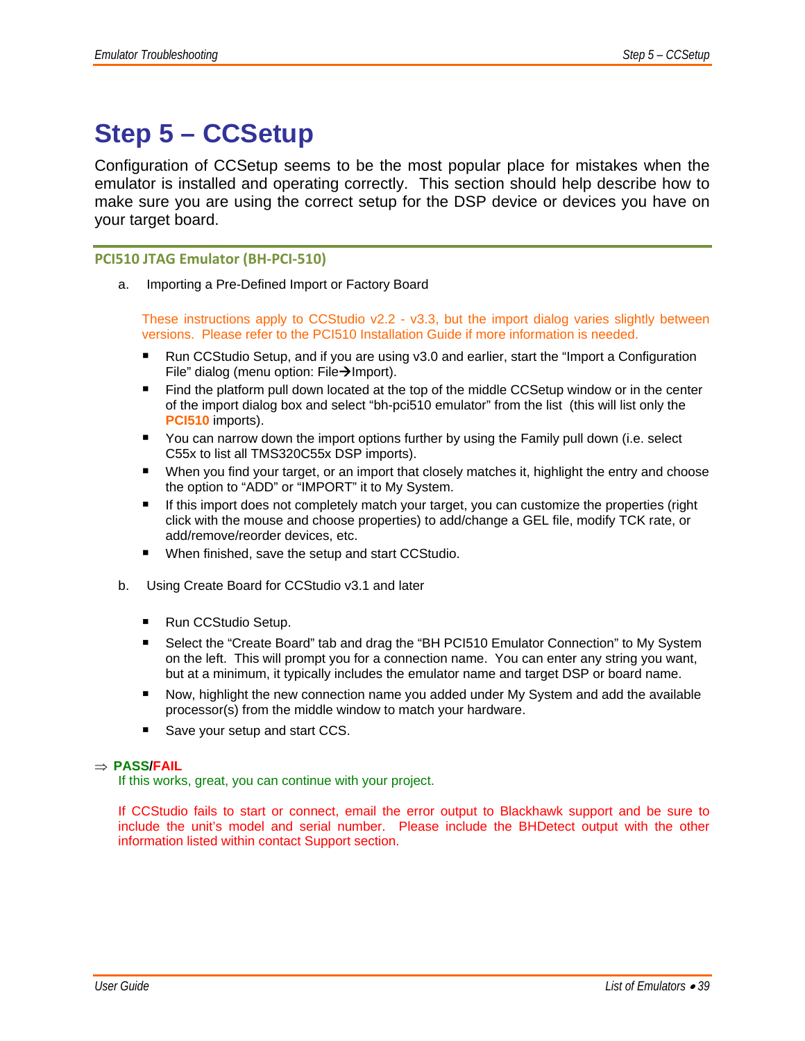# Step 5 – CCSetup

Configuration of CCSetup seems to be the most popular place for mistakes when the emulator is installed and operating correctly. This section should help describe how to make sure you are using the correct setup for the DSP device or devices you have on your target board.

## PCI510 JTAG Emulator (BH-PCI-510)

a. Importing a Pre-Defined Import or Factory Board

These instructions apply to CCStudio v2.2 - v3.3, but the import dialog varies slightly between versions. Please refer to the PCI510 Installation Guide if more information is needed.

- Run CCStudio Setup, and if you are using v3.0 and earlier, start the "Import a Configuration File" dialog (menu option: File→Import).
- Find the platform pull down located at the top of the middle CCSetup window or in the center of the import dialog box and select "bh-pci510 emulator" from the list (this will list only the **PCI510** imports).
- You can narrow down the import options further by using the Family pull down (i.e. select C55x to list all TMS320C55x DSP imports).
- When you find your target, or an import that closely matches it, highlight the entry and choose the option to "ADD" or "IMPORT" it to My System.
- If this import does not completely match your target, you can customize the properties (right click with the mouse and choose properties) to add/change a GEL file, modify TCK rate, or add/remove/reorder devices, etc.
- When finished, save the setup and start CCStudio.

b. Using Create Board for CCStudio v3.1 and later

- Run CCStudio Setup.
- Select the "Create Board" tab and drag the "BH PCI510 Emulator Connection" to My System on the left. This will prompt you for a connection name. You can enter any string you want, but at a minimum, it typically includes the emulator name and target DSP or board name.
- Now, highlight the new connection name you added under My System and add the available processor(s) from the middle window to match your hardware.
- Save your setup and start CCS.

⇒ **PASS/FAIL**

If this works, great, you can continue with your project.

If CCStudio fails to start or connect, email the error output to Blackhawk support and be sure to include the unit's model and serial number. Please include the BHDetect output with the other information listed within contact Support section.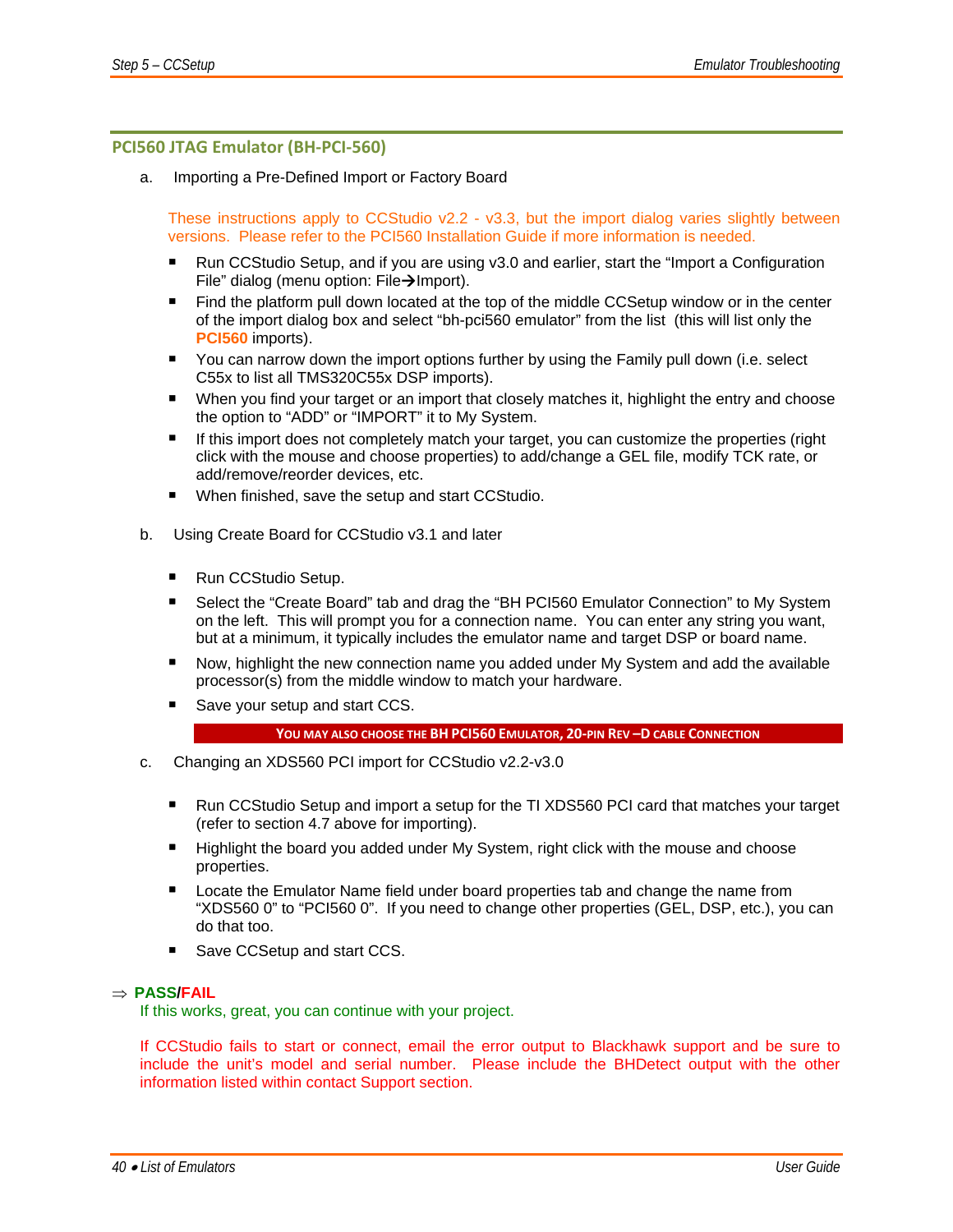## PCI560 JTAG Emulator (BH-PCI-560)

a. Importing a Pre-Defined Import or Factory Board

These instructions apply to CCStudio v2.2 - v3.3, but the import dialog varies slightly between versions. Please refer to the PCI560 Installation Guide if more information is needed.

- Run CCStudio Setup, and if you are using v3.0 and earlier, start the “Import a Configuration File” dialog (menu option: File→Import).
- Find the platform pull down located at the top of the middle CCSetup window or in the center of the import dialog box and select “bh-pci560 emulator” from the list (this will list only the **PCI560** imports).
- You can narrow down the import options further by using the Family pull down (i.e. select C55x to list all TMS320C55x DSP imports).
- When you find your target or an import that closely matches it, highlight the entry and choose the option to “ADD” or “IMPORT” it to My System.
- If this import does not completely match your target, you can customize the properties (right click with the mouse and choose properties) to add/change a GEL file, modify TCK rate, or add/remove/reorder devices, etc.
- When finished, save the setup and start CCStudio.

b. Using Create Board for CCStudio v3.1 and later

- Run CCStudio Setup.
- Select the “Create Board” tab and drag the “BH PCI560 Emulator Connection” to My System on the left. This will prompt you for a connection name. You can enter any string you want, but at a minimum, it typically includes the emulator name and target DSP or board name.
- Now, highlight the new connection name you added under My System and add the available processor(s) from the middle window to match your hardware.
- Save your setup and start CCS.

**YOU MAY ALSO CHOOSE THE BH PCI560 EMULATOR, 20-PIN REV –D CABLE CONNECTION**

c. Changing an XDS560 PCI import for CCStudio v2.2-v3.0

- Run CCStudio Setup and import a setup for the TI XDS560 PCI card that matches your target (refer to section 4.7 above for importing).
- Highlight the board you added under My System, right click with the mouse and choose properties.
- Locate the Emulator Name field under board properties tab and change the name from “XDS560 0” to “PCI560 0”. If you need to change other properties (GEL, DSP, etc.), you can do that too.
- Save CCSetup and start CCS.

⇒ **PASS/FAIL**

If this works, great, you can continue with your project.

If CCStudio fails to start or connect, email the error output to Blackhawk support and be sure to include the unit’s model and serial number. Please include the BHDetect output with the other information listed within contact Support section.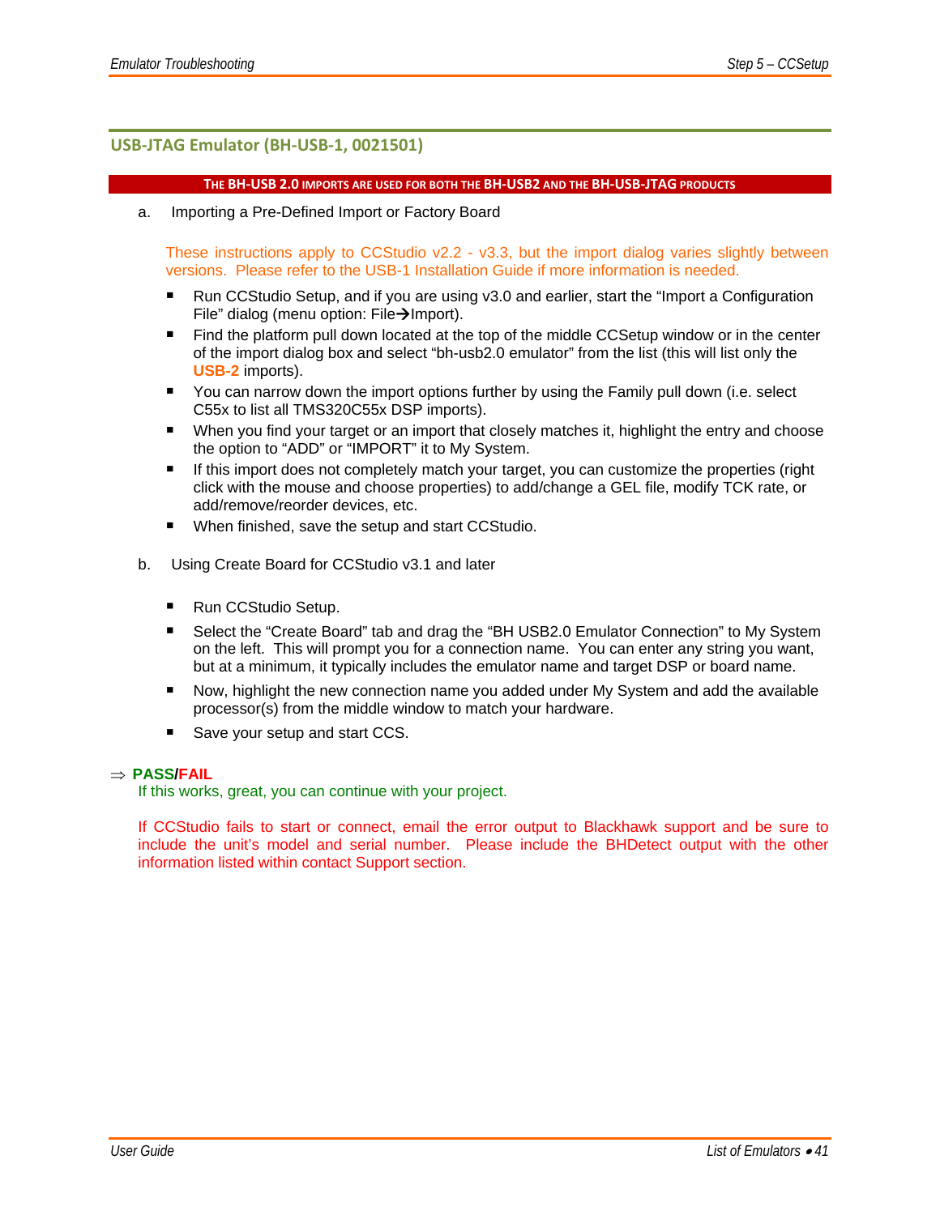## USB-JTAG Emulator (BH-USB-1, 0021501)

**THE BH-USB 2.0 IMPORTS ARE USED FOR BOTH THE BH-USB2 AND THE BH-USB-JTAG PRODUCTS**

a. Importing a Pre-Defined Import or Factory Board

These instructions apply to CCStudio v2.2 - v3.3, but the import dialog varies slightly between versions. Please refer to the USB-1 Installation Guide if more information is needed.

- Run CCStudio Setup, and if you are using v3.0 and earlier, start the "Import a Configuration File" dialog (menu option: File→Import).
- Find the platform pull down located at the top of the middle CCSetup window or in the center of the import dialog box and select "bh-usb2.0 emulator" from the list (this will list only the **USB-2** imports).
- You can narrow down the import options further by using the Family pull down (i.e. select C55x to list all TMS320C55x DSP imports).
- When you find your target or an import that closely matches it, highlight the entry and choose the option to "ADD" or "IMPORT" it to My System.
- If this import does not completely match your target, you can customize the properties (right click with the mouse and choose properties) to add/change a GEL file, modify TCK rate, or add/remove/reorder devices, etc.
- When finished, save the setup and start CCStudio.

b. Using Create Board for CCStudio v3.1 and later

- Run CCStudio Setup.
- Select the "Create Board" tab and drag the "BH USB2.0 Emulator Connection" to My System on the left. This will prompt you for a connection name. You can enter any string you want, but at a minimum, it typically includes the emulator name and target DSP or board name.
- Now, highlight the new connection name you added under My System and add the available processor(s) from the middle window to match your hardware.
- Save your setup and start CCS.

⇒ **PASS/FAIL**

If this works, great, you can continue with your project.

If CCStudio fails to start or connect, email the error output to Blackhawk support and be sure to include the unit's model and serial number. Please include the BHDetect output with the other information listed within contact Support section.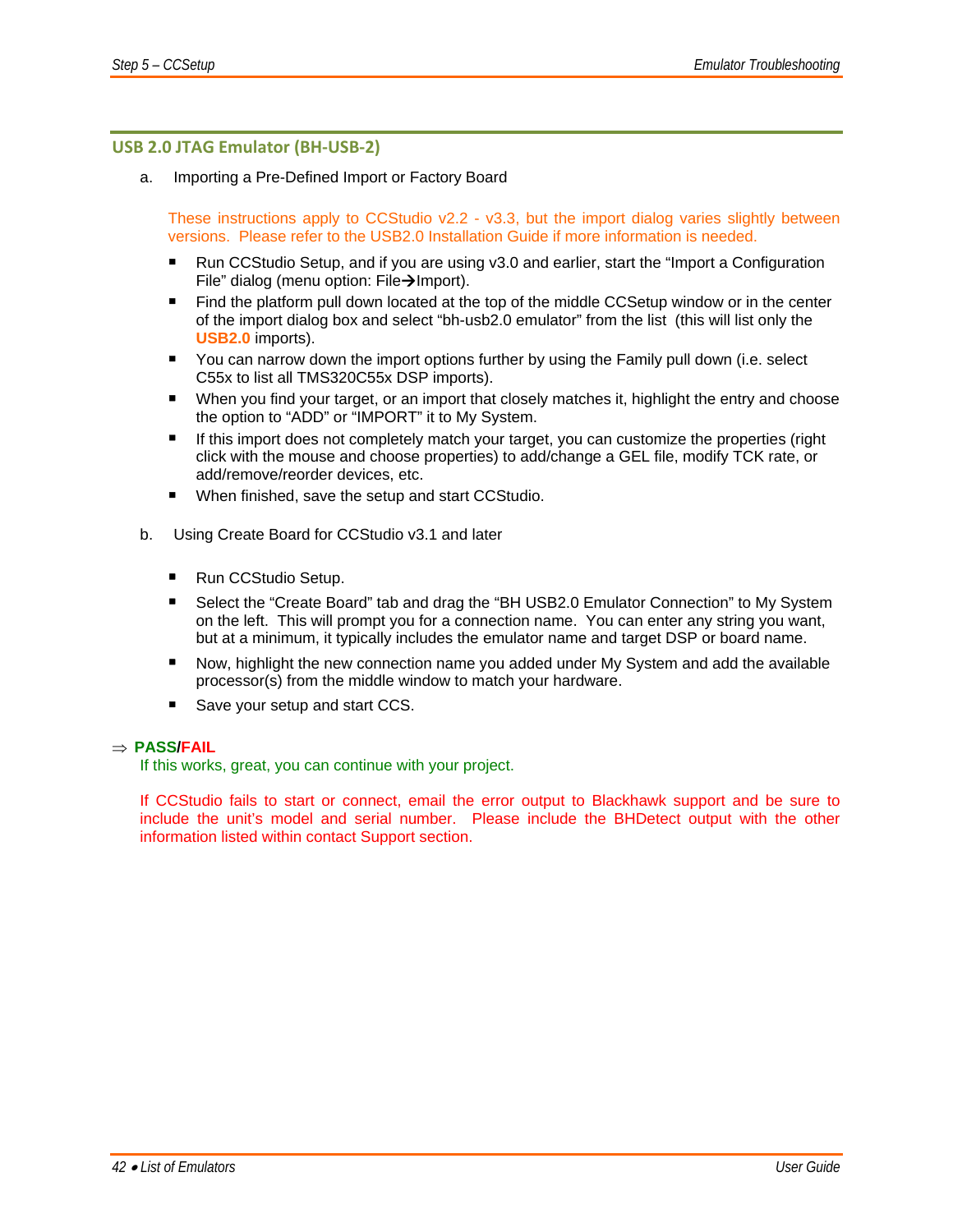## USB 2.0 JTAG Emulator (BH-USB-2)

a. Importing a Pre-Defined Import or Factory Board

These instructions apply to CCStudio v2.2 - v3.3, but the import dialog varies slightly between versions. Please refer to the USB2.0 Installation Guide if more information is needed.

- Run CCStudio Setup, and if you are using v3.0 and earlier, start the “Import a Configuration File” dialog (menu option: File→Import).
- Find the platform pull down located at the top of the middle CCSetup window or in the center of the import dialog box and select “bh-usb2.0 emulator” from the list (this will list only the **USB2.0** imports).
- You can narrow down the import options further by using the Family pull down (i.e. select C55x to list all TMS320C55x DSP imports).
- When you find your target, or an import that closely matches it, highlight the entry and choose the option to “ADD” or “IMPORT” it to My System.
- If this import does not completely match your target, you can customize the properties (right click with the mouse and choose properties) to add/change a GEL file, modify TCK rate, or add/remove/reorder devices, etc.
- When finished, save the setup and start CCStudio.

b. Using Create Board for CCStudio v3.1 and later

- Run CCStudio Setup.
- Select the “Create Board” tab and drag the “BH USB2.0 Emulator Connection” to My System on the left. This will prompt you for a connection name. You can enter any string you want, but at a minimum, it typically includes the emulator name and target DSP or board name.
- Now, highlight the new connection name you added under My System and add the available processor(s) from the middle window to match your hardware.
- Save your setup and start CCS.

⇒ **PASS/FAIL**

If this works, great, you can continue with your project.

If CCStudio fails to start or connect, email the error output to Blackhawk support and be sure to include the unit’s model and serial number. Please include the BHDetect output with the other information listed within contact Support section.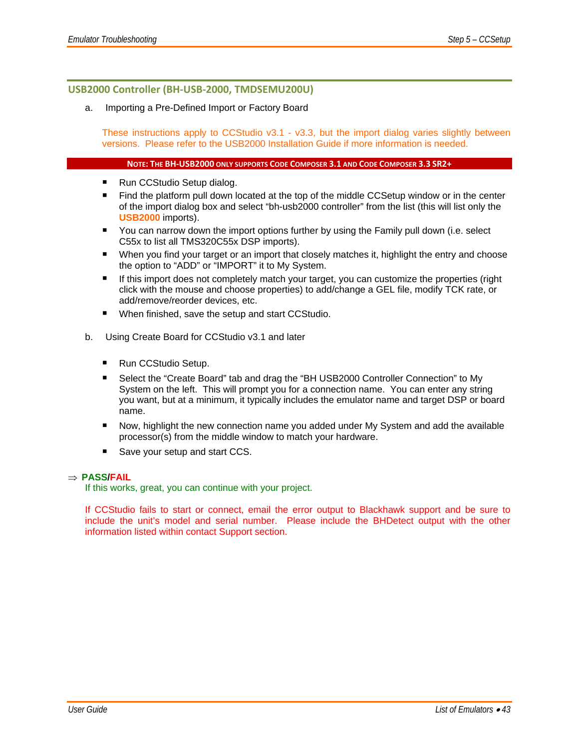## USB2000 Controller (BH-USB-2000, TMDSEMU200U)

a. Importing a Pre-Defined Import or Factory Board

These instructions apply to CCStudio v3.1 - v3.3, but the import dialog varies slightly between versions. Please refer to the USB2000 Installation Guide if more information is needed.

**NOTE: THE BH-USB2000 ONLY SUPPORTS CODE COMPOSER 3.1 AND CODE COMPOSER 3.3 SR2+**

- Run CCStudio Setup dialog.
- Find the platform pull down located at the top of the middle CCSetup window or in the center of the import dialog box and select "bh-usb2000 controller" from the list (this will list only the **USB2000** imports).
- You can narrow down the import options further by using the Family pull down (i.e. select C55x to list all TMS320C55x DSP imports).
- When you find your target or an import that closely matches it, highlight the entry and choose the option to "ADD" or "IMPORT" it to My System.
- If this import does not completely match your target, you can customize the properties (right click with the mouse and choose properties) to add/change a GEL file, modify TCK rate, or add/remove/reorder devices, etc.
- When finished, save the setup and start CCStudio.

b. Using Create Board for CCStudio v3.1 and later

- Run CCStudio Setup.
- Select the "Create Board" tab and drag the "BH USB2000 Controller Connection" to My System on the left. This will prompt you for a connection name. You can enter any string you want, but at a minimum, it typically includes the emulator name and target DSP or board name.
- Now, highlight the new connection name you added under My System and add the available processor(s) from the middle window to match your hardware.
- Save your setup and start CCS.

⇒ **PASS/FAIL**

If this works, great, you can continue with your project.

If CCStudio fails to start or connect, email the error output to Blackhawk support and be sure to include the unit's model and serial number. Please include the BHDetect output with the other information listed within contact Support section.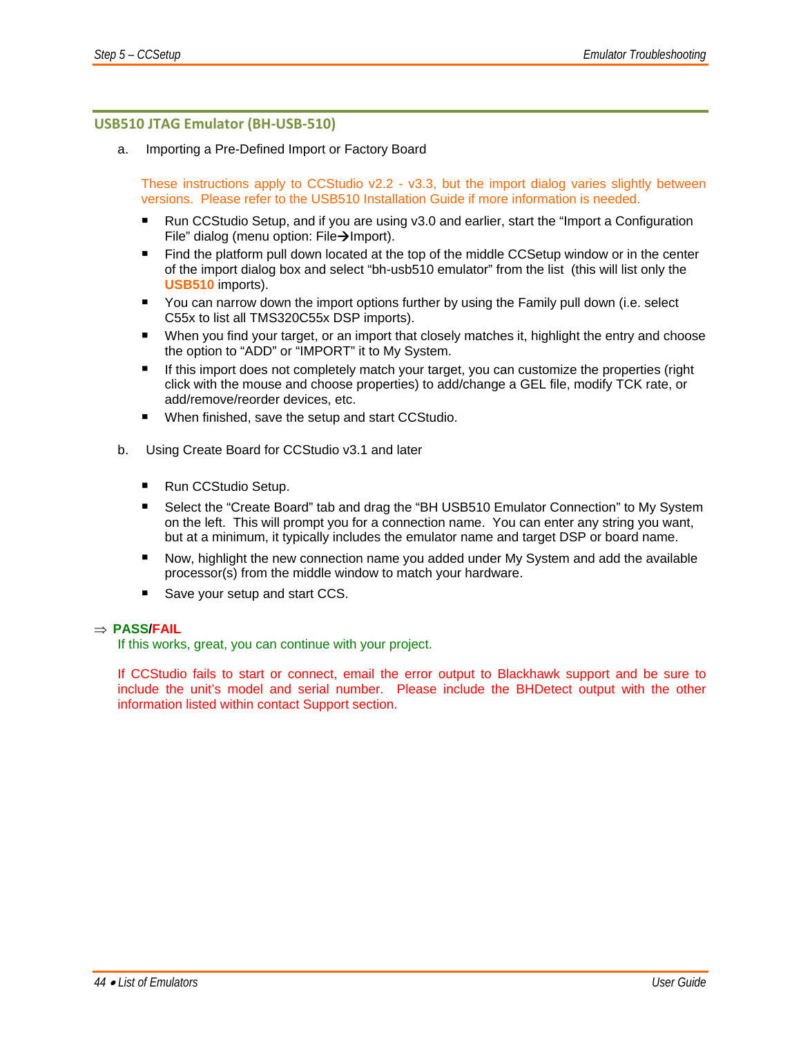## USB510 JTAG Emulator (BH-USB-510)

a. Importing a Pre-Defined Import or Factory Board

These instructions apply to CCStudio v2.2 - v3.3, but the import dialog varies slightly between versions. Please refer to the USB510 Installation Guide if more information is needed.

- Run CCStudio Setup, and if you are using v3.0 and earlier, start the "Import a Configuration File" dialog (menu option: File→Import).
- Find the platform pull down located at the top of the middle CCSetup window or in the center of the import dialog box and select "bh-usb510 emulator" from the list (this will list only the **USB510** imports).
- You can narrow down the import options further by using the Family pull down (i.e. select C55x to list all TMS320C55x DSP imports).
- When you find your target, or an import that closely matches it, highlight the entry and choose the option to "ADD" or "IMPORT" it to My System.
- If this import does not completely match your target, you can customize the properties (right click with the mouse and choose properties) to add/change a GEL file, modify TCK rate, or add/remove/reorder devices, etc.
- When finished, save the setup and start CCStudio.

b. Using Create Board for CCStudio v3.1 and later

- Run CCStudio Setup.
- Select the "Create Board" tab and drag the "BH USB510 Emulator Connection" to My System on the left. This will prompt you for a connection name. You can enter any string you want, but at a minimum, it typically includes the emulator name and target DSP or board name.
- Now, highlight the new connection name you added under My System and add the available processor(s) from the middle window to match your hardware.
- Save your setup and start CCS.

⇒ **PASS/FAIL**

If this works, great, you can continue with your project.

If CCStudio fails to start or connect, email the error output to Blackhawk support and be sure to include the unit's model and serial number. Please include the BHDetect output with the other information listed within contact Support section.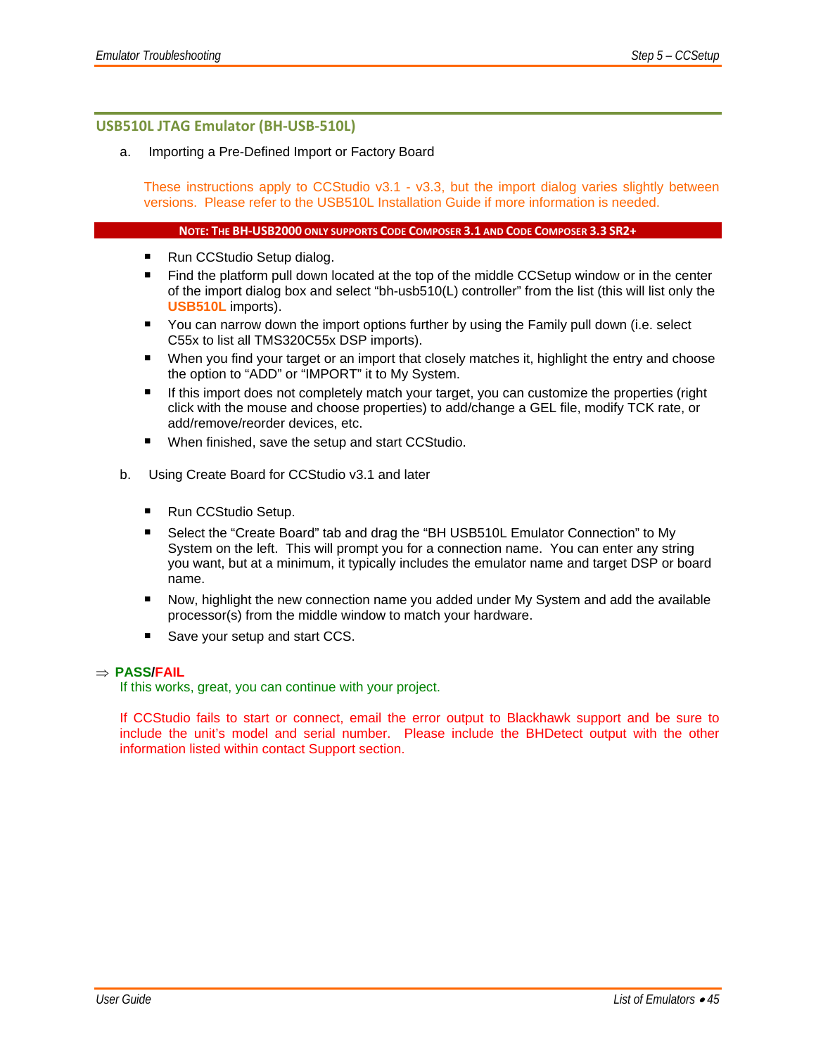## USB510L JTAG Emulator (BH-USB-510L)

a. Importing a Pre-Defined Import or Factory Board

These instructions apply to CCStudio v3.1 - v3.3, but the import dialog varies slightly between versions. Please refer to the USB510L Installation Guide if more information is needed.

**NOTE: THE BH-USB2000 ONLY SUPPORTS CODE COMPOSER 3.1 AND CODE COMPOSER 3.3 SR2+**

- Run CCStudio Setup dialog.
- Find the platform pull down located at the top of the middle CCSetup window or in the center of the import dialog box and select “bh-usb510(L) controller” from the list (this will list only the **USB510L** imports).
- You can narrow down the import options further by using the Family pull down (i.e. select C55x to list all TMS320C55x DSP imports).
- When you find your target or an import that closely matches it, highlight the entry and choose the option to “ADD” or “IMPORT” it to My System.
- If this import does not completely match your target, you can customize the properties (right click with the mouse and choose properties) to add/change a GEL file, modify TCK rate, or add/remove/reorder devices, etc.
- When finished, save the setup and start CCStudio.

b. Using Create Board for CCStudio v3.1 and later

- Run CCStudio Setup.
- Select the “Create Board” tab and drag the “BH USB510L Emulator Connection” to My System on the left. This will prompt you for a connection name. You can enter any string you want, but at a minimum, it typically includes the emulator name and target DSP or board name.
- Now, highlight the new connection name you added under My System and add the available processor(s) from the middle window to match your hardware.
- Save your setup and start CCS.

⇒ **PASS/FAIL**

If this works, great, you can continue with your project.

If CCStudio fails to start or connect, email the error output to Blackhawk support and be sure to include the unit’s model and serial number. Please include the BHDetect output with the other information listed within contact Support section.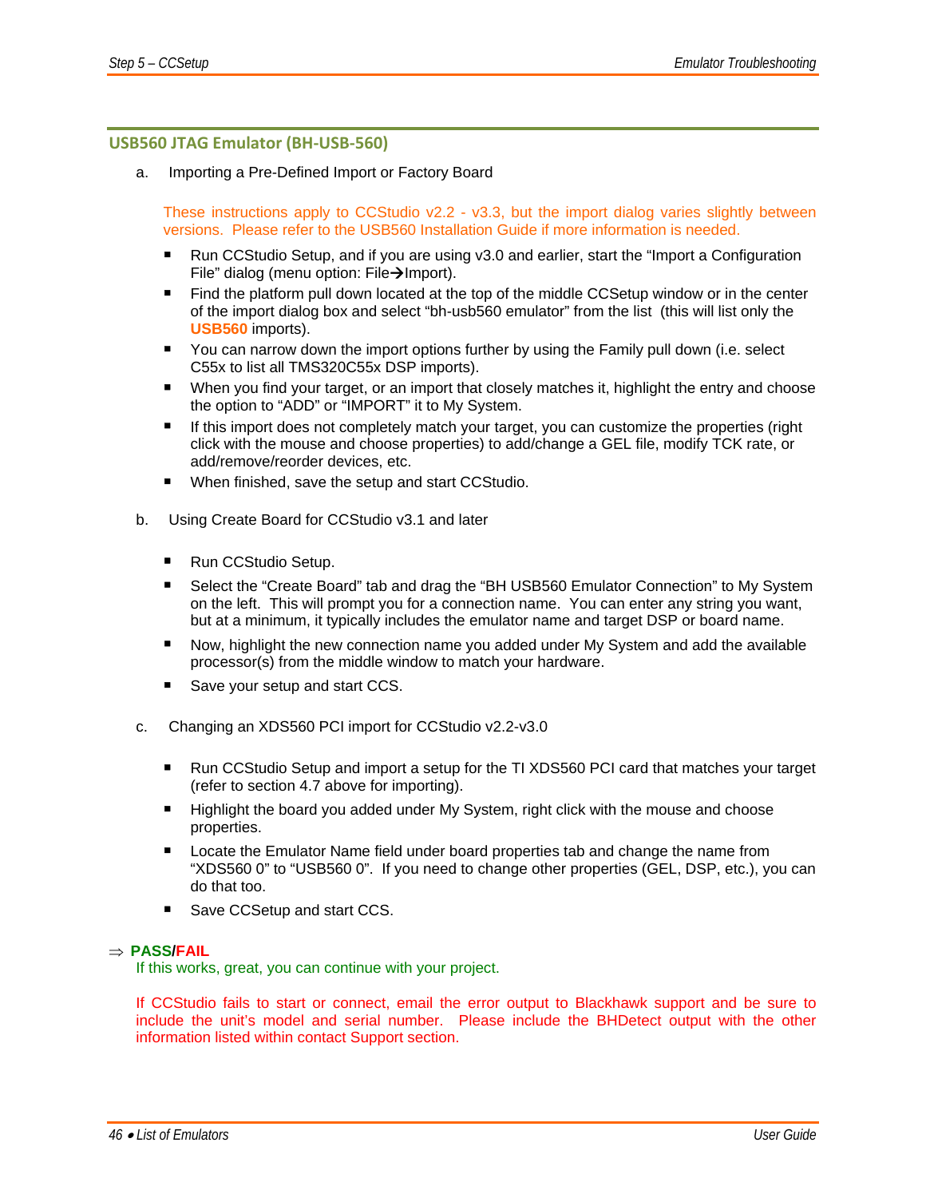## USB560 JTAG Emulator (BH-USB-560)

a. Importing a Pre-Defined Import or Factory Board

These instructions apply to CCStudio v2.2 - v3.3, but the import dialog varies slightly between versions. Please refer to the USB560 Installation Guide if more information is needed.

- Run CCStudio Setup, and if you are using v3.0 and earlier, start the "Import a Configuration File" dialog (menu option: File→Import).
- Find the platform pull down located at the top of the middle CCSetup window or in the center of the import dialog box and select "bh-usb560 emulator" from the list (this will list only the **USB560** imports).
- You can narrow down the import options further by using the Family pull down (i.e. select C55x to list all TMS320C55x DSP imports).
- When you find your target, or an import that closely matches it, highlight the entry and choose the option to "ADD" or "IMPORT" it to My System.
- If this import does not completely match your target, you can customize the properties (right click with the mouse and choose properties) to add/change a GEL file, modify TCK rate, or add/remove/reorder devices, etc.
- When finished, save the setup and start CCStudio.

b. Using Create Board for CCStudio v3.1 and later

- Run CCStudio Setup.
- Select the "Create Board" tab and drag the "BH USB560 Emulator Connection" to My System on the left. This will prompt you for a connection name. You can enter any string you want, but at a minimum, it typically includes the emulator name and target DSP or board name.
- Now, highlight the new connection name you added under My System and add the available processor(s) from the middle window to match your hardware.
- Save your setup and start CCS.

c. Changing an XDS560 PCI import for CCStudio v2.2-v3.0

- Run CCStudio Setup and import a setup for the TI XDS560 PCI card that matches your target (refer to section 4.7 above for importing).
- Highlight the board you added under My System, right click with the mouse and choose properties.
- Locate the Emulator Name field under board properties tab and change the name from "XDS560 0" to "USB560 0". If you need to change other properties (GEL, DSP, etc.), you can do that too.
- Save CCSetup and start CCS.

⇒ **PASS/FAIL**

If this works, great, you can continue with your project.

If CCStudio fails to start or connect, email the error output to Blackhawk support and be sure to include the unit's model and serial number. Please include the BHDetect output with the other information listed within contact Support section.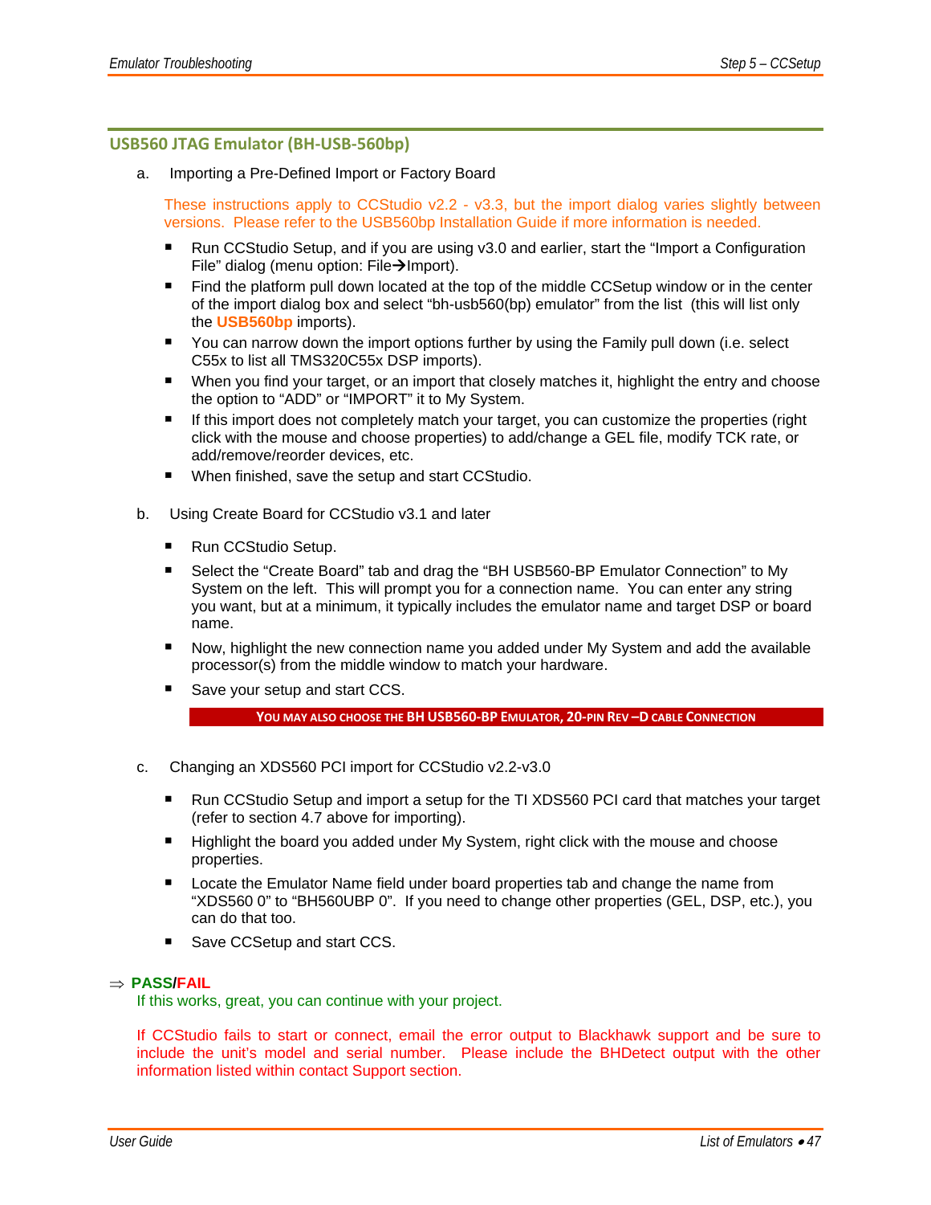## USB560 JTAG Emulator (BH-USB-560bp)

a. Importing a Pre-Defined Import or Factory Board

These instructions apply to CCStudio v2.2 - v3.3, but the import dialog varies slightly between versions. Please refer to the USB560bp Installation Guide if more information is needed.

- Run CCStudio Setup, and if you are using v3.0 and earlier, start the "Import a Configuration File" dialog (menu option: File→Import).
- Find the platform pull down located at the top of the middle CCSetup window or in the center of the import dialog box and select "bh-usb560(bp) emulator" from the list (this will list only the **USB560bp** imports).
- You can narrow down the import options further by using the Family pull down (i.e. select C55x to list all TMS320C55x DSP imports).
- When you find your target, or an import that closely matches it, highlight the entry and choose the option to "ADD" or "IMPORT" it to My System.
- If this import does not completely match your target, you can customize the properties (right click with the mouse and choose properties) to add/change a GEL file, modify TCK rate, or add/remove/reorder devices, etc.
- When finished, save the setup and start CCStudio.

b. Using Create Board for CCStudio v3.1 and later

- Run CCStudio Setup.
- Select the "Create Board" tab and drag the "BH USB560-BP Emulator Connection" to My System on the left. This will prompt you for a connection name. You can enter any string you want, but at a minimum, it typically includes the emulator name and target DSP or board name.
- Now, highlight the new connection name you added under My System and add the available processor(s) from the middle window to match your hardware.
- Save your setup and start CCS.

**YOU MAY ALSO CHOOSE THE BH USB560-BP EMULATOR, 20-PIN REV –D CABLE CONNECTION**

c. Changing an XDS560 PCI import for CCStudio v2.2-v3.0

- Run CCStudio Setup and import a setup for the TI XDS560 PCI card that matches your target (refer to section 4.7 above for importing).
- Highlight the board you added under My System, right click with the mouse and choose properties.
- Locate the Emulator Name field under board properties tab and change the name from "XDS560 0" to "BH560UBP 0". If you need to change other properties (GEL, DSP, etc.), you can do that too.
- Save CCSetup and start CCS.

⇒ **PASS/FAIL**

If this works, great, you can continue with your project.

If CCStudio fails to start or connect, email the error output to Blackhawk support and be sure to include the unit's model and serial number. Please include the BHDetect output with the other information listed within contact Support section.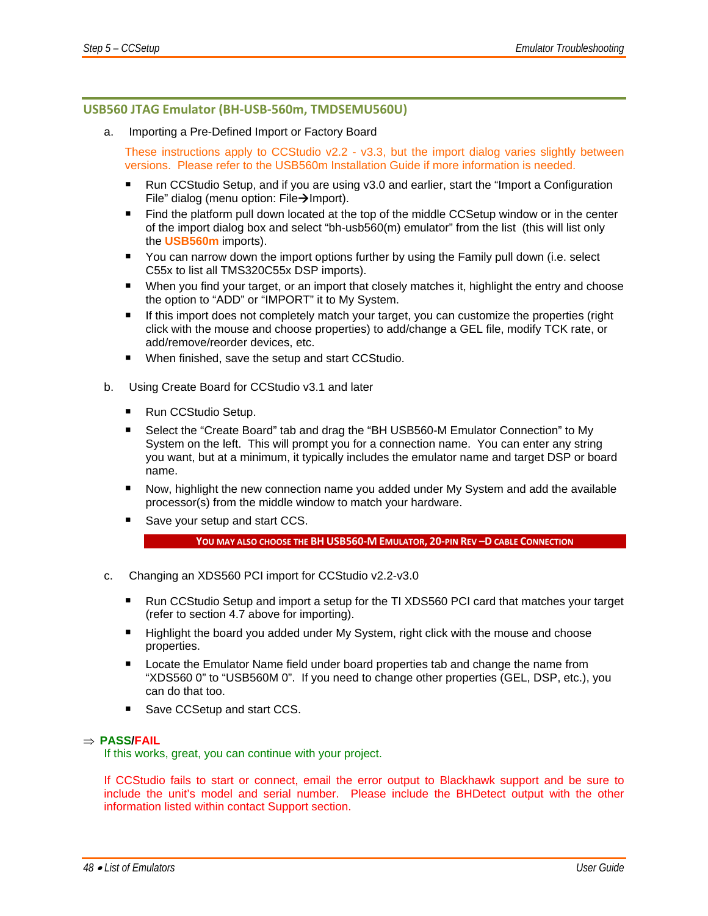## USB560 JTAG Emulator (BH-USB-560m, TMDSEMU560U)

a. Importing a Pre-Defined Import or Factory Board

These instructions apply to CCStudio v2.2 - v3.3, but the import dialog varies slightly between versions. Please refer to the USB560m Installation Guide if more information is needed.

- Run CCStudio Setup, and if you are using v3.0 and earlier, start the “Import a Configuration File” dialog (menu option: File→Import).
- Find the platform pull down located at the top of the middle CCSetup window or in the center of the import dialog box and select “bh-usb560(m) emulator” from the list (this will list only the **USB560m** imports).
- You can narrow down the import options further by using the Family pull down (i.e. select C55x to list all TMS320C55x DSP imports).
- When you find your target, or an import that closely matches it, highlight the entry and choose the option to “ADD” or “IMPORT” it to My System.
- If this import does not completely match your target, you can customize the properties (right click with the mouse and choose properties) to add/change a GEL file, modify TCK rate, or add/remove/reorder devices, etc.
- When finished, save the setup and start CCStudio.

b. Using Create Board for CCStudio v3.1 and later

- Run CCStudio Setup.
- Select the “Create Board” tab and drag the “BH USB560-M Emulator Connection” to My System on the left. This will prompt you for a connection name. You can enter any string you want, but at a minimum, it typically includes the emulator name and target DSP or board name.
- Now, highlight the new connection name you added under My System and add the available processor(s) from the middle window to match your hardware.
- Save your setup and start CCS.

**YOU MAY ALSO CHOOSE THE BH USB560-M EMULATOR, 20-PIN REV –D CABLE CONNECTION**

c. Changing an XDS560 PCI import for CCStudio v2.2-v3.0

- Run CCStudio Setup and import a setup for the TI XDS560 PCI card that matches your target (refer to section 4.7 above for importing).
- Highlight the board you added under My System, right click with the mouse and choose properties.
- Locate the Emulator Name field under board properties tab and change the name from “XDS560 0” to “USB560M 0”. If you need to change other properties (GEL, DSP, etc.), you can do that too.
- Save CCSetup and start CCS.

⇒ **PASS/FAIL**

If this works, great, you can continue with your project.

If CCStudio fails to start or connect, email the error output to Blackhawk support and be sure to include the unit’s model and serial number. Please include the BHDetect output with the other information listed within contact Support section.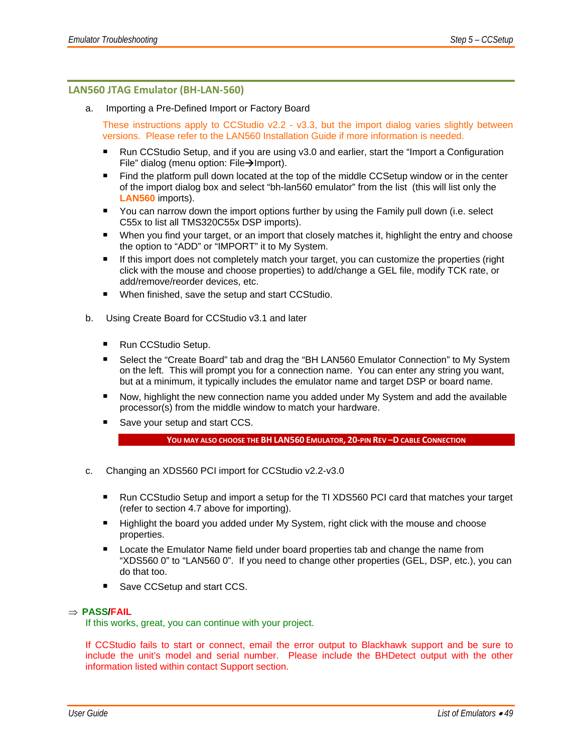## LAN560 JTAG Emulator (BH-LAN-560)

a. Importing a Pre-Defined Import or Factory Board

These instructions apply to CCStudio v2.2 - v3.3, but the import dialog varies slightly between versions. Please refer to the LAN560 Installation Guide if more information is needed.

- Run CCStudio Setup, and if you are using v3.0 and earlier, start the "Import a Configuration File" dialog (menu option: File→Import).
- Find the platform pull down located at the top of the middle CCSetup window or in the center of the import dialog box and select "bh-lan560 emulator" from the list (this will list only the **LAN560** imports).
- You can narrow down the import options further by using the Family pull down (i.e. select C55x to list all TMS320C55x DSP imports).
- When you find your target, or an import that closely matches it, highlight the entry and choose the option to "ADD" or "IMPORT" it to My System.
- If this import does not completely match your target, you can customize the properties (right click with the mouse and choose properties) to add/change a GEL file, modify TCK rate, or add/remove/reorder devices, etc.
- When finished, save the setup and start CCStudio.

b. Using Create Board for CCStudio v3.1 and later

- Run CCStudio Setup.
- Select the "Create Board" tab and drag the "BH LAN560 Emulator Connection" to My System on the left. This will prompt you for a connection name. You can enter any string you want, but at a minimum, it typically includes the emulator name and target DSP or board name.
- Now, highlight the new connection name you added under My System and add the available processor(s) from the middle window to match your hardware.
- Save your setup and start CCS.

**YOU MAY ALSO CHOOSE THE BH LAN560 EMULATOR, 20-PIN REV –D CABLE CONNECTION**

c. Changing an XDS560 PCI import for CCStudio v2.2-v3.0

- Run CCStudio Setup and import a setup for the TI XDS560 PCI card that matches your target (refer to section 4.7 above for importing).
- Highlight the board you added under My System, right click with the mouse and choose properties.
- Locate the Emulator Name field under board properties tab and change the name from "XDS560 0" to "LAN560 0". If you need to change other properties (GEL, DSP, etc.), you can do that too.
- Save CCSetup and start CCS.

⇒ **PASS/FAIL**

If this works, great, you can continue with your project.

If CCStudio fails to start or connect, email the error output to Blackhawk support and be sure to include the unit's model and serial number. Please include the BHDetect output with the other information listed within contact Support section.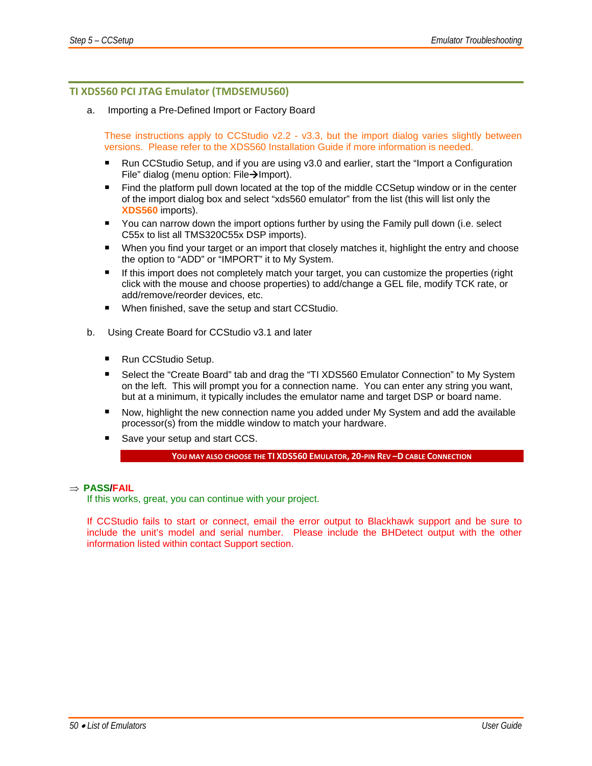## TI XDS560 PCI JTAG Emulator (TMDSEMU560)

a. Importing a Pre-Defined Import or Factory Board

These instructions apply to CCStudio v2.2 - v3.3, but the import dialog varies slightly between versions. Please refer to the XDS560 Installation Guide if more information is needed.

- Run CCStudio Setup, and if you are using v3.0 and earlier, start the "Import a Configuration File" dialog (menu option: File→Import).
- Find the platform pull down located at the top of the middle CCSetup window or in the center of the import dialog box and select "xds560 emulator" from the list (this will list only the **XDS560** imports).
- You can narrow down the import options further by using the Family pull down (i.e. select C55x to list all TMS320C55x DSP imports).
- When you find your target or an import that closely matches it, highlight the entry and choose the option to "ADD" or "IMPORT" it to My System.
- If this import does not completely match your target, you can customize the properties (right click with the mouse and choose properties) to add/change a GEL file, modify TCK rate, or add/remove/reorder devices, etc.
- When finished, save the setup and start CCStudio.

b. Using Create Board for CCStudio v3.1 and later

- Run CCStudio Setup.
- Select the "Create Board" tab and drag the "TI XDS560 Emulator Connection" to My System on the left. This will prompt you for a connection name. You can enter any string you want, but at a minimum, it typically includes the emulator name and target DSP or board name.
- Now, highlight the new connection name you added under My System and add the available processor(s) from the middle window to match your hardware.
- Save your setup and start CCS.

**YOU MAY ALSO CHOOSE THE TI XDS560 EMULATOR, 20-PIN REV –D CABLE CONNECTION**

⇒ **PASS/FAIL**

If this works, great, you can continue with your project.

If CCStudio fails to start or connect, email the error output to Blackhawk support and be sure to include the unit's model and serial number. Please include the BHDetect output with the other information listed within contact Support section.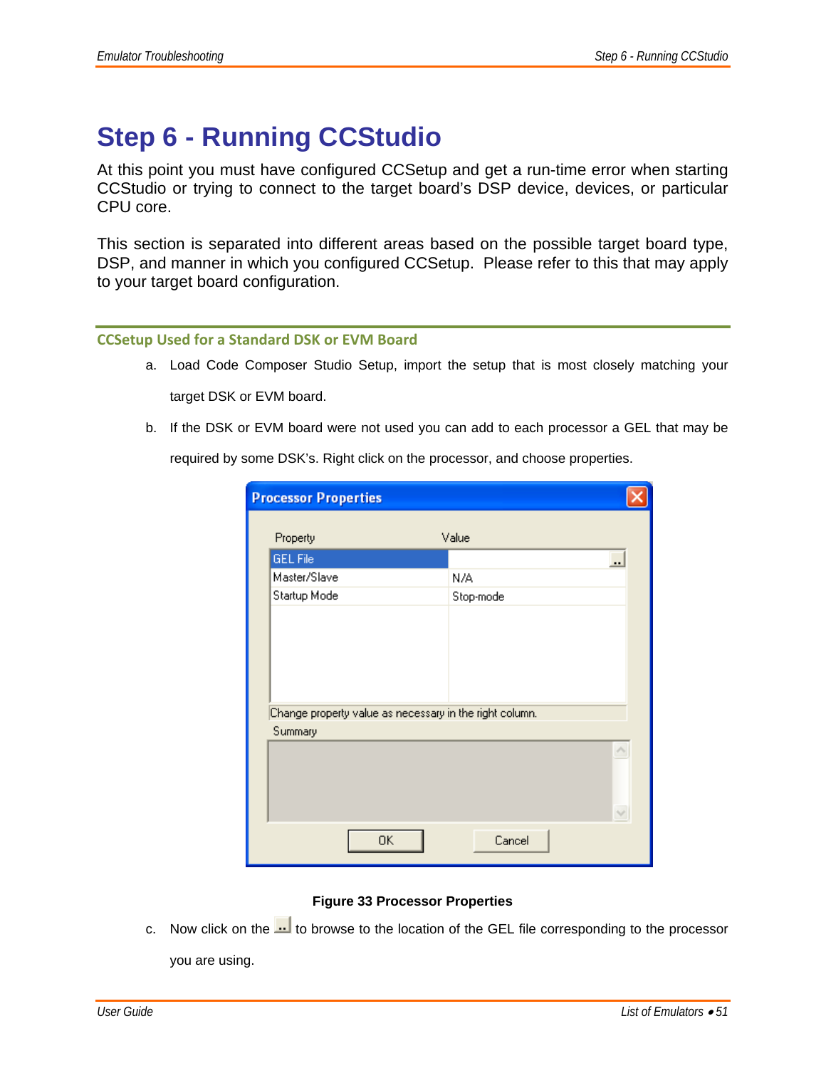# Step 6 - Running CCStudio

At this point you must have configured CCSetup and get a run-time error when starting CCStudio or trying to connect to the target board's DSP device, devices, or particular CPU core.

This section is separated into different areas based on the possible target board type, DSP, and manner in which you configured CCSetup. Please refer to this that may apply to your target board configuration.

## CCSetup Used for a Standard DSK or EVM Board

a. Load Code Composer Studio Setup, import the setup that is most closely matching your target DSK or EVM board.

b. If the DSK or EVM board were not used you can add to each processor a GEL that may be required by some DSK's. Right click on the processor, and choose properties.

**Figure 33 Processor Properties**

c. Now click on the .. to browse to the location of the GEL file corresponding to the processor you are using.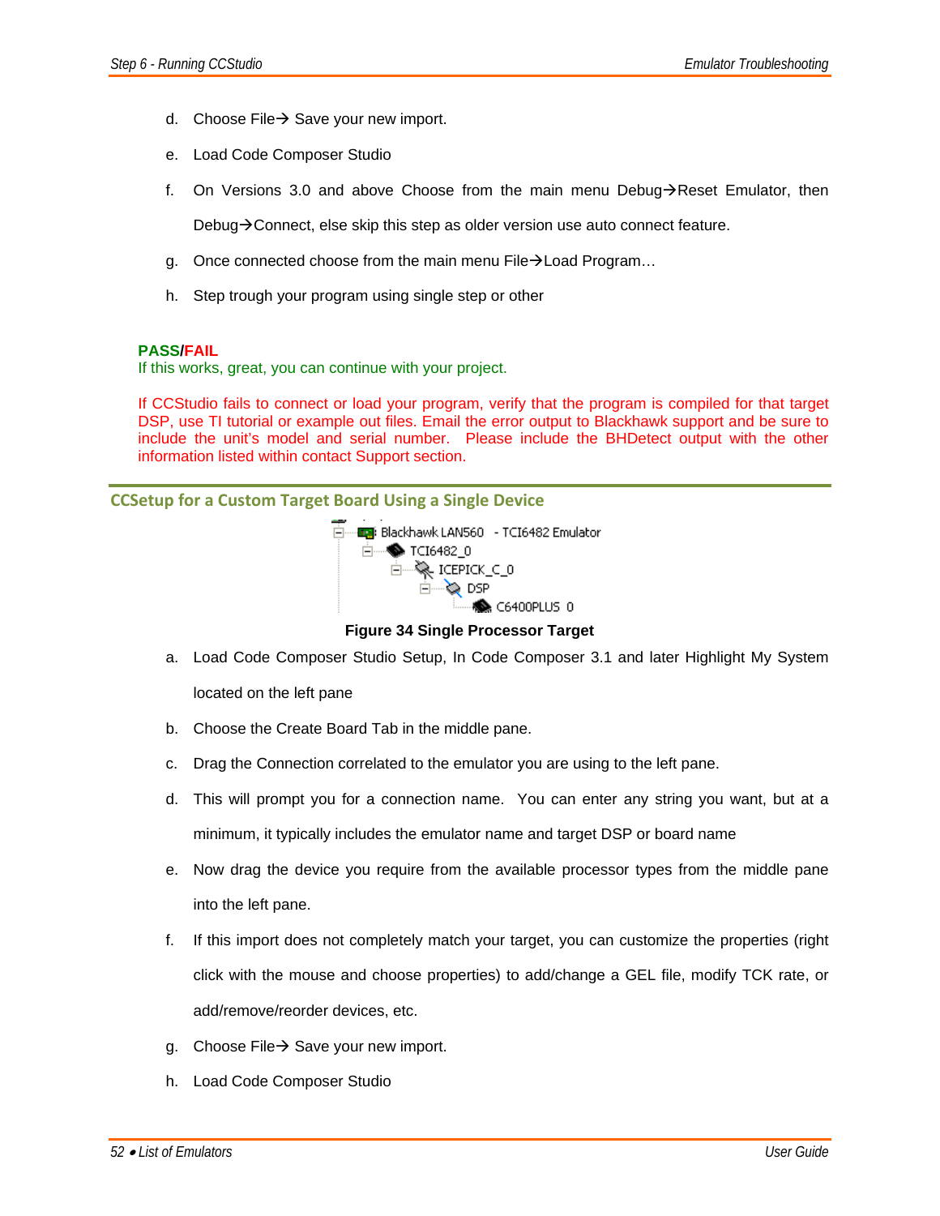d. Choose File→ Save your new import.

e. Load Code Composer Studio

f. On Versions 3.0 and above Choose from the main menu Debug→Reset Emulator, then Debug→Connect, else skip this step as older version use auto connect feature.

g. Once connected choose from the main menu File→Load Program…

h. Step trough your program using single step or other

**PASS/FAIL**
If this works, great, you can continue with your project.

If CCStudio fails to connect or load your program, verify that the program is compiled for that target DSP, use TI tutorial or example out files. Email the error output to Blackhawk support and be sure to include the unit's model and serial number. Please include the BHDetect output with the other information listed within contact Support section.

## CCSetup for a Custom Target Board Using a Single Device

**Figure 34 Single Processor Target**

a. Load Code Composer Studio Setup, In Code Composer 3.1 and later Highlight My System located on the left pane

b. Choose the Create Board Tab in the middle pane.

c. Drag the Connection correlated to the emulator you are using to the left pane.

d. This will prompt you for a connection name. You can enter any string you want, but at a minimum, it typically includes the emulator name and target DSP or board name

e. Now drag the device you require from the available processor types from the middle pane into the left pane.

f. If this import does not completely match your target, you can customize the properties (right click with the mouse and choose properties) to add/change a GEL file, modify TCK rate, or add/remove/reorder devices, etc.

g. Choose File→ Save your new import.

h. Load Code Composer Studio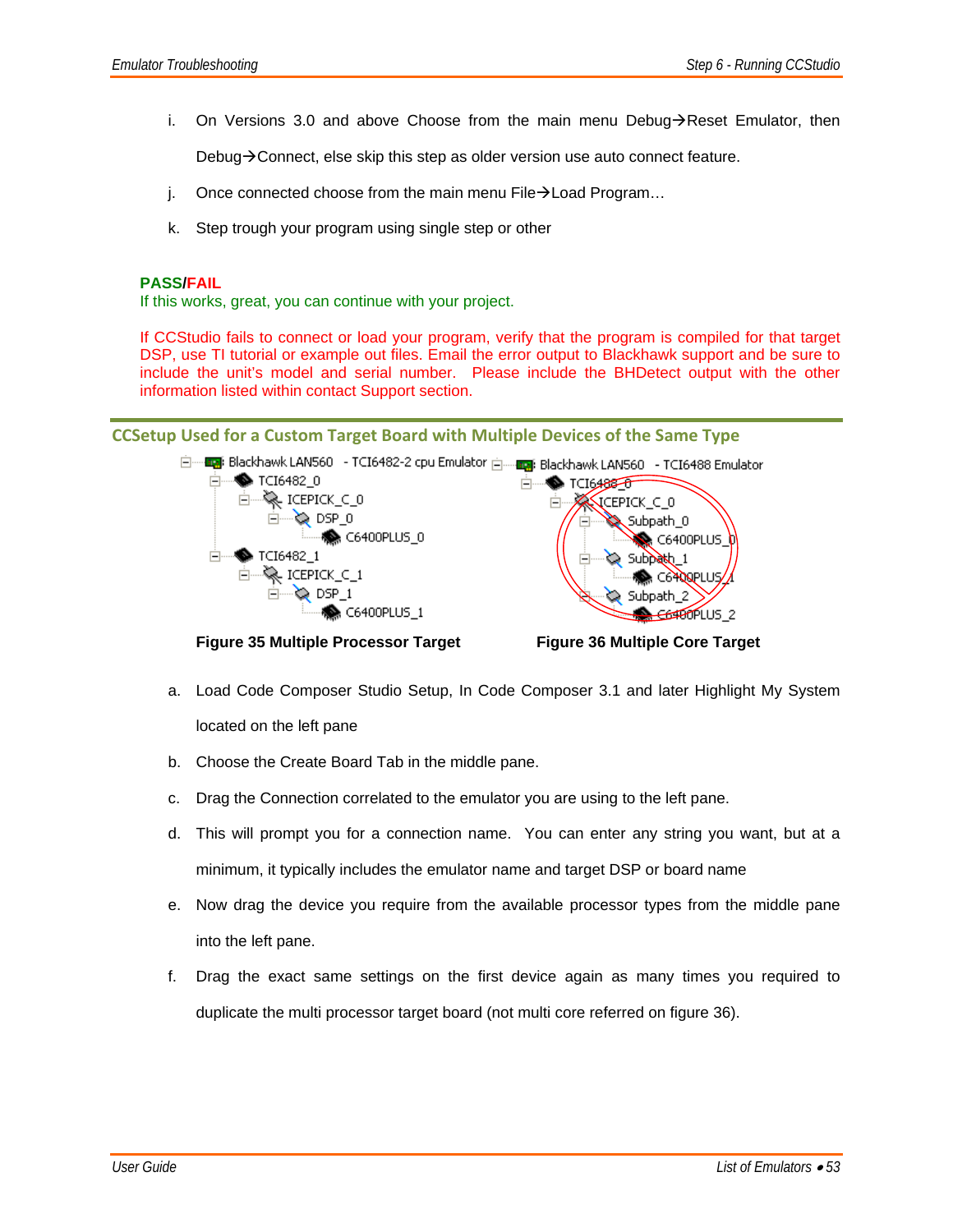i. On Versions 3.0 and above Choose from the main menu Debug→Reset Emulator, then Debug→Connect, else skip this step as older version use auto connect feature.

j. Once connected choose from the main menu File→Load Program…

k. Step trough your program using single step or other

**PASS/FAIL**
If this works, great, you can continue with your project.

If CCStudio fails to connect or load your program, verify that the program is compiled for that target DSP, use TI tutorial or example out files. Email the error output to Blackhawk support and be sure to include the unit's model and serial number. Please include the BHDetect output with the other information listed within contact Support section.

## CCSetup Used for a Custom Target Board with Multiple Devices of the Same Type

```
Blackhawk LAN560 - TCI6482-2 cpu Emulator
  TCI6482_0
    ICEPICK_C_0
      DSP_0
        C6400PLUS_0
  TCI6482_1
    ICEPICK_C_1
      DSP_1
        C6400PLUS_1
```

**Figure 35 Multiple Processor Target**

```
Blackhawk LAN560 - TCI6488 Emulator
  TCI6488_0
    ICEPICK_C_0
      Subpath_0
        C6400PLUS_0
      Subpath_1
        C6400PLUS_1
      Subpath_2
        C6400PLUS_2
```

**Figure 36 Multiple Core Target**

a. Load Code Composer Studio Setup, In Code Composer 3.1 and later Highlight My System located on the left pane

b. Choose the Create Board Tab in the middle pane.

c. Drag the Connection correlated to the emulator you are using to the left pane.

d. This will prompt you for a connection name. You can enter any string you want, but at a minimum, it typically includes the emulator name and target DSP or board name

e. Now drag the device you require from the available processor types from the middle pane into the left pane.

f. Drag the exact same settings on the first device again as many times you required to duplicate the multi processor target board (not multi core referred on figure 36).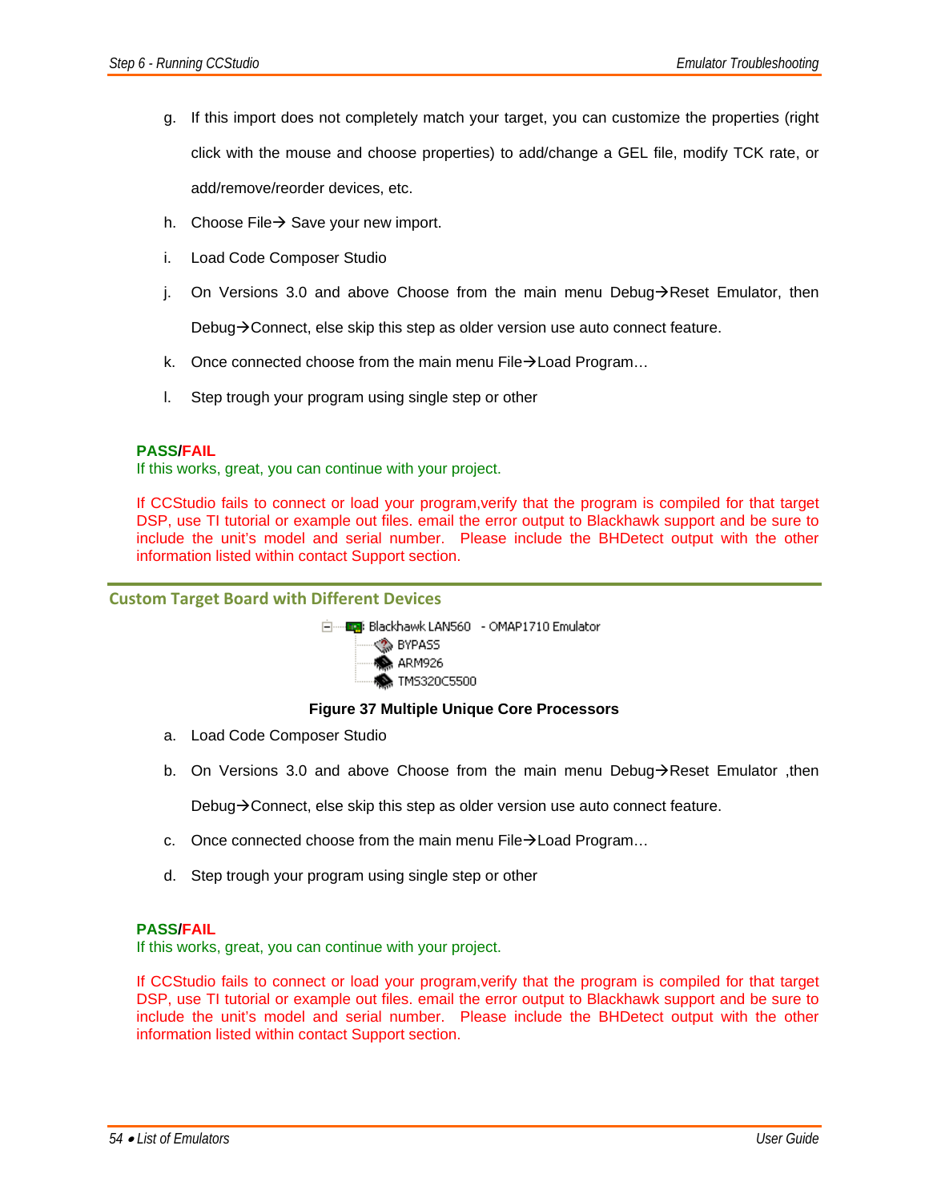g. If this import does not completely match your target, you can customize the properties (right click with the mouse and choose properties) to add/change a GEL file, modify TCK rate, or add/remove/reorder devices, etc.

h. Choose File→ Save your new import.

i. Load Code Composer Studio

j. On Versions 3.0 and above Choose from the main menu Debug→Reset Emulator, then Debug→Connect, else skip this step as older version use auto connect feature.

k. Once connected choose from the main menu File→Load Program…

l. Step trough your program using single step or other

**PASS/FAIL**

If this works, great, you can continue with your project.

If CCStudio fails to connect or load your program,verify that the program is compiled for that target DSP, use TI tutorial or example out files. email the error output to Blackhawk support and be sure to include the unit's model and serial number. Please include the BHDetect output with the other information listed within contact Support section.

## Custom Target Board with Different Devices

Blackhawk LAN560 - OMAP1710 Emulator
- BYPASS
- ARM926
- TMS320C5500

**Figure 37 Multiple Unique Core Processors**

a. Load Code Composer Studio

b. On Versions 3.0 and above Choose from the main menu Debug→Reset Emulator ,then Debug→Connect, else skip this step as older version use auto connect feature.

c. Once connected choose from the main menu File→Load Program…

d. Step trough your program using single step or other

**PASS/FAIL**

If this works, great, you can continue with your project.

If CCStudio fails to connect or load your program,verify that the program is compiled for that target DSP, use TI tutorial or example out files. email the error output to Blackhawk support and be sure to include the unit's model and serial number. Please include the BHDetect output with the other information listed within contact Support section.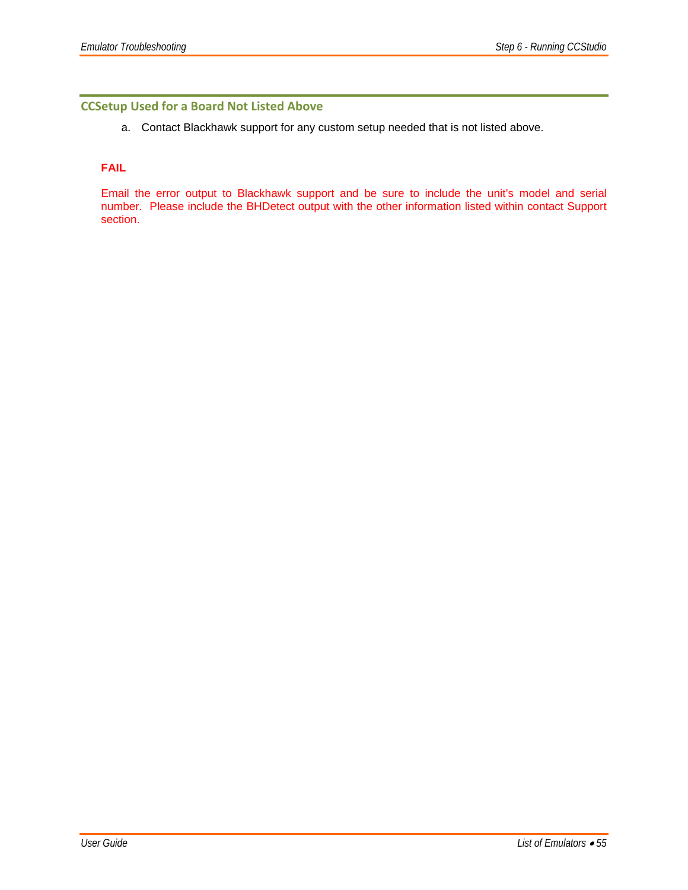### CCSetup Used for a Board Not Listed Above

a. Contact Blackhawk support for any custom setup needed that is not listed above.

**FAIL**

Email the error output to Blackhawk support and be sure to include the unit's model and serial number. Please include the BHDetect output with the other information listed within contact Support section.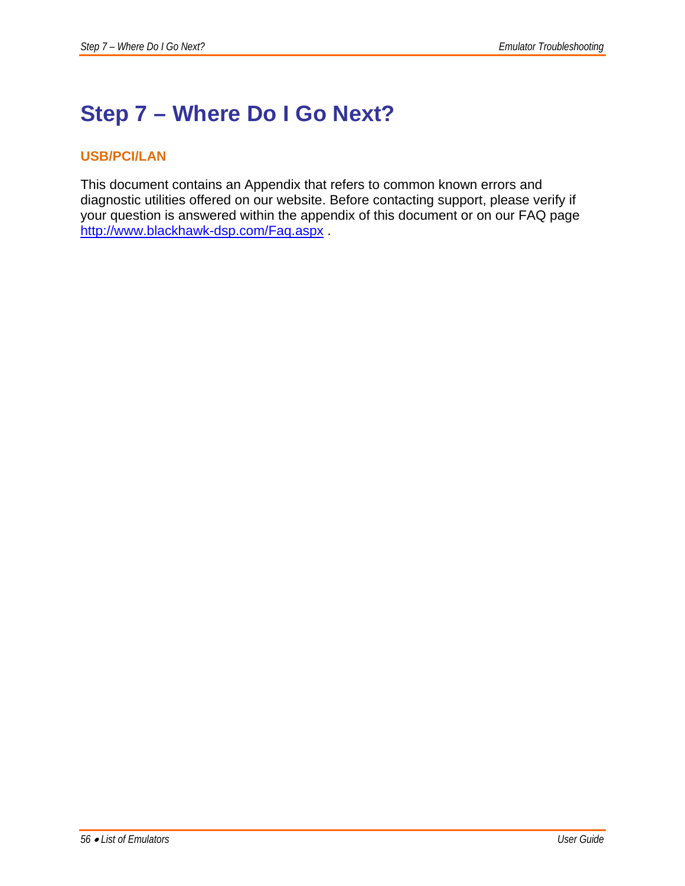# Step 7 – Where Do I Go Next?

## USB/PCI/LAN

This document contains an Appendix that refers to common known errors and diagnostic utilities offered on our website. Before contacting support, please verify if your question is answered within the appendix of this document or on our FAQ page http://www.blackhawk-dsp.com/Faq.aspx .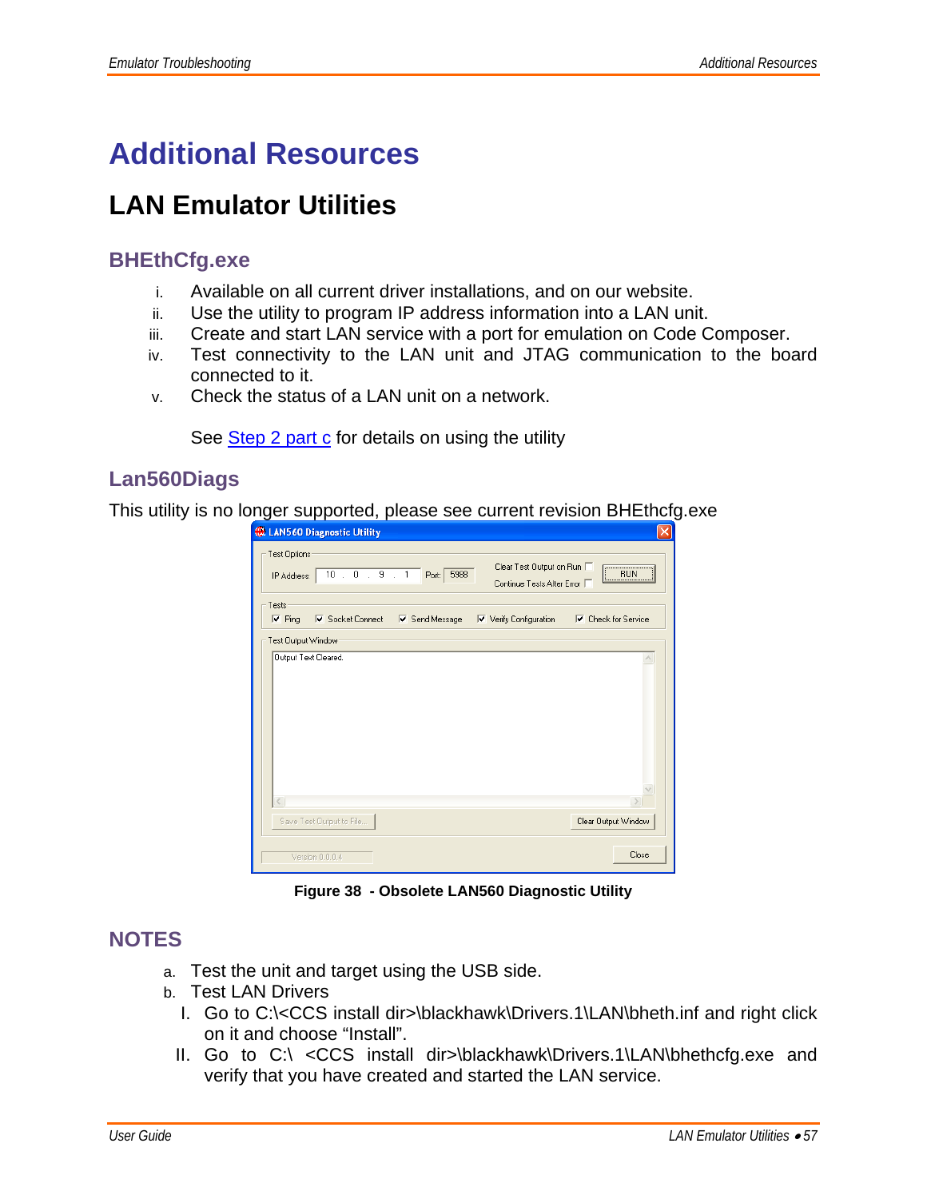# Additional Resources

## LAN Emulator Utilities

### BHEthCfg.exe

i. Available on all current driver installations, and on our website.
ii. Use the utility to program IP address information into a LAN unit.
iii. Create and start LAN service with a port for emulation on Code Composer.
iv. Test connectivity to the LAN unit and JTAG communication to the board connected to it.
v. Check the status of a LAN unit on a network.

See Step 2 part c for details on using the utility

### Lan560Diags

This utility is no longer supported, please see current revision BHEthcfg.exe

**Figure 38 - Obsolete LAN560 Diagnostic Utility**

### NOTES

a. Test the unit and target using the USB side.
b. Test LAN Drivers
   I. Go to C:\<CCS install dir>\blackhawk\Drivers.1\LAN\bheth.inf and right click on it and choose "Install".
   II. Go to C:\ <CCS install dir>\blackhawk\Drivers.1\LAN\bhethcfg.exe and verify that you have created and started the LAN service.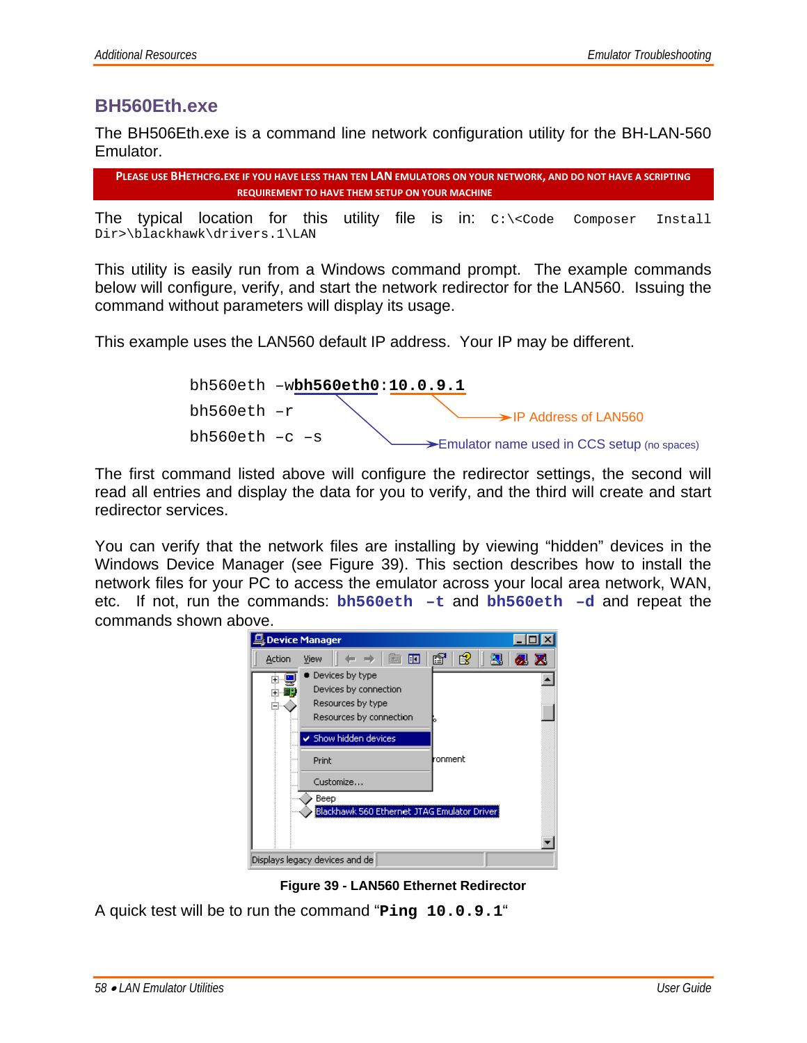## BH560Eth.exe

The BH506Eth.exe is a command line network configuration utility for the BH-LAN-560 Emulator.

**PLEASE USE BHETHCFG.EXE IF YOU HAVE LESS THAN TEN LAN EMULATORS ON YOUR NETWORK, AND DO NOT HAVE A SCRIPTING REQUIREMENT TO HAVE THEM SETUP ON YOUR MACHINE**

The typical location for this utility file is in: `C:\<Code Composer Install Dir>\blackhawk\drivers.1\LAN`

This utility is easily run from a Windows command prompt. The example commands below will configure, verify, and start the network redirector for the LAN560. Issuing the command without parameters will display its usage.

This example uses the LAN560 default IP address. Your IP may be different.

```
bh560eth –wbh560eth0:10.0.9.1
bh560eth –r
bh560eth –c –s
```

- `10.0.9.1` → IP Address of LAN560
- `bh560eth0` → Emulator name used in CCS setup (no spaces)

The first command listed above will configure the redirector settings, the second will read all entries and display the data for you to verify, and the third will create and start redirector services.

You can verify that the network files are installing by viewing "hidden" devices in the Windows Device Manager (see Figure 39). This section describes how to install the network files for your PC to access the emulator across your local area network, WAN, etc. If not, run the commands: **bh560eth –t** and **bh560eth –d** and repeat the commands shown above.

**Figure 39 - LAN560 Ethernet Redirector**

A quick test will be to run the command "**Ping 10.0.9.1**"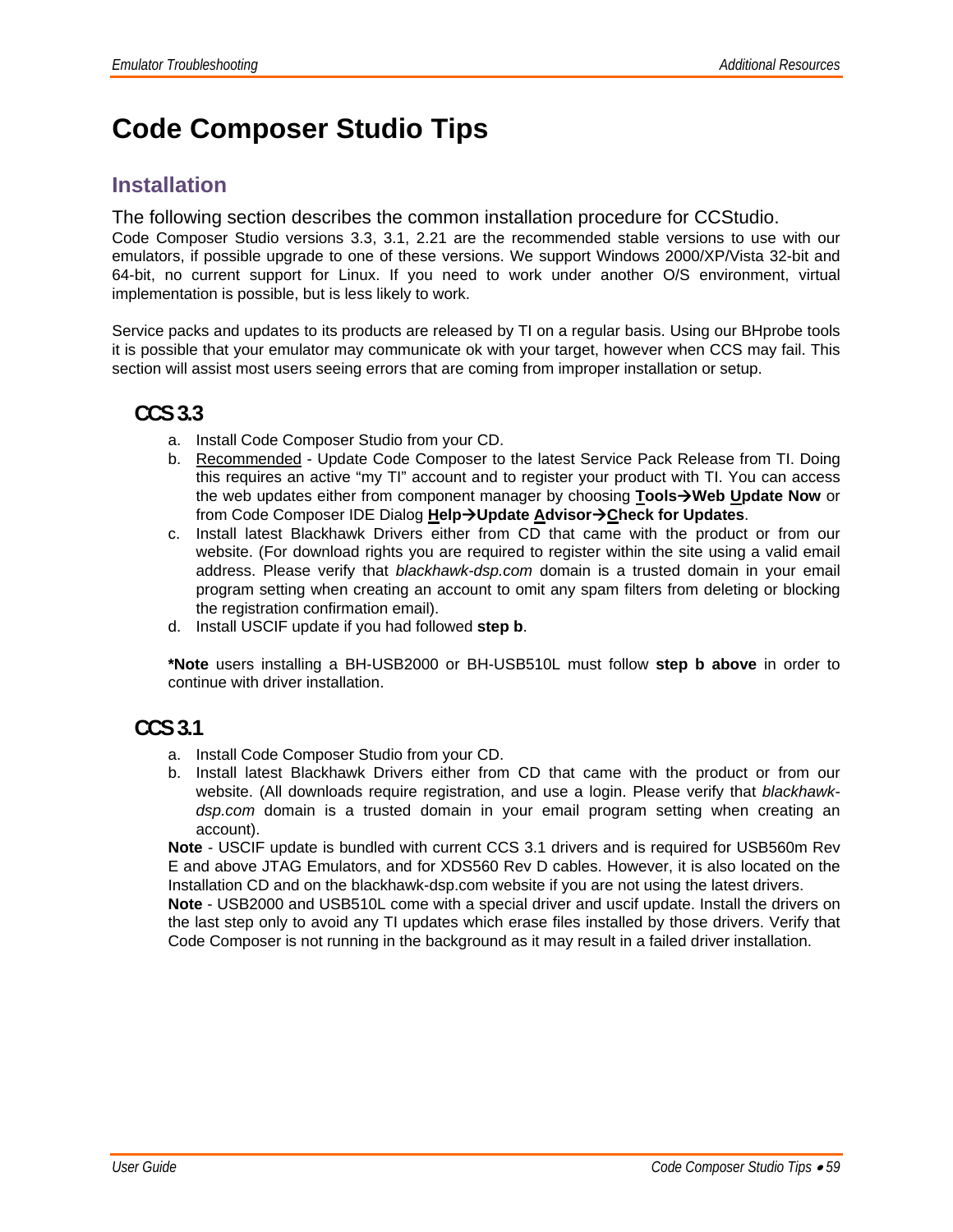# Code Composer Studio Tips

## Installation

The following section describes the common installation procedure for CCStudio.

Code Composer Studio versions 3.3, 3.1, 2.21 are the recommended stable versions to use with our emulators, if possible upgrade to one of these versions. We support Windows 2000/XP/Vista 32-bit and 64-bit, no current support for Linux. If you need to work under another O/S environment, virtual implementation is possible, but is less likely to work.

Service packs and updates to its products are released by TI on a regular basis. Using our BHprobe tools it is possible that your emulator may communicate ok with your target, however when CCS may fail. This section will assist most users seeing errors that are coming from improper installation or setup.

### CCS 3.3

a. Install Code Composer Studio from your CD.
b. Recommended - Update Code Composer to the latest Service Pack Release from TI. Doing this requires an active “my TI” account and to register your product with TI. You can access the web updates either from component manager by choosing **Tools→Web Update Now** or from Code Composer IDE Dialog **Help→Update Advisor→Check for Updates**.
c. Install latest Blackhawk Drivers either from CD that came with the product or from our website. (For download rights you are required to register within the site using a valid email address. Please verify that *blackhawk-dsp.com* domain is a trusted domain in your email program setting when creating an account to omit any spam filters from deleting or blocking the registration confirmation email).
d. Install USCIF update if you had followed **step b**.

***Note** users installing a BH-USB2000 or BH-USB510L must follow **step b above** in order to continue with driver installation.

### CCS 3.1

a. Install Code Composer Studio from your CD.
b. Install latest Blackhawk Drivers either from CD that came with the product or from our website. (All downloads require registration, and use a login. Please verify that *blackhawk-dsp.com* domain is a trusted domain in your email program setting when creating an account).

**Note** - USCIF update is bundled with current CCS 3.1 drivers and is required for USB560m Rev E and above JTAG Emulators, and for XDS560 Rev D cables. However, it is also located on the Installation CD and on the blackhawk-dsp.com website if you are not using the latest drivers.

**Note** - USB2000 and USB510L come with a special driver and uscif update. Install the drivers on the last step only to avoid any TI updates which erase files installed by those drivers. Verify that Code Composer is not running in the background as it may result in a failed driver installation.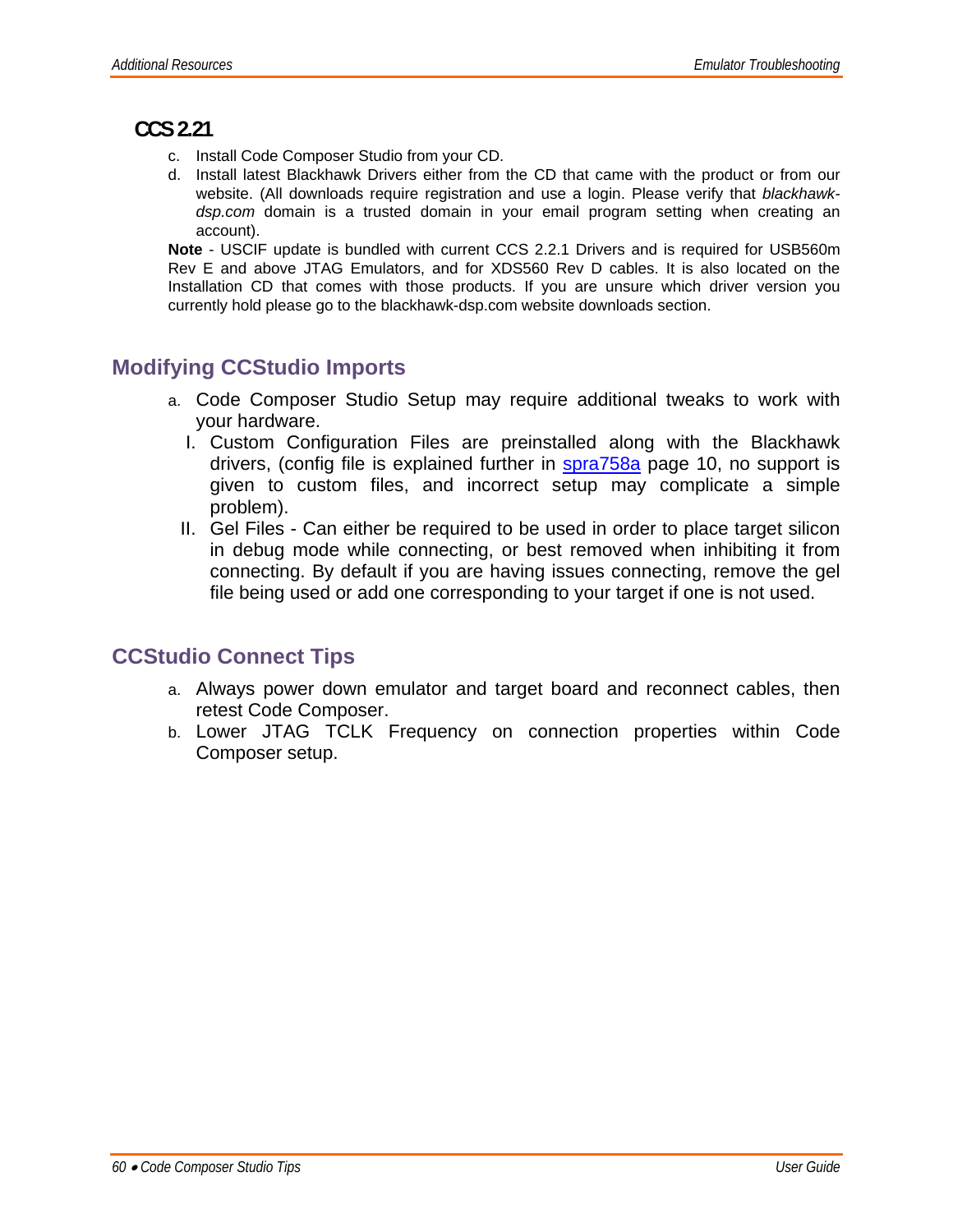### CCS 2.21

c. Install Code Composer Studio from your CD.
d. Install latest Blackhawk Drivers either from the CD that came with the product or from our website. (All downloads require registration and use a login. Please verify that *blackhawk-dsp.com* domain is a trusted domain in your email program setting when creating an account).

**Note** - USCIF update is bundled with current CCS 2.2.1 Drivers and is required for USB560m Rev E and above JTAG Emulators, and for XDS560 Rev D cables. It is also located on the Installation CD that comes with those products. If you are unsure which driver version you currently hold please go to the blackhawk-dsp.com website downloads section.

## Modifying CCStudio Imports

a. Code Composer Studio Setup may require additional tweaks to work with your hardware.
   I. Custom Configuration Files are preinstalled along with the Blackhawk drivers, (config file is explained further in spra758a page 10, no support is given to custom files, and incorrect setup may complicate a simple problem).
   II. Gel Files - Can either be required to be used in order to place target silicon in debug mode while connecting, or best removed when inhibiting it from connecting. By default if you are having issues connecting, remove the gel file being used or add one corresponding to your target if one is not used.

## CCStudio Connect Tips

a. Always power down emulator and target board and reconnect cables, then retest Code Composer.
b. Lower JTAG TCLK Frequency on connection properties within Code Composer setup.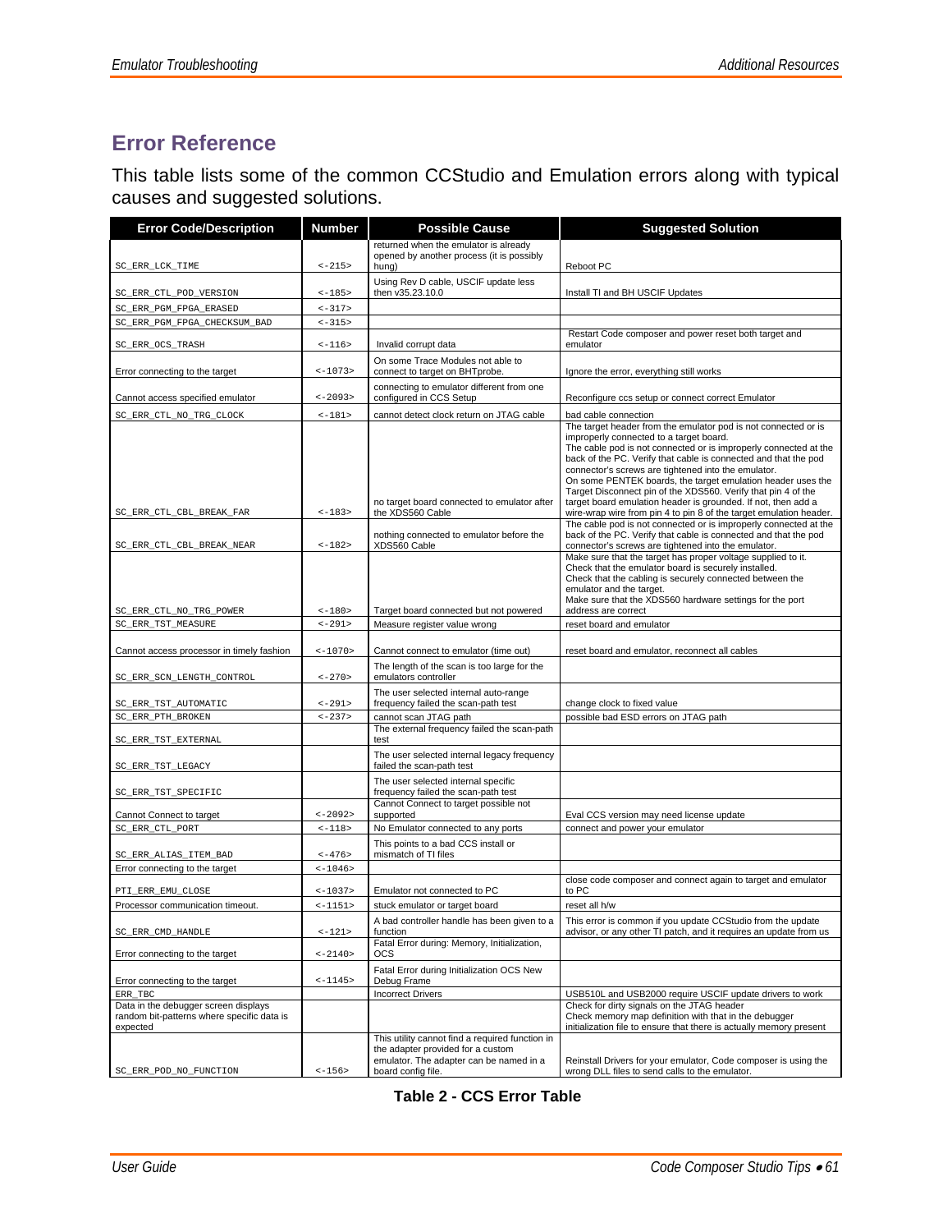## Error Reference

This table lists some of the common CCStudio and Emulation errors along with typical causes and suggested solutions.

| Error Code/Description | Number | Possible Cause | Suggested Solution |
| --- | --- | --- | --- |
| SC_ERR_LCK_TIME | <-215> | returned when the emulator is already opened by another process (it is possibly hung) | Reboot PC |
| SC_ERR_CTL_POD_VERSION | <-185> | Using Rev D cable, USCIF update less then v35.23.10.0 | Install TI and BH USCIF Updates |
| SC_ERR_PGM_FPGA_ERASED | <-317> | | |
| SC_ERR_PGM_FPGA_CHECKSUM_BAD | <-315> | | |
| SC_ERR_OCS_TRASH | <-116> | Invalid corrupt data | Restart Code composer and power reset both target and emulator |
| Error connecting to the target | <-1073> | On some Trace Modules not able to connect to target on BHTprobe. | Ignore the error, everything still works |
| Cannot access specified emulator | <-2093> | connecting to emulator different from one configured in CCS Setup | Reconfigure ccs setup or connect correct Emulator |
| SC_ERR_CTL_NO_TRG_CLOCK | <-181> | cannot detect clock return on JTAG cable | bad cable connection |
| SC_ERR_CTL_CBL_BREAK_FAR | <-183> | no target board connected to emulator after the XDS560 Cable | The target header from the emulator pod is not connected or is improperly connected to a target board. The cable pod is not connected or is improperly connected at the back of the PC. Verify that cable is connected and that the pod connector's screws are tightened into the emulator. On some PENTEK boards, the target emulation header uses the Target Disconnect pin of the XDS560. Verify that pin 4 of the target board emulation header is grounded. If not, then add a wire-wrap wire from pin 4 to pin 8 of the target emulation header. |
| SC_ERR_CTL_CBL_BREAK_NEAR | <-182> | nothing connected to emulator before the XDS560 Cable | The cable pod is not connected or is improperly connected at the back of the PC. Verify that cable is connected and that the pod connector's screws are tightened into the emulator. |
| SC_ERR_CTL_NO_TRG_POWER | <-180> | Target board connected but not powered | Make sure that the target has proper voltage supplied to it. Check that the emulator board is securely installed. Check that the cabling is securely connected between the emulator and the target. Make sure that the XDS560 hardware settings for the port address are correct |
| SC_ERR_TST_MEASURE | <-291> | Measure register value wrong | reset board and emulator |
| Cannot access processor in timely fashion | <-1070> | Cannot connect to emulator (time out) | reset board and emulator, reconnect all cables |
| SC_ERR_SCN_LENGTH_CONTROL | <-270> | The length of the scan is too large for the emulators controller | |
| SC_ERR_TST_AUTOMATIC | <-291> | The user selected internal auto-range frequency failed the scan-path test | change clock to fixed value |
| SC_ERR_PTH_BROKEN | <-237> | cannot scan JTAG path | possible bad ESD errors on JTAG path |
| SC_ERR_TST_EXTERNAL | | The external frequency failed the scan-path test | |
| SC_ERR_TST_LEGACY | | The user selected internal legacy frequency failed the scan-path test | |
| SC_ERR_TST_SPECIFIC | | The user selected internal specific frequency failed the scan-path test | |
| Cannot Connect to target | <-2092> | Cannot Connect to target possible not supported | Eval CCS version may need license update |
| SC_ERR_CTL_PORT | <-118> | No Emulator connected to any ports | connect and power your emulator |
| SC_ERR_ALIAS_ITEM_BAD | <-476> | This points to a bad CCS install or mismatch of TI files | |
| Error connecting to the target | <-1046> | | |
| PTI_ERR_EMU_CLOSE | <-1037> | Emulator not connected to PC | close code composer and connect again to target and emulator to PC |
| Processor communication timeout. | <-1151> | stuck emulator or target board | reset all h/w |
| SC_ERR_CMD_HANDLE | <-121> | A bad controller handle has been given to a function | This error is common if you update CCStudio from the update advisor, or any other TI patch, and it requires an update from us |
| Error connecting to the target | <-2140> | Fatal Error during: Memory, Initialization, OCS | |
| Error connecting to the target | <-1145> | Fatal Error during Initialization OCS New Debug Frame | |
| ERR_TBC | | Incorrect Drivers | USB510L and USB2000 require USCIF update drivers to work |
| Data in the debugger screen displays random bit-patterns where specific data is expected | | | Check for dirty signals on the JTAG header Check memory map definition with that in the debugger initialization file to ensure that there is actually memory present |
| SC_ERR_POD_NO_FUNCTION | <-156> | This utility cannot find a required function in the adapter provided for a custom emulator. The adapter can be named in a board config file. | Reinstall Drivers for your emulator, Code composer is using the wrong DLL files to send calls to the emulator. |

**Table 2 - CCS Error Table**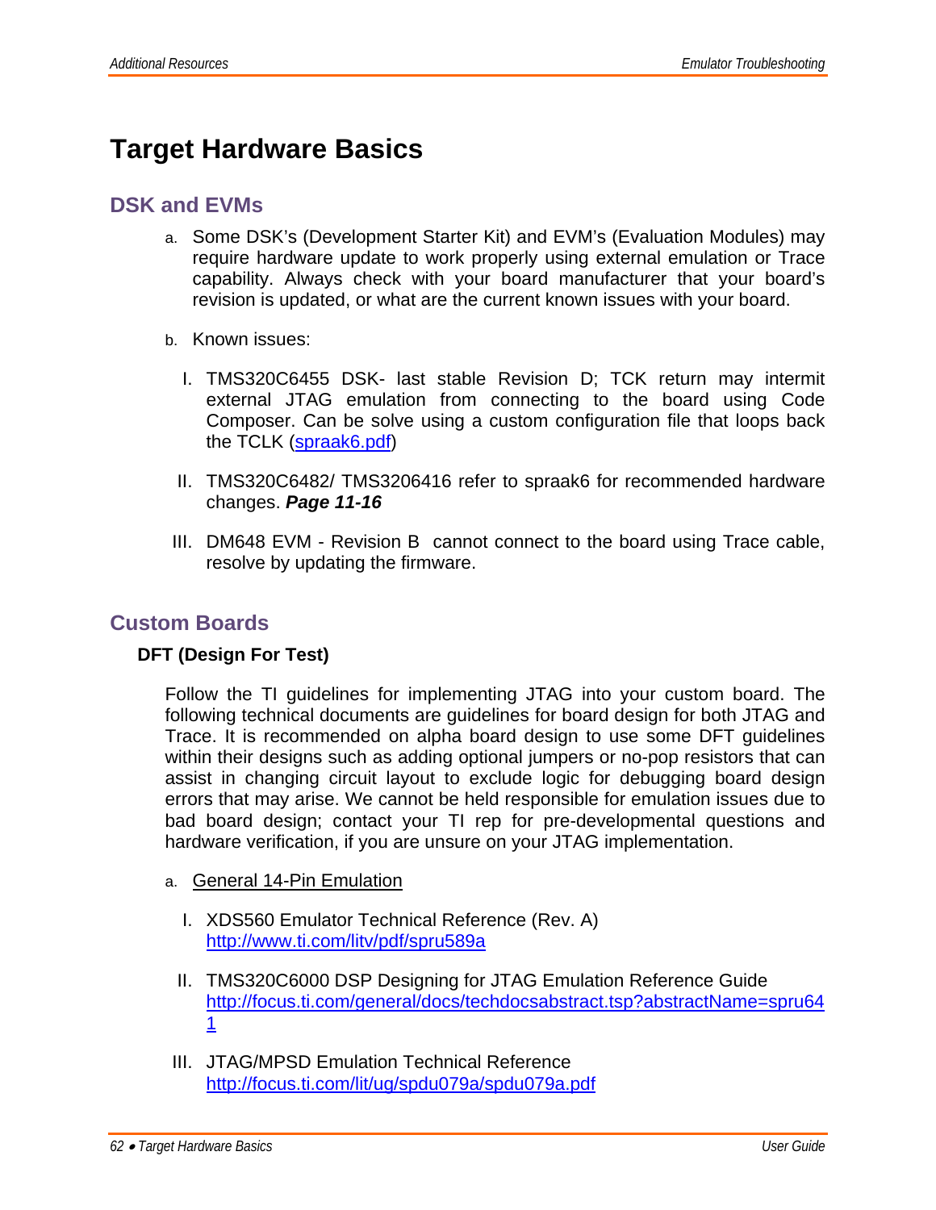# Target Hardware Basics

## DSK and EVMs

a. Some DSK's (Development Starter Kit) and EVM's (Evaluation Modules) may require hardware update to work properly using external emulation or Trace capability. Always check with your board manufacturer that your board's revision is updated, or what are the current known issues with your board.

b. Known issues:

   I. TMS320C6455 DSK- last stable Revision D; TCK return may intermit external JTAG emulation from connecting to the board using Code Composer. Can be solve using a custom configuration file that loops back the TCLK ([spraak6.pdf](spraak6.pdf))

   II. TMS320C6482/ TMS3206416 refer to spraak6 for recommended hardware changes. ***Page 11-16***

   III. DM648 EVM - Revision B cannot connect to the board using Trace cable, resolve by updating the firmware.

## Custom Boards

### DFT (Design For Test)

Follow the TI guidelines for implementing JTAG into your custom board. The following technical documents are guidelines for board design for both JTAG and Trace. It is recommended on alpha board design to use some DFT guidelines within their designs such as adding optional jumpers or no-pop resistors that can assist in changing circuit layout to exclude logic for debugging board design errors that may arise. We cannot be held responsible for emulation issues due to bad board design; contact your TI rep for pre-developmental questions and hardware verification, if you are unsure on your JTAG implementation.

a. General 14-Pin Emulation

   I. XDS560 Emulator Technical Reference (Rev. A)
   [http://www.ti.com/litv/pdf/spru589a](http://www.ti.com/litv/pdf/spru589a)

   II. TMS320C6000 DSP Designing for JTAG Emulation Reference Guide
   [http://focus.ti.com/general/docs/techdocsabstract.tsp?abstractName=spru641](http://focus.ti.com/general/docs/techdocsabstract.tsp?abstractName=spru641)

   III. JTAG/MPSD Emulation Technical Reference
   [http://focus.ti.com/lit/ug/spdu079a/spdu079a.pdf](http://focus.ti.com/lit/ug/spdu079a/spdu079a.pdf)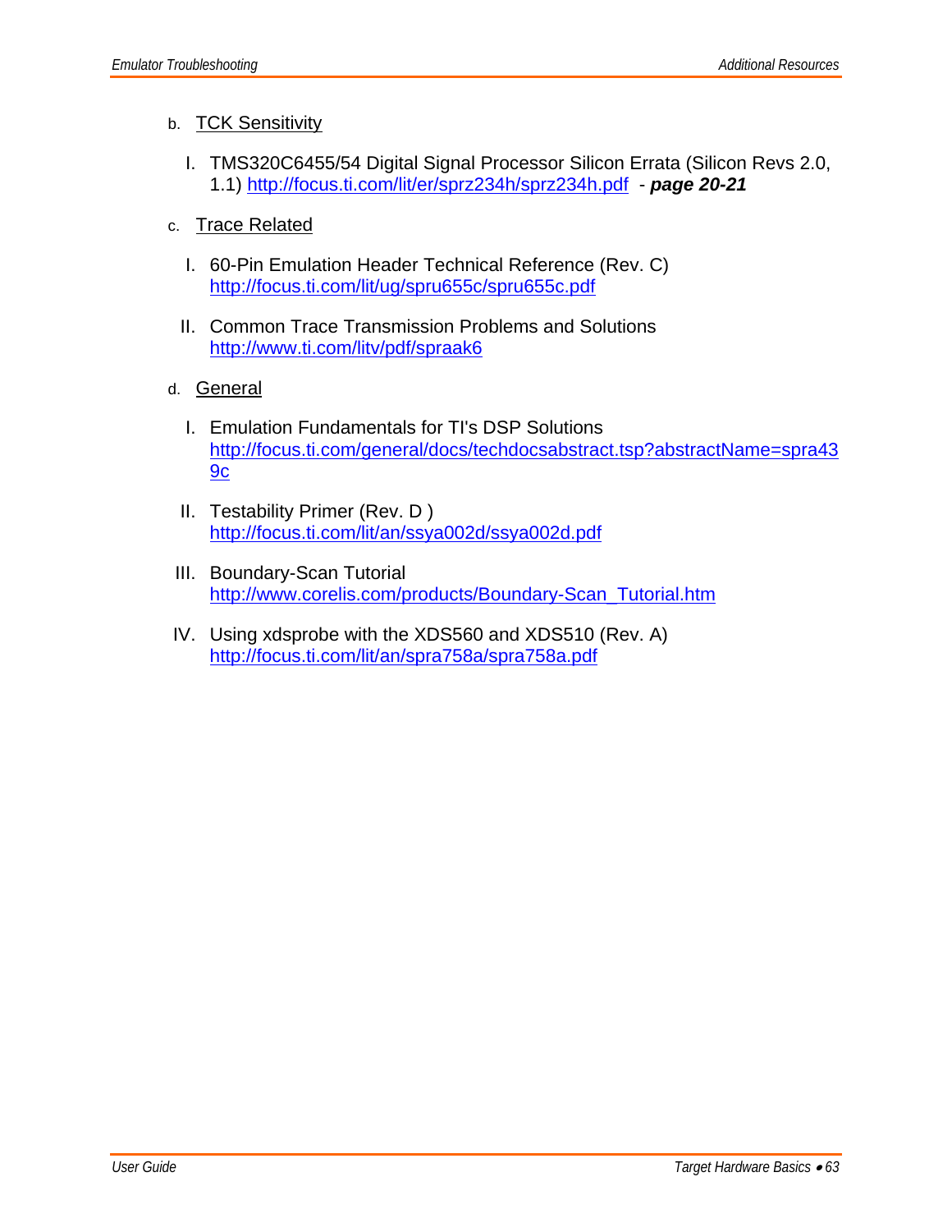b. TCK Sensitivity

  I. TMS320C6455/54 Digital Signal Processor Silicon Errata (Silicon Revs 2.0, 1.1) http://focus.ti.com/lit/er/sprz234h/sprz234h.pdf - ***page 20-21***

c. Trace Related

  I. 60-Pin Emulation Header Technical Reference (Rev. C)
     http://focus.ti.com/lit/ug/spru655c/spru655c.pdf

  II. Common Trace Transmission Problems and Solutions
     http://www.ti.com/litv/pdf/spraak6

d. General

  I. Emulation Fundamentals for TI's DSP Solutions
     http://focus.ti.com/general/docs/techdocsabstract.tsp?abstractName=spra439c

  II. Testability Primer (Rev. D )
     http://focus.ti.com/lit/an/ssya002d/ssya002d.pdf

  III. Boundary-Scan Tutorial
     http://www.corelis.com/products/Boundary-Scan_Tutorial.htm

  IV. Using xdsprobe with the XDS560 and XDS510 (Rev. A)
     http://focus.ti.com/lit/an/spra758a/spra758a.pdf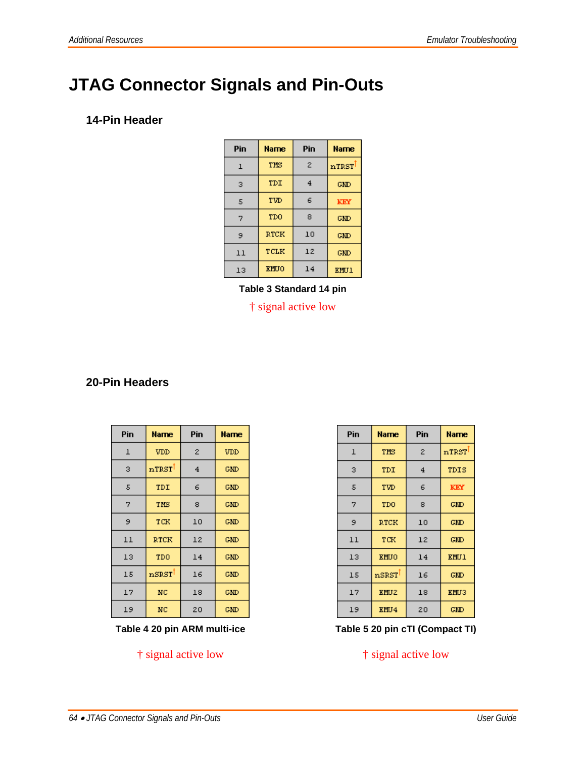# JTAG Connector Signals and Pin-Outs

### 14-Pin Header

| Pin | Name | Pin | Name |
|---|---|---|---|
| 1 | TMS | 2 | nTRST† |
| 3 | TDI | 4 | GND |
| 5 | TVD | 6 | KEY |
| 7 | TDO | 8 | GND |
| 9 | RTCK | 10 | GND |
| 11 | TCLK | 12 | GND |
| 13 | EMU0 | 14 | EMU1 |

**Table 3 Standard 14 pin**

† signal active low

### 20-Pin Headers

| Pin | Name | Pin | Name |
|---|---|---|---|
| 1 | VDD | 2 | VDD |
| 3 | nTRST† | 4 | GND |
| 5 | TDI | 6 | GND |
| 7 | TMS | 8 | GND |
| 9 | TCK | 10 | GND |
| 11 | RTCK | 12 | GND |
| 13 | TDO | 14 | GND |
| 15 | nSRST† | 16 | GND |
| 17 | NC | 18 | GND |
| 19 | NC | 20 | GND |

**Table 4 20 pin ARM multi-ice**

† signal active low

| Pin | Name | Pin | Name |
|---|---|---|---|
| 1 | TMS | 2 | nTRST† |
| 3 | TDI | 4 | TDIS |
| 5 | TVD | 6 | KEY |
| 7 | TDO | 8 | GND |
| 9 | RTCK | 10 | GND |
| 11 | TCK | 12 | GND |
| 13 | EMU0 | 14 | EMU1 |
| 15 | nSRST† | 16 | GND |
| 17 | EMU2 | 18 | EMU3 |
| 19 | EMU4 | 20 | GND |

**Table 5 20 pin cTI (Compact TI)**

† signal active low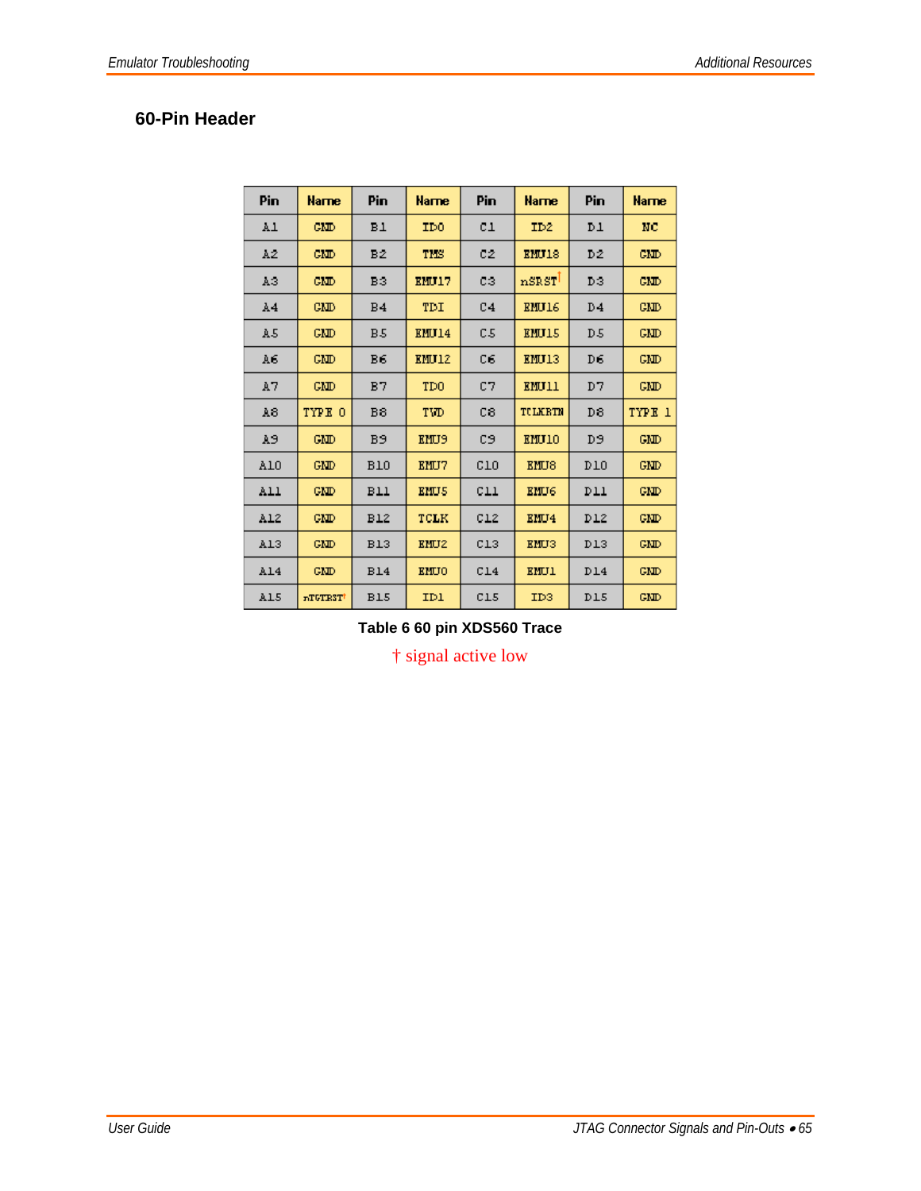## 60-Pin Header

| Pin | Name | Pin | Name | Pin | Name | Pin | Name |
|---|---|---|---|---|---|---|---|
| A1 | GND | B1 | TDO | C1 | ID2 | D1 | NC |
| A2 | GND | B2 | TMS | C2 | EMU18 | D2 | GND |
| A3 | GND | B3 | EMU17 | C3 | nSRST† | D3 | GND |
| A4 | GND | B4 | TDI | C4 | EMU16 | D4 | GND |
| A5 | GND | B5 | EMU14 | C5 | EMU15 | D5 | GND |
| A6 | GND | B6 | EMU12 | C6 | EMU13 | D6 | GND |
| A7 | GND | B7 | TDO | C7 | EMU11 | D7 | GND |
| A8 | TYPE 0 | B8 | TVD | C8 | TCLKRTN | D8 | TYPE 1 |
| A9 | GND | B9 | EMU9 | C9 | EMU10 | D9 | GND |
| A10 | GND | B10 | EMU7 | C10 | EMU8 | D10 | GND |
| A11 | GND | B11 | EMU5 | C11 | EMU6 | D11 | GND |
| A12 | GND | B12 | TCLK | C12 | EMU4 | D12 | GND |
| A13 | GND | B13 | EMU2 | C13 | EMU3 | D13 | GND |
| A14 | GND | B14 | EMU0 | C14 | EMU1 | D14 | GND |
| A15 | nTGTRST† | B15 | ID1 | C15 | ID3 | D15 | GND |

**Table 6 60 pin XDS560 Trace**

† signal active low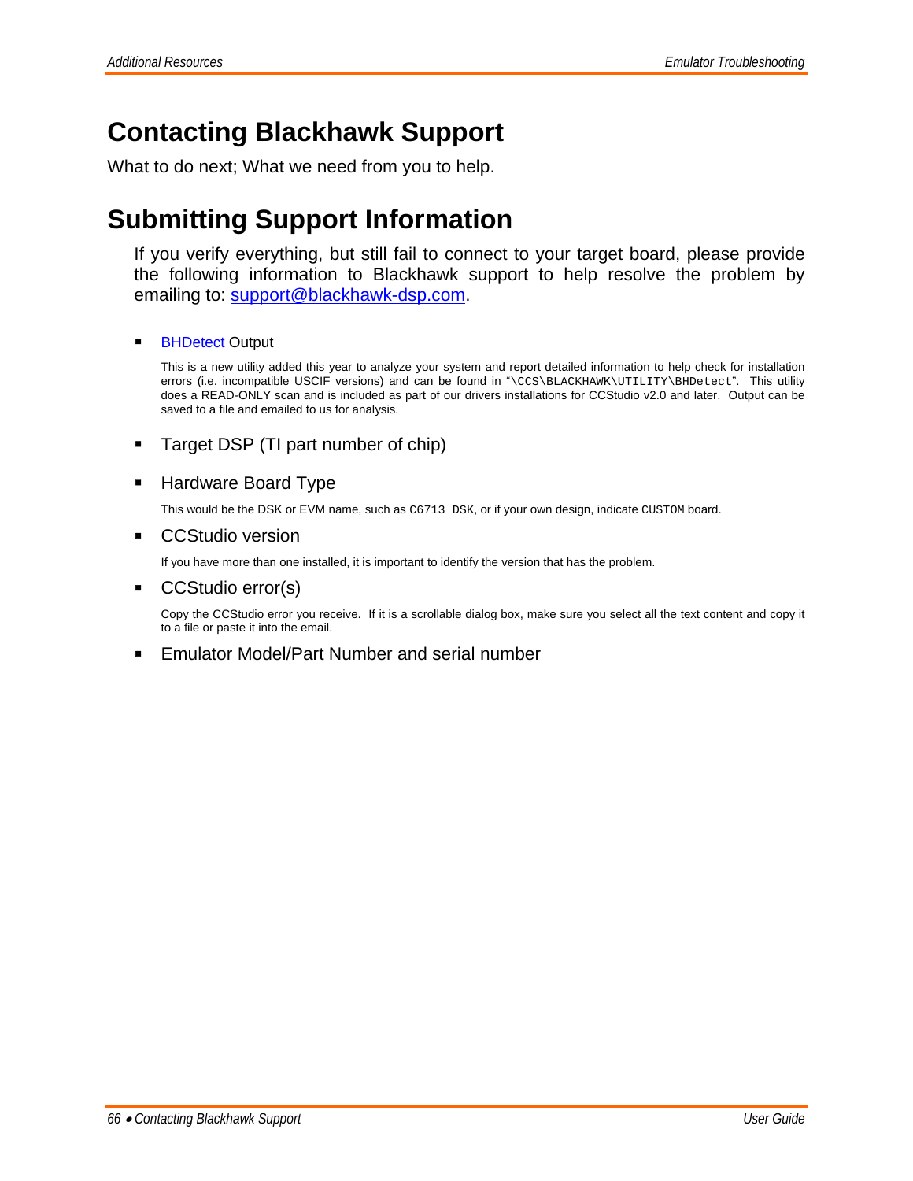# Contacting Blackhawk Support

What to do next; What we need from you to help.

# Submitting Support Information

If you verify everything, but still fail to connect to your target board, please provide the following information to Blackhawk support to help resolve the problem by emailing to: support@blackhawk-dsp.com.

- BHDetect Output

  This is a new utility added this year to analyze your system and report detailed information to help check for installation errors (i.e. incompatible USCIF versions) and can be found in "`\CCS\BLACKHAWK\UTILITY\BHDetect`". This utility does a READ-ONLY scan and is included as part of our drivers installations for CCStudio v2.0 and later. Output can be saved to a file and emailed to us for analysis.

- Target DSP (TI part number of chip)

- Hardware Board Type

  This would be the DSK or EVM name, such as `C6713 DSK`, or if your own design, indicate `CUSTOM` board.

- CCStudio version

  If you have more than one installed, it is important to identify the version that has the problem.

- CCStudio error(s)

  Copy the CCStudio error you receive. If it is a scrollable dialog box, make sure you select all the text content and copy it to a file or paste it into the email.

- Emulator Model/Part Number and serial number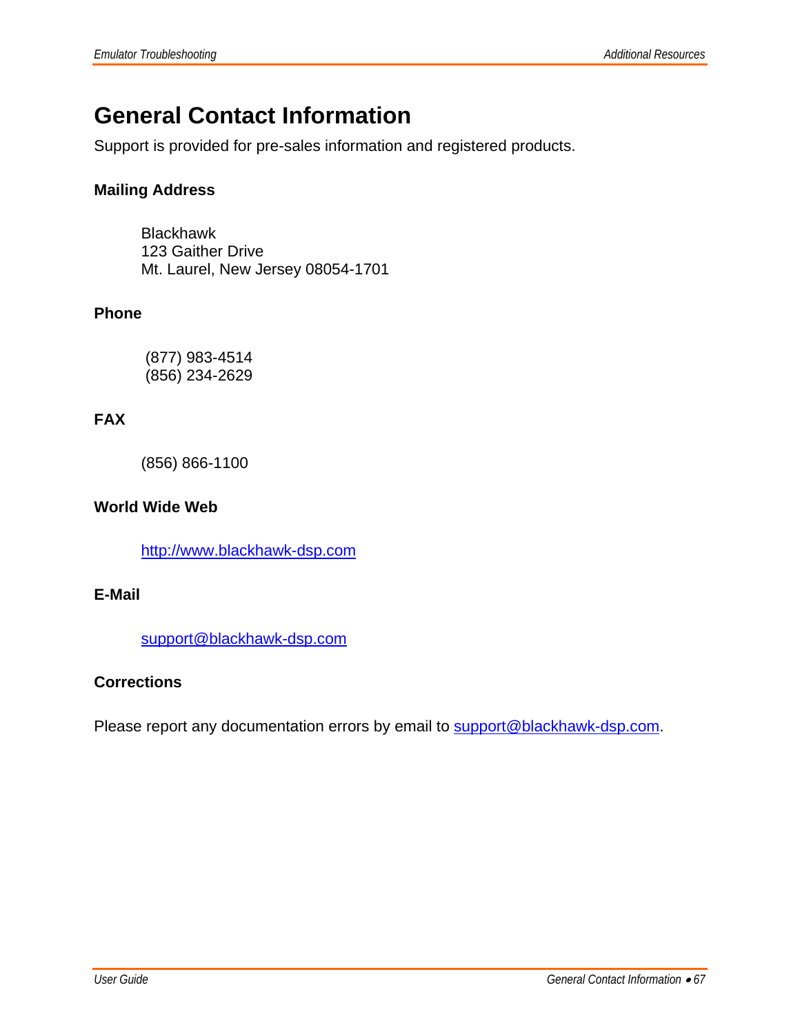# General Contact Information

Support is provided for pre-sales information and registered products.

### Mailing Address

Blackhawk
123 Gaither Drive
Mt. Laurel, New Jersey 08054-1701

### Phone

(877) 983-4514
(856) 234-2629

### FAX

(856) 866-1100

### World Wide Web

http://www.blackhawk-dsp.com

### E-Mail

support@blackhawk-dsp.com

### Corrections

Please report any documentation errors by email to support@blackhawk-dsp.com.